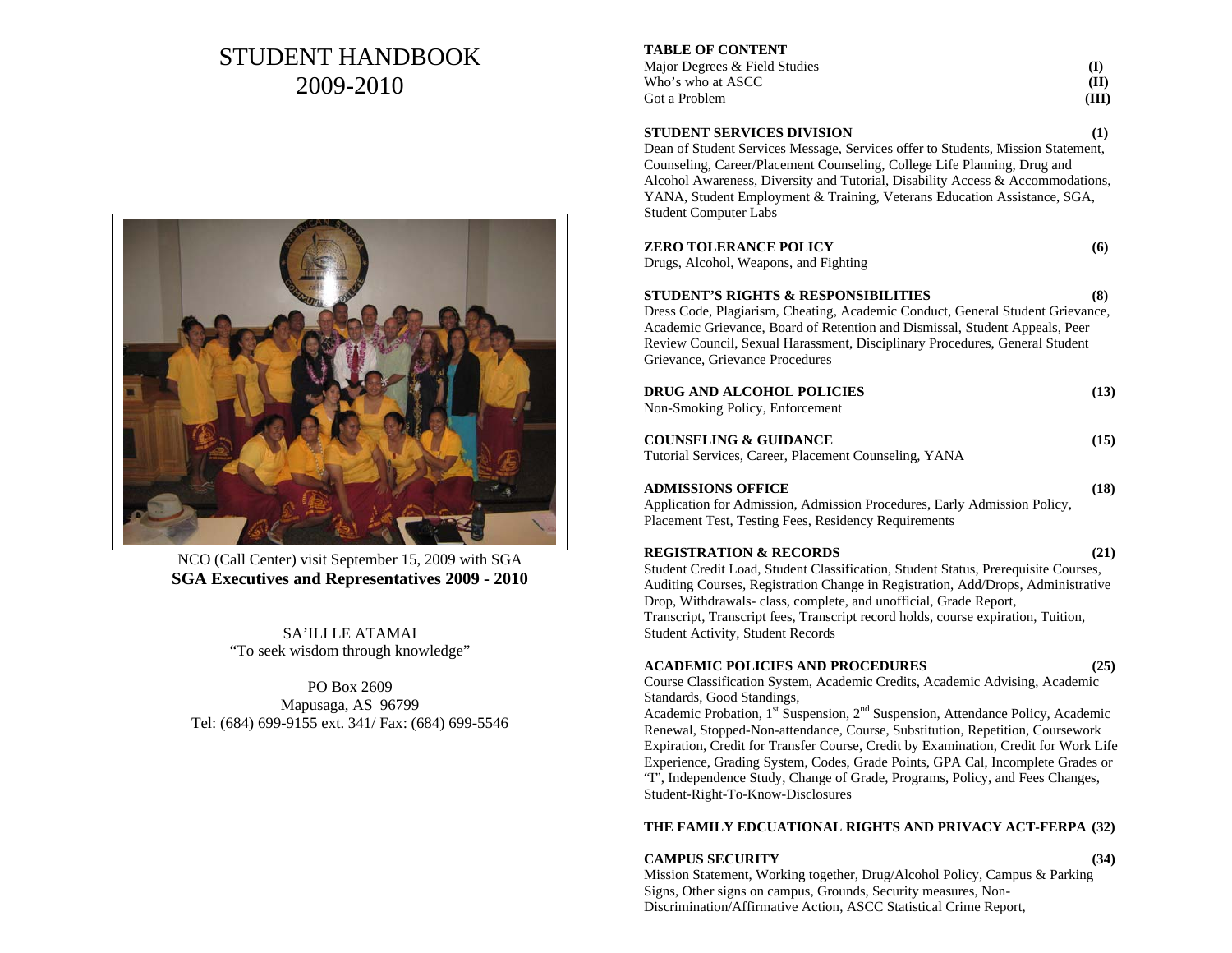# STUDENT HANDBOOK
# 2009-2010

NCO (Call Center) visit September 15, 2009 with SGA
**SGA Executives and Representatives 2009 - 2010**

SA'ILI LE ATAMAI
"To seek wisdom through knowledge"

PO Box 2609
Mapusaga, AS 96799
Tel: (684) 699-9155 ext. 341/ Fax: (684) 699-5546

**TABLE OF CONTENT**

| | |
|---|---|
| Major Degrees & Field Studies | **(I)** |
| Who's who at ASCC | **(II)** |
| Got a Problem | **(III)** |

**STUDENT SERVICES DIVISION** **(1)**
Dean of Student Services Message, Services offer to Students, Mission Statement, Counseling, Career/Placement Counseling, College Life Planning, Drug and Alcohol Awareness, Diversity and Tutorial, Disability Access & Accommodations, YANA, Student Employment & Training, Veterans Education Assistance, SGA, Student Computer Labs

**ZERO TOLERANCE POLICY** **(6)**
Drugs, Alcohol, Weapons, and Fighting

**STUDENT'S RIGHTS & RESPONSIBILITIES** **(8)**
Dress Code, Plagiarism, Cheating, Academic Conduct, General Student Grievance, Academic Grievance, Board of Retention and Dismissal, Student Appeals, Peer Review Council, Sexual Harassment, Disciplinary Procedures, General Student Grievance, Grievance Procedures

**DRUG AND ALCOHOL POLICIES** **(13)**
Non-Smoking Policy, Enforcement

**COUNSELING & GUIDANCE** **(15)**
Tutorial Services, Career, Placement Counseling, YANA

**ADMISSIONS OFFICE** **(18)**
Application for Admission, Admission Procedures, Early Admission Policy, Placement Test, Testing Fees, Residency Requirements

**REGISTRATION & RECORDS** **(21)**
Student Credit Load, Student Classification, Student Status, Prerequisite Courses, Auditing Courses, Registration Change in Registration, Add/Drops, Administrative Drop, Withdrawals- class, complete, and unofficial, Grade Report, Transcript, Transcript fees, Transcript record holds, course expiration, Tuition, Student Activity, Student Records

**ACADEMIC POLICIES AND PROCEDURES** **(25)**
Course Classification System, Academic Credits, Academic Advising, Academic Standards, Good Standings,
Academic Probation, 1st Suspension, 2nd Suspension, Attendance Policy, Academic Renewal, Stopped-Non-attendance, Course, Substitution, Repetition, Coursework Expiration, Credit for Transfer Course, Credit by Examination, Credit for Work Life Experience, Grading System, Codes, Grade Points, GPA Cal, Incomplete Grades or "I", Independence Study, Change of Grade, Programs, Policy, and Fees Changes, Student-Right-To-Know-Disclosures

**THE FAMILY EDCUATIONAL RIGHTS AND PRIVACY ACT-FERPA (32)**

**CAMPUS SECURITY** **(34)**
Mission Statement, Working together, Drug/Alcohol Policy, Campus & Parking Signs, Other signs on campus, Grounds, Security measures, Non-Discrimination/Affirmative Action, ASCC Statistical Crime Report,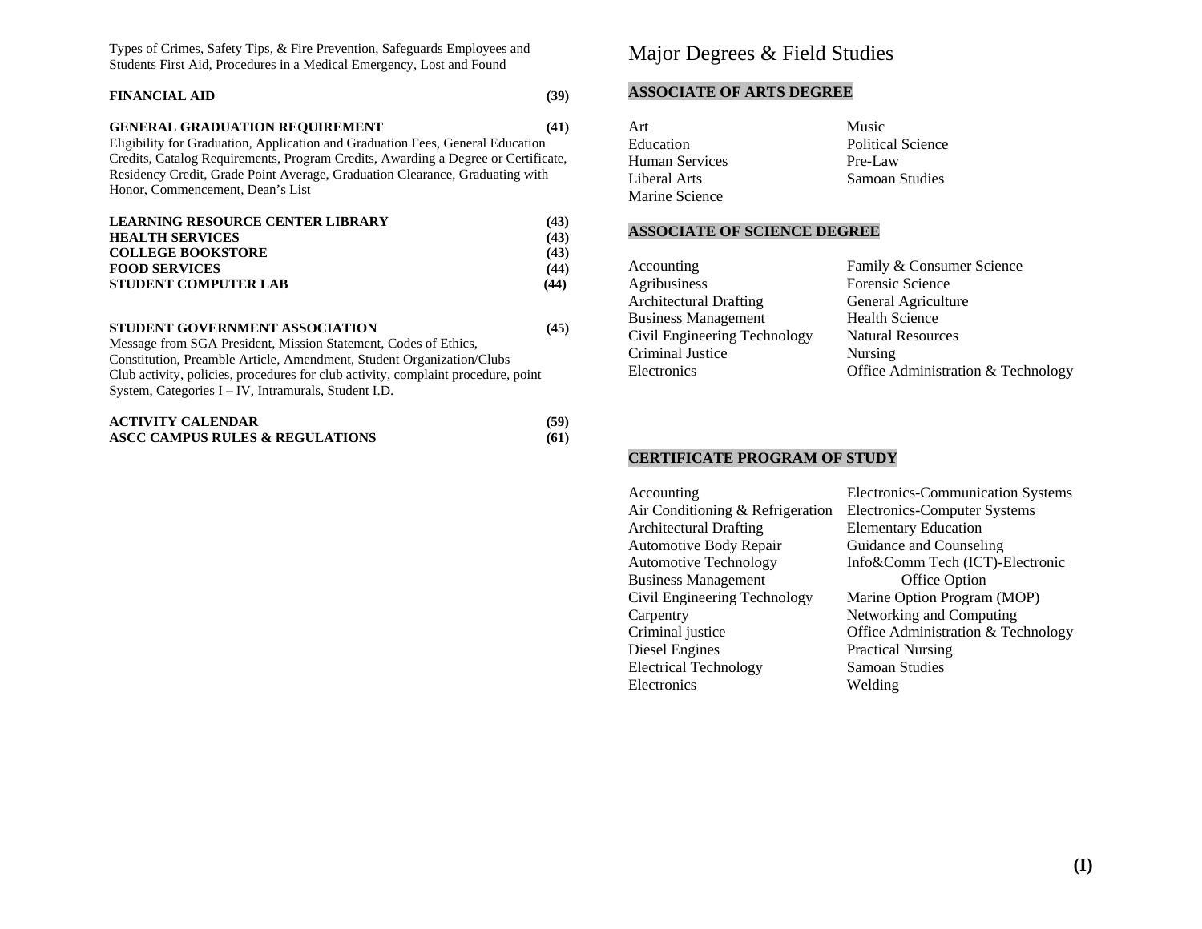Types of Crimes, Safety Tips, & Fire Prevention, Safeguards Employees and Students First Aid, Procedures in a Medical Emergency, Lost and Found

**FINANCIAL AID** **(39)**

**GENERAL GRADUATION REQUIREMENT** **(41)**
Eligibility for Graduation, Application and Graduation Fees, General Education Credits, Catalog Requirements, Program Credits, Awarding a Degree or Certificate, Residency Credit, Grade Point Average, Graduation Clearance, Graduating with Honor, Commencement, Dean's List

**LEARNING RESOURCE CENTER LIBRARY** **(43)**
**HEALTH SERVICES** **(43)**
**COLLEGE BOOKSTORE** **(43)**
**FOOD SERVICES** **(44)**
**STUDENT COMPUTER LAB** **(44)**

**STUDENT GOVERNMENT ASSOCIATION** **(45)**
Message from SGA President, Mission Statement, Codes of Ethics, Constitution, Preamble Article, Amendment, Student Organization/Clubs Club activity, policies, procedures for club activity, complaint procedure, point System, Categories I – IV, Intramurals, Student I.D.

**ACTIVITY CALENDAR** **(59)**
**ASCC CAMPUS RULES & REGULATIONS** **(61)**

# Major Degrees & Field Studies

## ASSOCIATE OF ARTS DEGREE

- Art
- Education
- Human Services
- Liberal Arts
- Marine Science
- Music
- Political Science
- Pre-Law
- Samoan Studies

## ASSOCIATE OF SCIENCE DEGREE

- Accounting
- Agribusiness
- Architectural Drafting
- Business Management
- Civil Engineering Technology
- Criminal Justice
- Electronics
- Family & Consumer Science
- Forensic Science
- General Agriculture
- Health Science
- Natural Resources
- Nursing
- Office Administration & Technology

## CERTIFICATE PROGRAM OF STUDY

- Accounting
- Air Conditioning & Refrigeration
- Architectural Drafting
- Automotive Body Repair
- Automotive Technology
- Business Management
- Civil Engineering Technology
- Carpentry
- Criminal justice
- Diesel Engines
- Electrical Technology
- Electronics
- Electronics-Communication Systems
- Electronics-Computer Systems
- Elementary Education
- Guidance and Counseling
- Info&Comm Tech (ICT)-Electronic Office Option
- Marine Option Program (MOP)
- Networking and Computing
- Office Administration & Technology
- Practical Nursing
- Samoan Studies
- Welding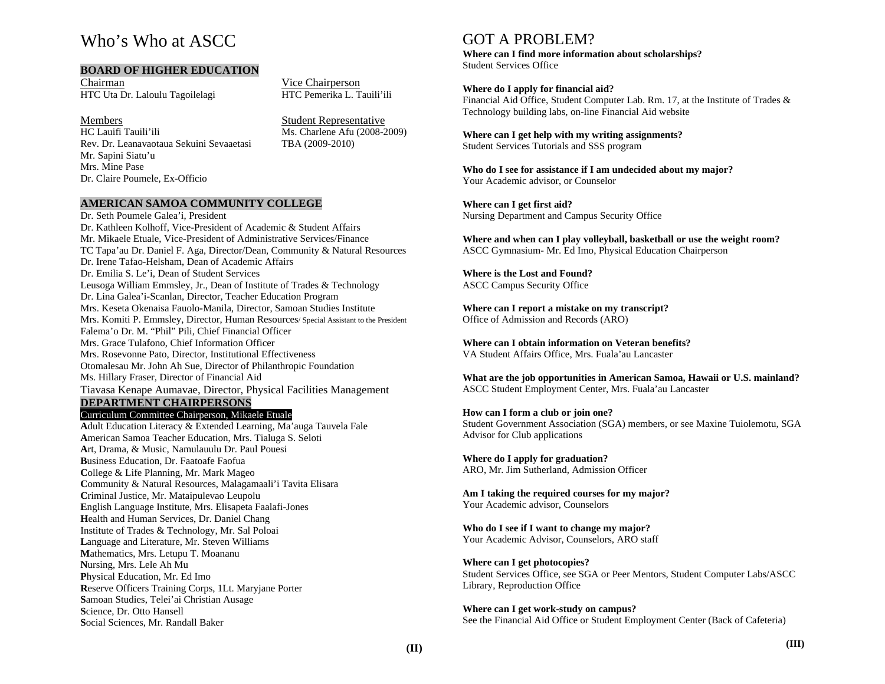# Who's Who at ASCC

## BOARD OF HIGHER EDUCATION

Chairman
HTC Uta Dr. Laloulu Tagoilelagi

Vice Chairperson
HTC Pemerika L. Tauili'ili

Members
HC Lauifi Tauili'ili
Rev. Dr. Leanavaotaua Sekuini Sevaaetasi
Mr. Sapini Siatu'u
Mrs. Mine Pase
Dr. Claire Poumele, Ex-Officio

Student Representative
Ms. Charlene Afu (2008-2009)
TBA (2009-2010)

## AMERICAN SAMOA COMMUNITY COLLEGE

Dr. Seth Poumele Galea'i, President
Dr. Kathleen Kolhoff, Vice-President of Academic & Student Affairs
Mr. Mikaele Etuale, Vice-President of Administrative Services/Finance
TC Tapa'au Dr. Daniel F. Aga, Director/Dean, Community & Natural Resources
Dr. Irene Tafao-Helsham, Dean of Academic Affairs
Dr. Emilia S. Le'i, Dean of Student Services
Leusoga William Emmsley, Jr., Dean of Institute of Trades & Technology
Dr. Lina Galea'i-Scanlan, Director, Teacher Education Program
Mrs. Keseta Okenaisa Fauolo-Manila, Director, Samoan Studies Institute
Mrs. Komiti P. Emmsley, Director, Human Resources/ Special Assistant to the President
Falema'o Dr. M. "Phil" Pili, Chief Financial Officer
Mrs. Grace Tulafono, Chief Information Officer
Mrs. Rosevonne Pato, Director, Institutional Effectiveness
Otomalesau Mr. John Ah Sue, Director of Philanthropic Foundation
Ms. Hillary Fraser, Director of Financial Aid
Tiavasa Kenape Aumavae, Director, Physical Facilities Management

## DEPARTMENT CHAIRPERSONS

Curriculum Committee Chairperson, Mikaele Etuale

**A**dult Education Literacy & Extended Learning, Ma'auga Tauvela Fale
**A**merican Samoa Teacher Education, Mrs. Tialuga S. Seloti
**A**rt, Drama, & Music, Namulauulu Dr. Paul Pouesi
**B**usiness Education, Dr. Faatoafe Faofua
**C**ollege & Life Planning, Mr. Mark Mageo
**C**ommunity & Natural Resources, Malagamaali'i Tavita Elisara
**C**riminal Justice, Mr. Mataipulevao Leupolu
**E**nglish Language Institute, Mrs. Elisapeta Faalafi-Jones
**H**ealth and Human Services, Dr. Daniel Chang
Institute of Trades & Technology, Mr. Sal Poloai
**L**anguage and Literature, Mr. Steven Williams
**M**athematics, Mrs. Letupu T. Moananu
**N**ursing, Mrs. Lele Ah Mu
**P**hysical Education, Mr. Ed Imo
**R**eserve Officers Training Corps, 1Lt. Maryjane Porter
**S**amoan Studies, Telei'ai Christian Ausage
**S**cience, Dr. Otto Hansell
**S**ocial Sciences, Mr. Randall Baker

# GOT A PROBLEM?

**Where can I find more information about scholarships?**
Student Services Office

**Where do I apply for financial aid?**
Financial Aid Office, Student Computer Lab. Rm. 17, at the Institute of Trades & Technology building labs, on-line Financial Aid website

**Where can I get help with my writing assignments?**
Student Services Tutorials and SSS program

**Who do I see for assistance if I am undecided about my major?**
Your Academic advisor, or Counselor

**Where can I get first aid?**
Nursing Department and Campus Security Office

**Where and when can I play volleyball, basketball or use the weight room?**
ASCC Gymnasium- Mr. Ed Imo, Physical Education Chairperson

**Where is the Lost and Found?**
ASCC Campus Security Office

**Where can I report a mistake on my transcript?**
Office of Admission and Records (ARO)

**Where can I obtain information on Veteran benefits?**
VA Student Affairs Office, Mrs. Fuala'au Lancaster

**What are the job opportunities in American Samoa, Hawaii or U.S. mainland?**
ASCC Student Employment Center, Mrs. Fuala'au Lancaster

**How can I form a club or join one?**
Student Government Association (SGA) members, or see Maxine Tuiolemotu, SGA Advisor for Club applications

**Where do I apply for graduation?**
ARO, Mr. Jim Sutherland, Admission Officer

**Am I taking the required courses for my major?**
Your Academic advisor, Counselors

**Who do I see if I want to change my major?**
Your Academic Advisor, Counselors, ARO staff

**Where can I get photocopies?**
Student Services Office, see SGA or Peer Mentors, Student Computer Labs/ASCC Library, Reproduction Office

**Where can I get work-study on campus?**
See the Financial Aid Office or Student Employment Center (Back of Cafeteria)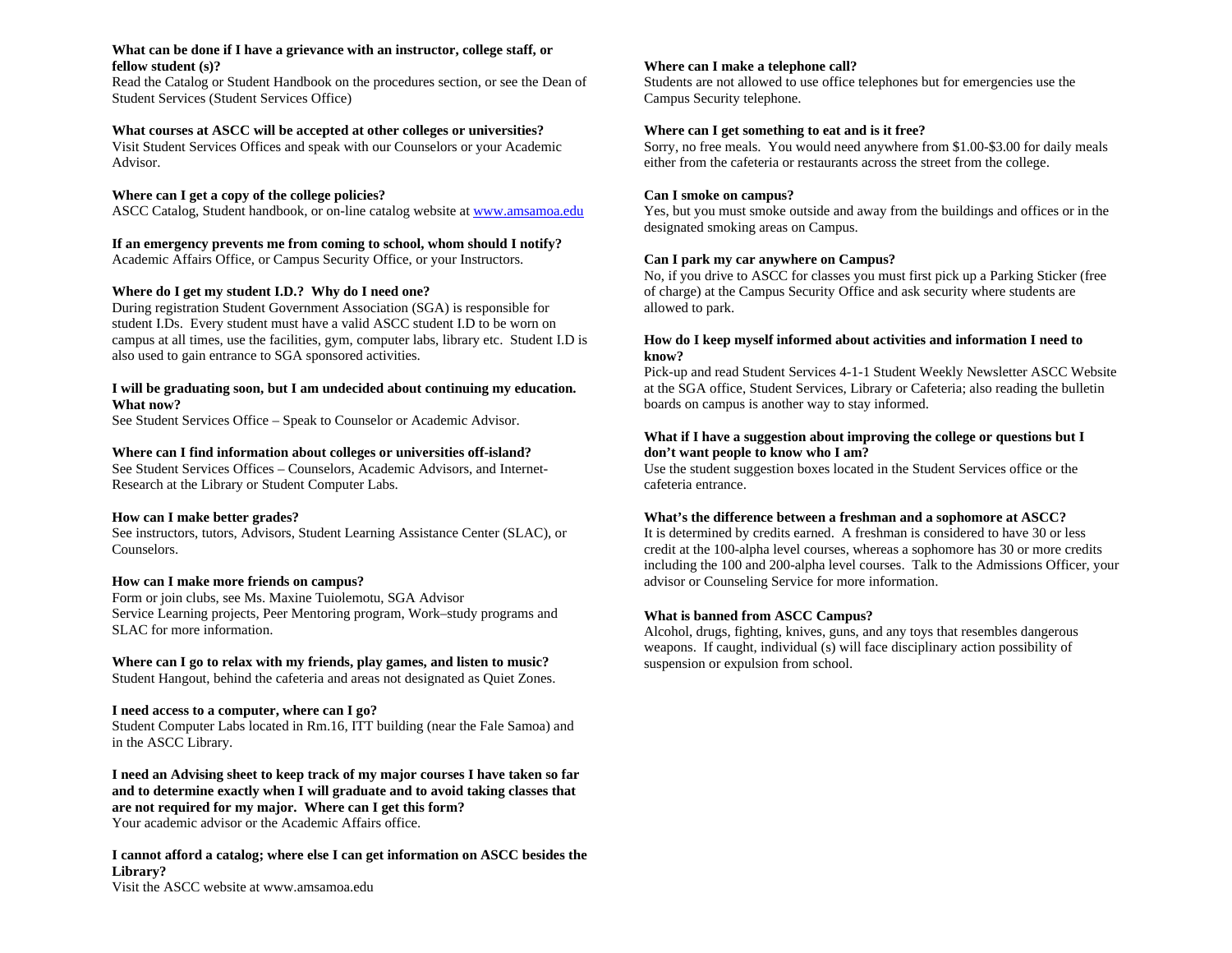**What can be done if I have a grievance with an instructor, college staff, or fellow student (s)?**
Read the Catalog or Student Handbook on the procedures section, or see the Dean of Student Services (Student Services Office)

**What courses at ASCC will be accepted at other colleges or universities?**
Visit Student Services Offices and speak with our Counselors or your Academic Advisor.

**Where can I get a copy of the college policies?**
ASCC Catalog, Student handbook, or on-line catalog website at www.amsamoa.edu

**If an emergency prevents me from coming to school, whom should I notify?**
Academic Affairs Office, or Campus Security Office, or your Instructors.

**Where do I get my student I.D.? Why do I need one?**
During registration Student Government Association (SGA) is responsible for student I.Ds. Every student must have a valid ASCC student I.D to be worn on campus at all times, use the facilities, gym, computer labs, library etc. Student I.D is also used to gain entrance to SGA sponsored activities.

**I will be graduating soon, but I am undecided about continuing my education. What now?**
See Student Services Office – Speak to Counselor or Academic Advisor.

**Where can I find information about colleges or universities off-island?**
See Student Services Offices – Counselors, Academic Advisors, and Internet-Research at the Library or Student Computer Labs.

**How can I make better grades?**
See instructors, tutors, Advisors, Student Learning Assistance Center (SLAC), or Counselors.

**How can I make more friends on campus?**
Form or join clubs, see Ms. Maxine Tuiolemotu, SGA Advisor
Service Learning projects, Peer Mentoring program, Work–study programs and SLAC for more information.

**Where can I go to relax with my friends, play games, and listen to music?**
Student Hangout, behind the cafeteria and areas not designated as Quiet Zones.

**I need access to a computer, where can I go?**
Student Computer Labs located in Rm.16, ITT building (near the Fale Samoa) and in the ASCC Library.

**I need an Advising sheet to keep track of my major courses I have taken so far and to determine exactly when I will graduate and to avoid taking classes that are not required for my major. Where can I get this form?**
Your academic advisor or the Academic Affairs office.

**I cannot afford a catalog; where else I can get information on ASCC besides the Library?**
Visit the ASCC website at www.amsamoa.edu

**Where can I make a telephone call?**
Students are not allowed to use office telephones but for emergencies use the Campus Security telephone.

**Where can I get something to eat and is it free?**
Sorry, no free meals. You would need anywhere from $1.00-$3.00 for daily meals either from the cafeteria or restaurants across the street from the college.

**Can I smoke on campus?**
Yes, but you must smoke outside and away from the buildings and offices or in the designated smoking areas on Campus.

**Can I park my car anywhere on Campus?**
No, if you drive to ASCC for classes you must first pick up a Parking Sticker (free of charge) at the Campus Security Office and ask security where students are allowed to park.

**How do I keep myself informed about activities and information I need to know?**
Pick-up and read Student Services 4-1-1 Student Weekly Newsletter ASCC Website at the SGA office, Student Services, Library or Cafeteria; also reading the bulletin boards on campus is another way to stay informed.

**What if I have a suggestion about improving the college or questions but I don't want people to know who I am?**
Use the student suggestion boxes located in the Student Services office or the cafeteria entrance.

**What's the difference between a freshman and a sophomore at ASCC?**
It is determined by credits earned. A freshman is considered to have 30 or less credit at the 100-alpha level courses, whereas a sophomore has 30 or more credits including the 100 and 200-alpha level courses. Talk to the Admissions Officer, your advisor or Counseling Service for more information.

**What is banned from ASCC Campus?**
Alcohol, drugs, fighting, knives, guns, and any toys that resembles dangerous weapons. If caught, individual (s) will face disciplinary action possibility of suspension or expulsion from school.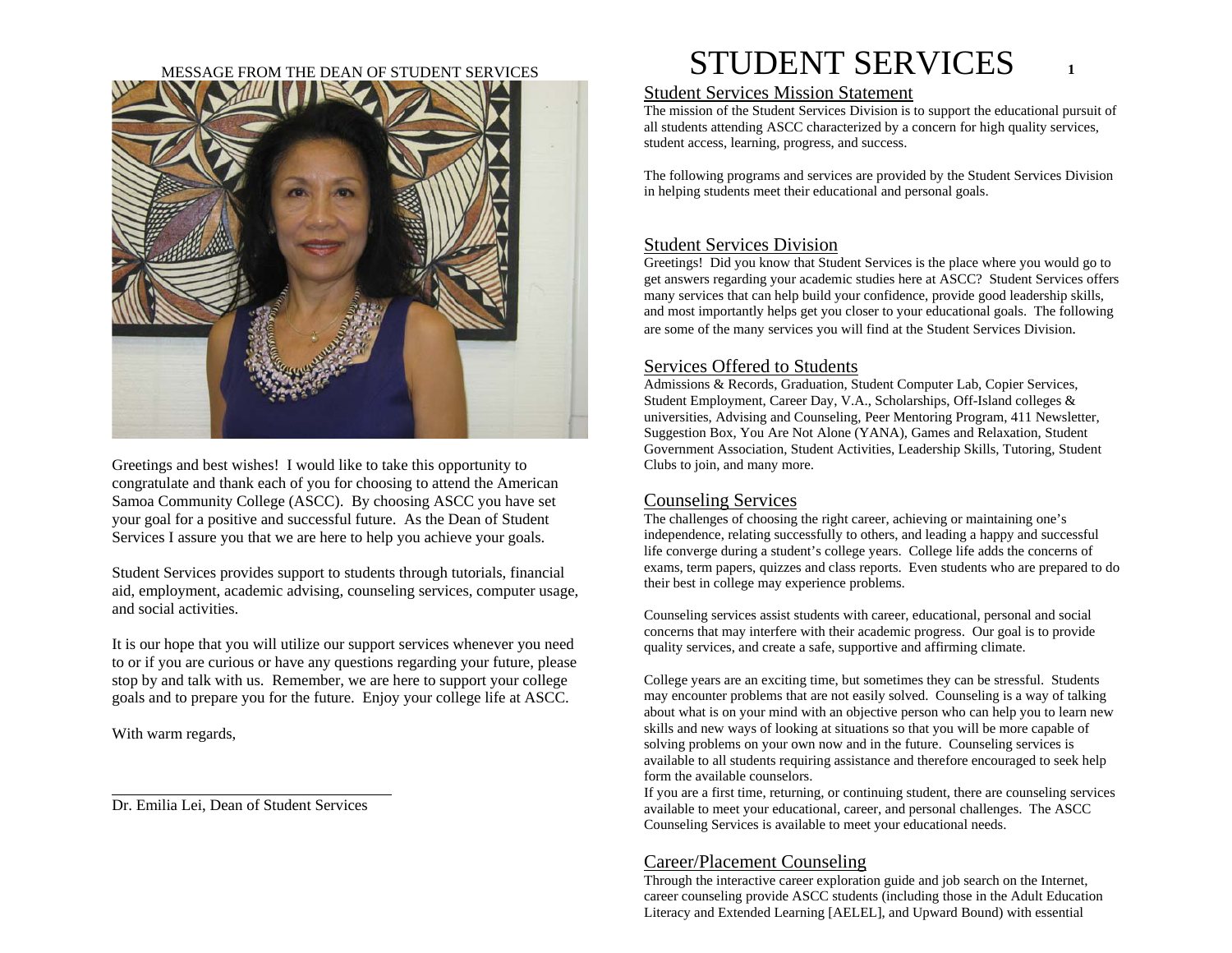MESSAGE FROM THE DEAN OF STUDENT SERVICES

Greetings and best wishes! I would like to take this opportunity to congratulate and thank each of you for choosing to attend the American Samoa Community College (ASCC). By choosing ASCC you have set your goal for a positive and successful future. As the Dean of Student Services I assure you that we are here to help you achieve your goals.

Student Services provides support to students through tutorials, financial aid, employment, academic advising, counseling services, computer usage, and social activities.

It is our hope that you will utilize our support services whenever you need to or if you are curious or have any questions regarding your future, please stop by and talk with us. Remember, we are here to support your college goals and to prepare you for the future. Enjoy your college life at ASCC.

With warm regards,

Dr. Emilia Lei, Dean of Student Services

# STUDENT SERVICES

## Student Services Mission Statement

The mission of the Student Services Division is to support the educational pursuit of all students attending ASCC characterized by a concern for high quality services, student access, learning, progress, and success.

The following programs and services are provided by the Student Services Division in helping students meet their educational and personal goals.

## Student Services Division

Greetings! Did you know that Student Services is the place where you would go to get answers regarding your academic studies here at ASCC? Student Services offers many services that can help build your confidence, provide good leadership skills, and most importantly helps get you closer to your educational goals. The following are some of the many services you will find at the Student Services Division.

## Services Offered to Students

Admissions & Records, Graduation, Student Computer Lab, Copier Services, Student Employment, Career Day, V.A., Scholarships, Off-Island colleges & universities, Advising and Counseling, Peer Mentoring Program, 411 Newsletter, Suggestion Box, You Are Not Alone (YANA), Games and Relaxation, Student Government Association, Student Activities, Leadership Skills, Tutoring, Student Clubs to join, and many more.

## Counseling Services

The challenges of choosing the right career, achieving or maintaining one's independence, relating successfully to others, and leading a happy and successful life converge during a student's college years. College life adds the concerns of exams, term papers, quizzes and class reports. Even students who are prepared to do their best in college may experience problems.

Counseling services assist students with career, educational, personal and social concerns that may interfere with their academic progress. Our goal is to provide quality services, and create a safe, supportive and affirming climate.

College years are an exciting time, but sometimes they can be stressful. Students may encounter problems that are not easily solved. Counseling is a way of talking about what is on your mind with an objective person who can help you to learn new skills and new ways of looking at situations so that you will be more capable of solving problems on your own now and in the future. Counseling services is available to all students requiring assistance and therefore encouraged to seek help form the available counselors.
If you are a first time, returning, or continuing student, there are counseling services available to meet your educational, career, and personal challenges. The ASCC Counseling Services is available to meet your educational needs.

## Career/Placement Counseling

Through the interactive career exploration guide and job search on the Internet, career counseling provide ASCC students (including those in the Adult Education Literacy and Extended Learning [AELEL], and Upward Bound) with essential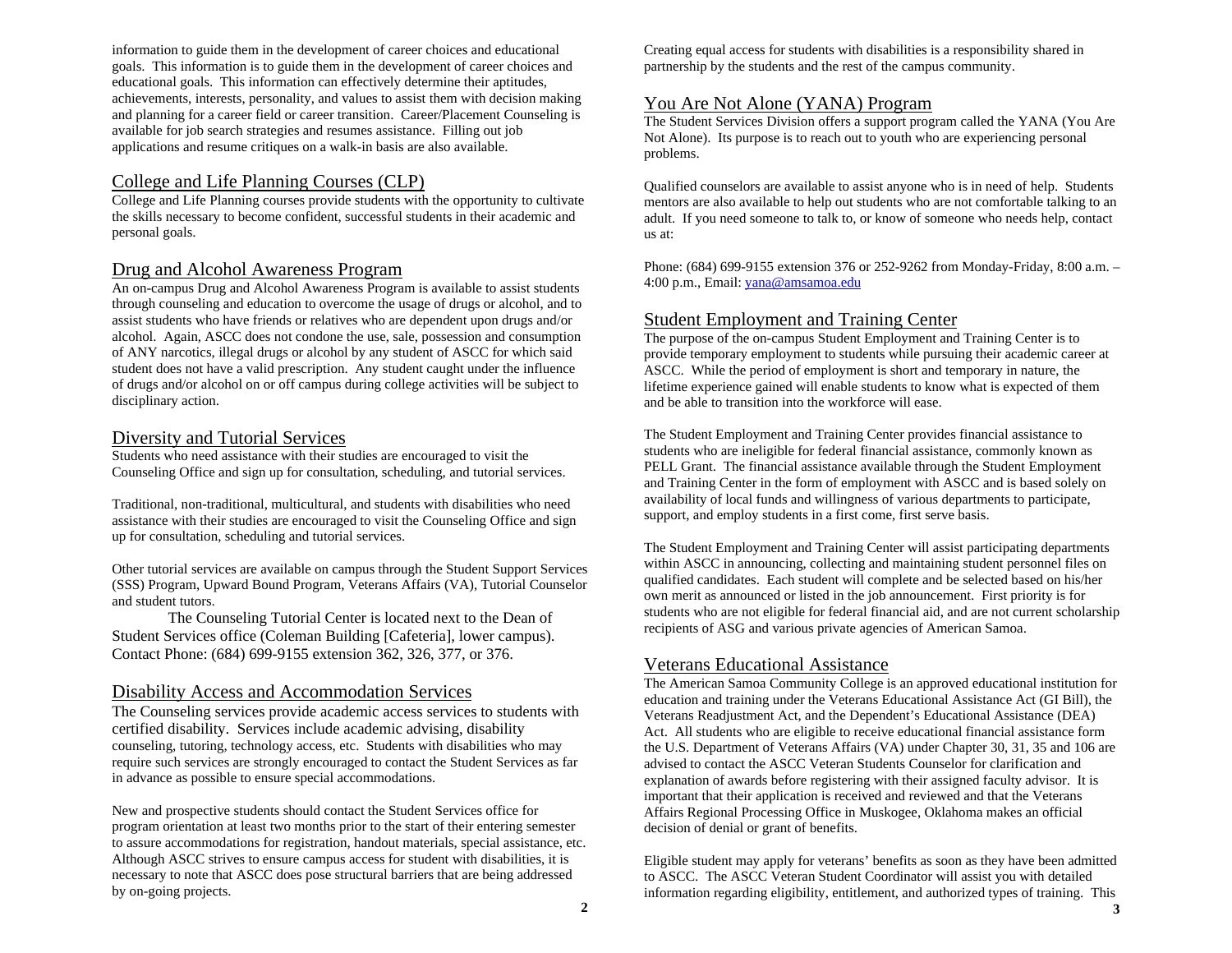information to guide them in the development of career choices and educational goals. This information is to guide them in the development of career choices and educational goals. This information can effectively determine their aptitudes, achievements, interests, personality, and values to assist them with decision making and planning for a career field or career transition. Career/Placement Counseling is available for job search strategies and resumes assistance. Filling out job applications and resume critiques on a walk-in basis are also available.

## College and Life Planning Courses (CLP)

College and Life Planning courses provide students with the opportunity to cultivate the skills necessary to become confident, successful students in their academic and personal goals.

## Drug and Alcohol Awareness Program

An on-campus Drug and Alcohol Awareness Program is available to assist students through counseling and education to overcome the usage of drugs or alcohol, and to assist students who have friends or relatives who are dependent upon drugs and/or alcohol. Again, ASCC does not condone the use, sale, possession and consumption of ANY narcotics, illegal drugs or alcohol by any student of ASCC for which said student does not have a valid prescription. Any student caught under the influence of drugs and/or alcohol on or off campus during college activities will be subject to disciplinary action.

## Diversity and Tutorial Services

Students who need assistance with their studies are encouraged to visit the Counseling Office and sign up for consultation, scheduling, and tutorial services.

Traditional, non-traditional, multicultural, and students with disabilities who need assistance with their studies are encouraged to visit the Counseling Office and sign up for consultation, scheduling and tutorial services.

Other tutorial services are available on campus through the Student Support Services (SSS) Program, Upward Bound Program, Veterans Affairs (VA), Tutorial Counselor and student tutors.

The Counseling Tutorial Center is located next to the Dean of Student Services office (Coleman Building [Cafeteria], lower campus). Contact Phone: (684) 699-9155 extension 362, 326, 377, or 376.

## Disability Access and Accommodation Services

The Counseling services provide academic access services to students with certified disability. Services include academic advising, disability counseling, tutoring, technology access, etc. Students with disabilities who may require such services are strongly encouraged to contact the Student Services as far in advance as possible to ensure special accommodations.

New and prospective students should contact the Student Services office for program orientation at least two months prior to the start of their entering semester to assure accommodations for registration, handout materials, special assistance, etc. Although ASCC strives to ensure campus access for student with disabilities, it is necessary to note that ASCC does pose structural barriers that are being addressed by on-going projects.

Creating equal access for students with disabilities is a responsibility shared in partnership by the students and the rest of the campus community.

## You Are Not Alone (YANA) Program

The Student Services Division offers a support program called the YANA (You Are Not Alone). Its purpose is to reach out to youth who are experiencing personal problems.

Qualified counselors are available to assist anyone who is in need of help. Students mentors are also available to help out students who are not comfortable talking to an adult. If you need someone to talk to, or know of someone who needs help, contact us at:

Phone: (684) 699-9155 extension 376 or 252-9262 from Monday-Friday, 8:00 a.m. – 4:00 p.m., Email: yana@amsamoa.edu

## Student Employment and Training Center

The purpose of the on-campus Student Employment and Training Center is to provide temporary employment to students while pursuing their academic career at ASCC. While the period of employment is short and temporary in nature, the lifetime experience gained will enable students to know what is expected of them and be able to transition into the workforce will ease.

The Student Employment and Training Center provides financial assistance to students who are ineligible for federal financial assistance, commonly known as PELL Grant. The financial assistance available through the Student Employment and Training Center in the form of employment with ASCC and is based solely on availability of local funds and willingness of various departments to participate, support, and employ students in a first come, first serve basis.

The Student Employment and Training Center will assist participating departments within ASCC in announcing, collecting and maintaining student personnel files on qualified candidates. Each student will complete and be selected based on his/her own merit as announced or listed in the job announcement. First priority is for students who are not eligible for federal financial aid, and are not current scholarship recipients of ASG and various private agencies of American Samoa.

## Veterans Educational Assistance

The American Samoa Community College is an approved educational institution for education and training under the Veterans Educational Assistance Act (GI Bill), the Veterans Readjustment Act, and the Dependent's Educational Assistance (DEA) Act. All students who are eligible to receive educational financial assistance form the U.S. Department of Veterans Affairs (VA) under Chapter 30, 31, 35 and 106 are advised to contact the ASCC Veteran Students Counselor for clarification and explanation of awards before registering with their assigned faculty advisor. It is important that their application is received and reviewed and that the Veterans Affairs Regional Processing Office in Muskogee, Oklahoma makes an official decision of denial or grant of benefits.

Eligible student may apply for veterans' benefits as soon as they have been admitted to ASCC. The ASCC Veteran Student Coordinator will assist you with detailed information regarding eligibility, entitlement, and authorized types of training. This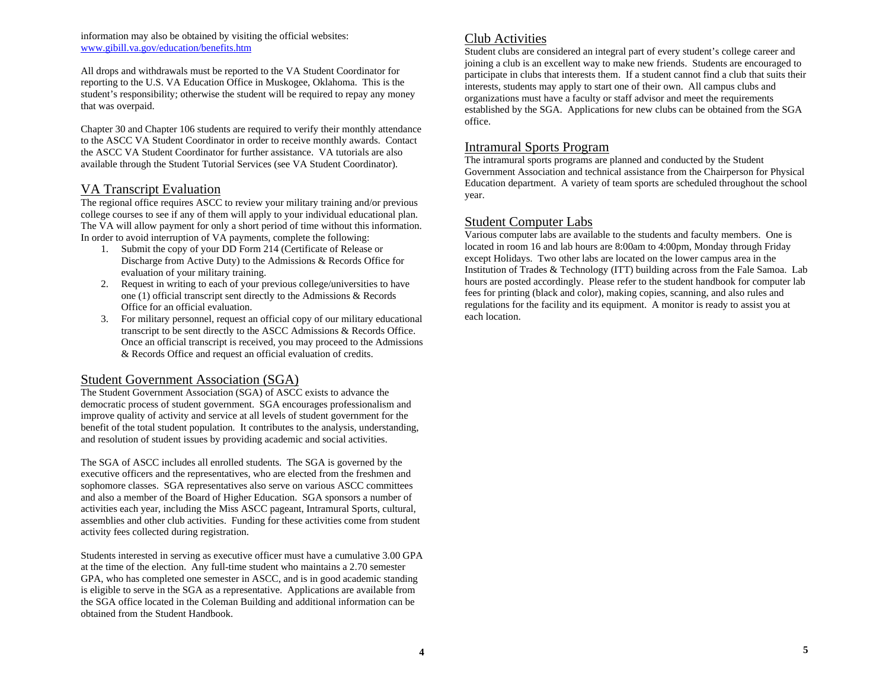information may also be obtained by visiting the official websites: www.gibill.va.gov/education/benefits.htm

All drops and withdrawals must be reported to the VA Student Coordinator for reporting to the U.S. VA Education Office in Muskogee, Oklahoma. This is the student's responsibility; otherwise the student will be required to repay any money that was overpaid.

Chapter 30 and Chapter 106 students are required to verify their monthly attendance to the ASCC VA Student Coordinator in order to receive monthly awards. Contact the ASCC VA Student Coordinator for further assistance. VA tutorials are also available through the Student Tutorial Services (see VA Student Coordinator).

## VA Transcript Evaluation

The regional office requires ASCC to review your military training and/or previous college courses to see if any of them will apply to your individual educational plan. The VA will allow payment for only a short period of time without this information. In order to avoid interruption of VA payments, complete the following:

1. Submit the copy of your DD Form 214 (Certificate of Release or Discharge from Active Duty) to the Admissions & Records Office for evaluation of your military training.
2. Request in writing to each of your previous college/universities to have one (1) official transcript sent directly to the Admissions & Records Office for an official evaluation.
3. For military personnel, request an official copy of our military educational transcript to be sent directly to the ASCC Admissions & Records Office. Once an official transcript is received, you may proceed to the Admissions & Records Office and request an official evaluation of credits.

## Student Government Association (SGA)

The Student Government Association (SGA) of ASCC exists to advance the democratic process of student government. SGA encourages professionalism and improve quality of activity and service at all levels of student government for the benefit of the total student population. It contributes to the analysis, understanding, and resolution of student issues by providing academic and social activities.

The SGA of ASCC includes all enrolled students. The SGA is governed by the executive officers and the representatives, who are elected from the freshmen and sophomore classes. SGA representatives also serve on various ASCC committees and also a member of the Board of Higher Education. SGA sponsors a number of activities each year, including the Miss ASCC pageant, Intramural Sports, cultural, assemblies and other club activities. Funding for these activities come from student activity fees collected during registration.

Students interested in serving as executive officer must have a cumulative 3.00 GPA at the time of the election. Any full-time student who maintains a 2.70 semester GPA, who has completed one semester in ASCC, and is in good academic standing is eligible to serve in the SGA as a representative. Applications are available from the SGA office located in the Coleman Building and additional information can be obtained from the Student Handbook.

## Club Activities

Student clubs are considered an integral part of every student's college career and joining a club is an excellent way to make new friends. Students are encouraged to participate in clubs that interests them. If a student cannot find a club that suits their interests, students may apply to start one of their own. All campus clubs and organizations must have a faculty or staff advisor and meet the requirements established by the SGA. Applications for new clubs can be obtained from the SGA office.

## Intramural Sports Program

The intramural sports programs are planned and conducted by the Student Government Association and technical assistance from the Chairperson for Physical Education department. A variety of team sports are scheduled throughout the school year.

## Student Computer Labs

Various computer labs are available to the students and faculty members. One is located in room 16 and lab hours are 8:00am to 4:00pm, Monday through Friday except Holidays. Two other labs are located on the lower campus area in the Institution of Trades & Technology (ITT) building across from the Fale Samoa. Lab hours are posted accordingly. Please refer to the student handbook for computer lab fees for printing (black and color), making copies, scanning, and also rules and regulations for the facility and its equipment. A monitor is ready to assist you at each location.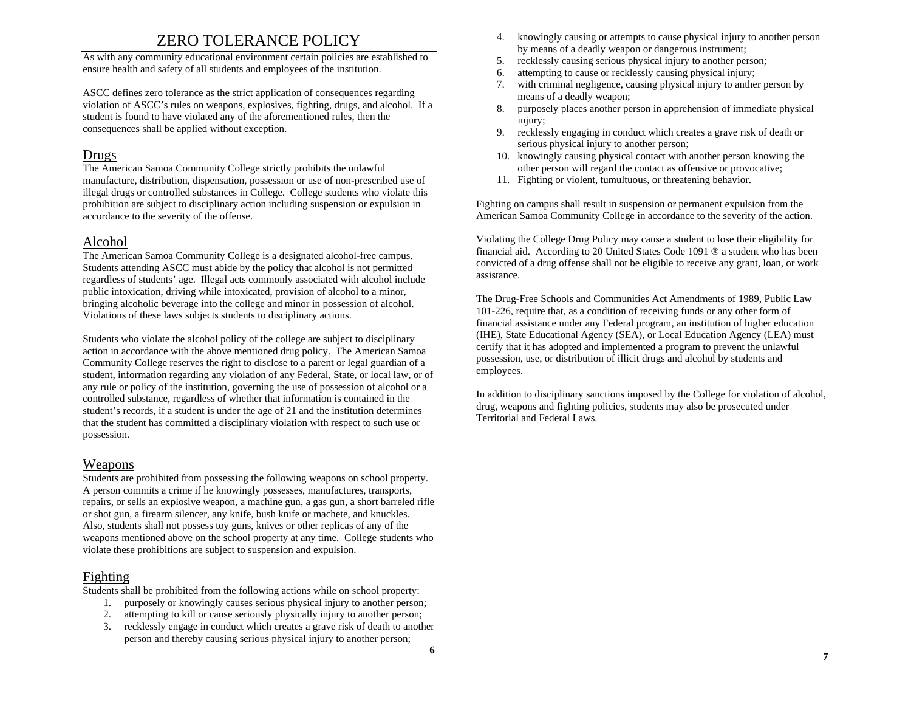# ZERO TOLERANCE POLICY

As with any community educational environment certain policies are established to ensure health and safety of all students and employees of the institution.

ASCC defines zero tolerance as the strict application of consequences regarding violation of ASCC's rules on weapons, explosives, fighting, drugs, and alcohol. If a student is found to have violated any of the aforementioned rules, then the consequences shall be applied without exception.

## Drugs

The American Samoa Community College strictly prohibits the unlawful manufacture, distribution, dispensation, possession or use of non-prescribed use of illegal drugs or controlled substances in College. College students who violate this prohibition are subject to disciplinary action including suspension or expulsion in accordance to the severity of the offense.

## Alcohol

The American Samoa Community College is a designated alcohol-free campus. Students attending ASCC must abide by the policy that alcohol is not permitted regardless of students' age. Illegal acts commonly associated with alcohol include public intoxication, driving while intoxicated, provision of alcohol to a minor, bringing alcoholic beverage into the college and minor in possession of alcohol. Violations of these laws subjects students to disciplinary actions.

Students who violate the alcohol policy of the college are subject to disciplinary action in accordance with the above mentioned drug policy. The American Samoa Community College reserves the right to disclose to a parent or legal guardian of a student, information regarding any violation of any Federal, State, or local law, or of any rule or policy of the institution, governing the use of possession of alcohol or a controlled substance, regardless of whether that information is contained in the student's records, if a student is under the age of 21 and the institution determines that the student has committed a disciplinary violation with respect to such use or possession.

## Weapons

Students are prohibited from possessing the following weapons on school property. A person commits a crime if he knowingly possesses, manufactures, transports, repairs, or sells an explosive weapon, a machine gun, a gas gun, a short barreled rifle or shot gun, a firearm silencer, any knife, bush knife or machete, and knuckles. Also, students shall not possess toy guns, knives or other replicas of any of the weapons mentioned above on the school property at any time. College students who violate these prohibitions are subject to suspension and expulsion.

## Fighting

Students shall be prohibited from the following actions while on school property:

1. purposely or knowingly causes serious physical injury to another person;
2. attempting to kill or cause seriously physically injury to another person;
3. recklessly engage in conduct which creates a grave risk of death to another person and thereby causing serious physical injury to another person;
4. knowingly causing or attempts to cause physical injury to another person by means of a deadly weapon or dangerous instrument;
5. recklessly causing serious physical injury to another person;
6. attempting to cause or recklessly causing physical injury;
7. with criminal negligence, causing physical injury to anther person by means of a deadly weapon;
8. purposely places another person in apprehension of immediate physical injury;
9. recklessly engaging in conduct which creates a grave risk of death or serious physical injury to another person;
10. knowingly causing physical contact with another person knowing the other person will regard the contact as offensive or provocative;
11. Fighting or violent, tumultuous, or threatening behavior.

Fighting on campus shall result in suspension or permanent expulsion from the American Samoa Community College in accordance to the severity of the action.

Violating the College Drug Policy may cause a student to lose their eligibility for financial aid. According to 20 United States Code 1091 ® a student who has been convicted of a drug offense shall not be eligible to receive any grant, loan, or work assistance.

The Drug-Free Schools and Communities Act Amendments of 1989, Public Law 101-226, require that, as a condition of receiving funds or any other form of financial assistance under any Federal program, an institution of higher education (IHE), State Educational Agency (SEA), or Local Education Agency (LEA) must certify that it has adopted and implemented a program to prevent the unlawful possession, use, or distribution of illicit drugs and alcohol by students and employees.

In addition to disciplinary sanctions imposed by the College for violation of alcohol, drug, weapons and fighting policies, students may also be prosecuted under Territorial and Federal Laws.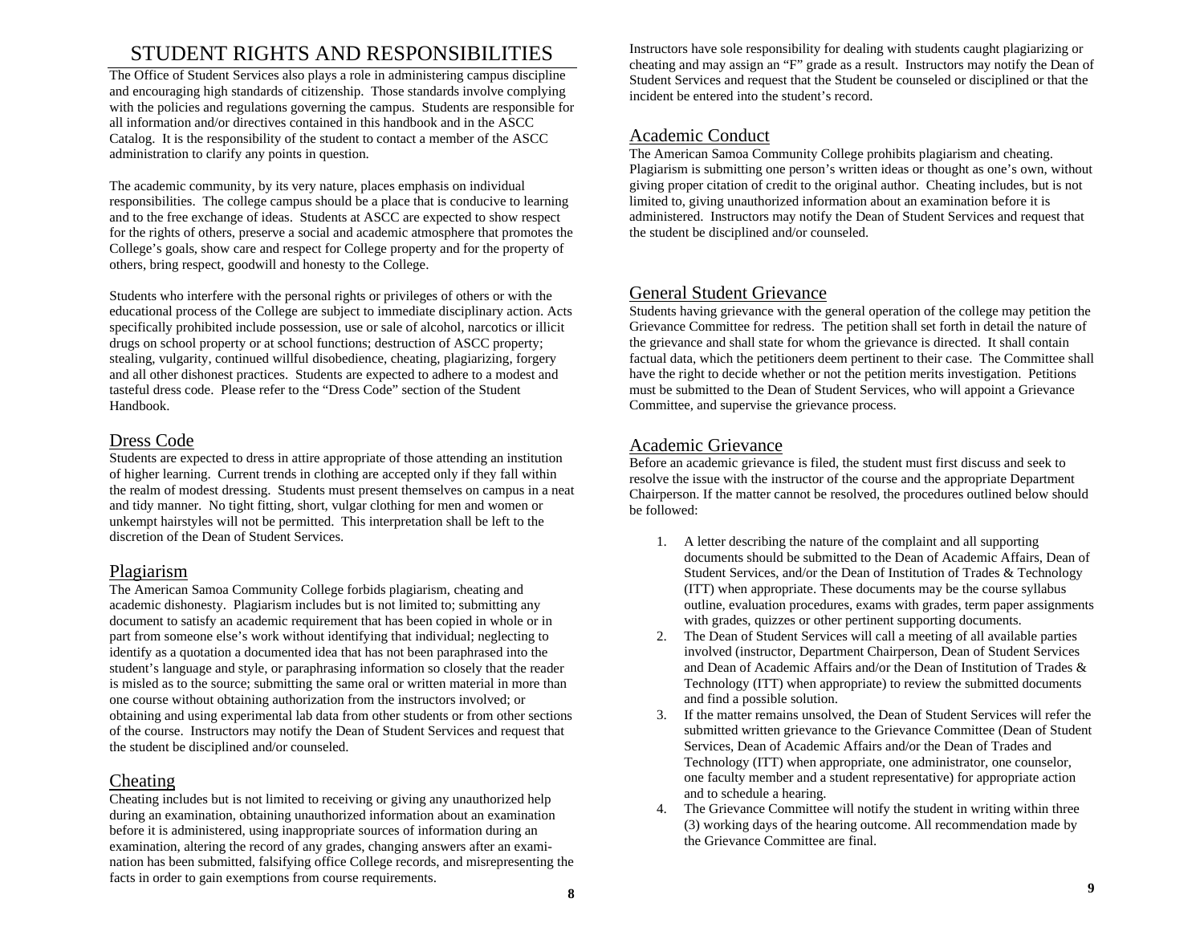# STUDENT RIGHTS AND RESPONSIBILITIES

The Office of Student Services also plays a role in administering campus discipline and encouraging high standards of citizenship. Those standards involve complying with the policies and regulations governing the campus. Students are responsible for all information and/or directives contained in this handbook and in the ASCC Catalog. It is the responsibility of the student to contact a member of the ASCC administration to clarify any points in question.

The academic community, by its very nature, places emphasis on individual responsibilities. The college campus should be a place that is conducive to learning and to the free exchange of ideas. Students at ASCC are expected to show respect for the rights of others, preserve a social and academic atmosphere that promotes the College's goals, show care and respect for College property and for the property of others, bring respect, goodwill and honesty to the College.

Students who interfere with the personal rights or privileges of others or with the educational process of the College are subject to immediate disciplinary action. Acts specifically prohibited include possession, use or sale of alcohol, narcotics or illicit drugs on school property or at school functions; destruction of ASCC property; stealing, vulgarity, continued willful disobedience, cheating, plagiarizing, forgery and all other dishonest practices. Students are expected to adhere to a modest and tasteful dress code. Please refer to the "Dress Code" section of the Student Handbook.

## Dress Code

Students are expected to dress in attire appropriate of those attending an institution of higher learning. Current trends in clothing are accepted only if they fall within the realm of modest dressing. Students must present themselves on campus in a neat and tidy manner. No tight fitting, short, vulgar clothing for men and women or unkempt hairstyles will not be permitted. This interpretation shall be left to the discretion of the Dean of Student Services.

## Plagiarism

The American Samoa Community College forbids plagiarism, cheating and academic dishonesty. Plagiarism includes but is not limited to; submitting any document to satisfy an academic requirement that has been copied in whole or in part from someone else's work without identifying that individual; neglecting to identify as a quotation a documented idea that has not been paraphrased into the student's language and style, or paraphrasing information so closely that the reader is misled as to the source; submitting the same oral or written material in more than one course without obtaining authorization from the instructors involved; or obtaining and using experimental lab data from other students or from other sections of the course. Instructors may notify the Dean of Student Services and request that the student be disciplined and/or counseled.

## Cheating

Cheating includes but is not limited to receiving or giving any unauthorized help during an examination, obtaining unauthorized information about an examination before it is administered, using inappropriate sources of information during an examination, altering the record of any grades, changing answers after an examination has been submitted, falsifying office College records, and misrepresenting the facts in order to gain exemptions from course requirements.

Instructors have sole responsibility for dealing with students caught plagiarizing or cheating and may assign an "F" grade as a result. Instructors may notify the Dean of Student Services and request that the Student be counseled or disciplined or that the incident be entered into the student's record.

## Academic Conduct

The American Samoa Community College prohibits plagiarism and cheating. Plagiarism is submitting one person's written ideas or thought as one's own, without giving proper citation of credit to the original author. Cheating includes, but is not limited to, giving unauthorized information about an examination before it is administered. Instructors may notify the Dean of Student Services and request that the student be disciplined and/or counseled.

## General Student Grievance

Students having grievance with the general operation of the college may petition the Grievance Committee for redress. The petition shall set forth in detail the nature of the grievance and shall state for whom the grievance is directed. It shall contain factual data, which the petitioners deem pertinent to their case. The Committee shall have the right to decide whether or not the petition merits investigation. Petitions must be submitted to the Dean of Student Services, who will appoint a Grievance Committee, and supervise the grievance process.

## Academic Grievance

Before an academic grievance is filed, the student must first discuss and seek to resolve the issue with the instructor of the course and the appropriate Department Chairperson. If the matter cannot be resolved, the procedures outlined below should be followed:

1. A letter describing the nature of the complaint and all supporting documents should be submitted to the Dean of Academic Affairs, Dean of Student Services, and/or the Dean of Institution of Trades & Technology (ITT) when appropriate. These documents may be the course syllabus outline, evaluation procedures, exams with grades, term paper assignments with grades, quizzes or other pertinent supporting documents.
2. The Dean of Student Services will call a meeting of all available parties involved (instructor, Department Chairperson, Dean of Student Services and Dean of Academic Affairs and/or the Dean of Institution of Trades & Technology (ITT) when appropriate) to review the submitted documents and find a possible solution.
3. If the matter remains unsolved, the Dean of Student Services will refer the submitted written grievance to the Grievance Committee (Dean of Student Services, Dean of Academic Affairs and/or the Dean of Trades and Technology (ITT) when appropriate, one administrator, one counselor, one faculty member and a student representative) for appropriate action and to schedule a hearing.
4. The Grievance Committee will notify the student in writing within three (3) working days of the hearing outcome. All recommendation made by the Grievance Committee are final.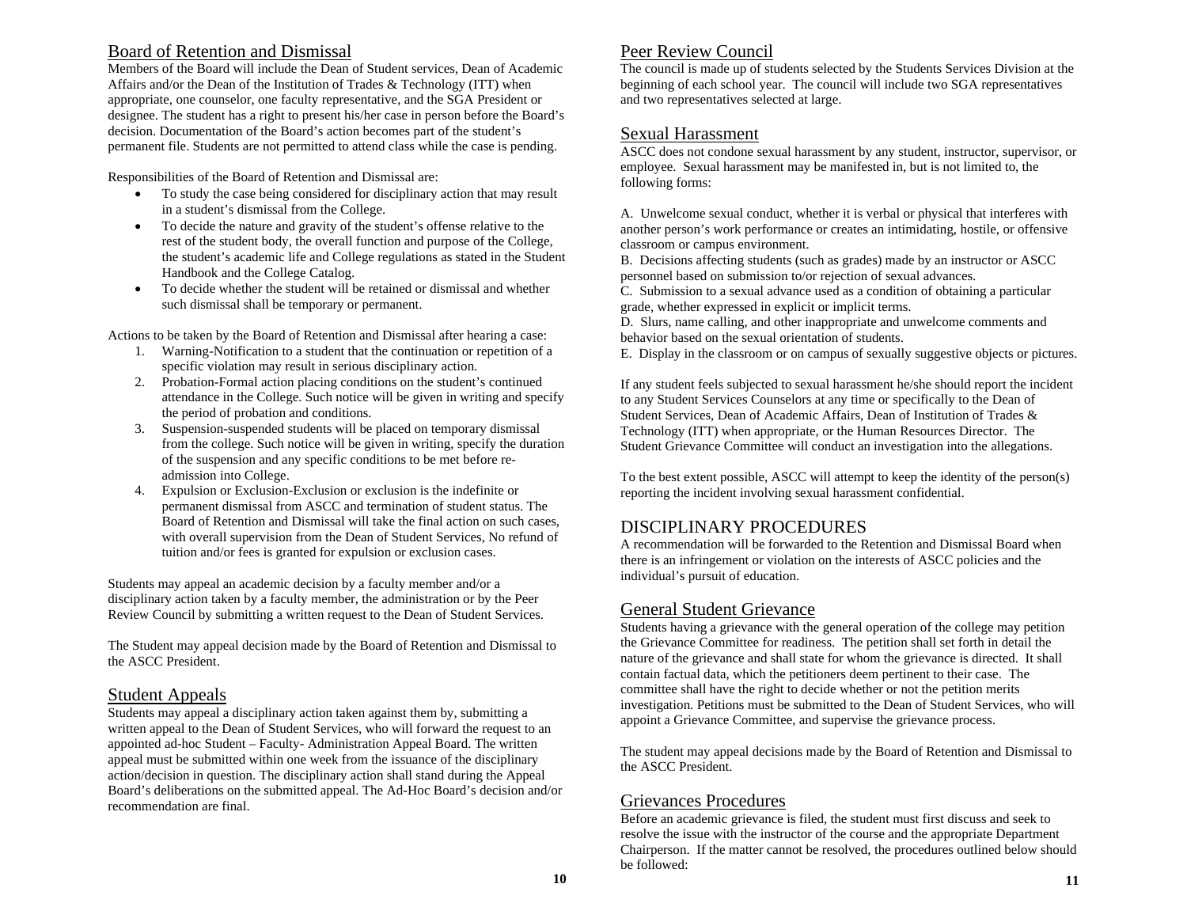## Board of Retention and Dismissal

Members of the Board will include the Dean of Student services, Dean of Academic Affairs and/or the Dean of the Institution of Trades & Technology (ITT) when appropriate, one counselor, one faculty representative, and the SGA President or designee. The student has a right to present his/her case in person before the Board's decision. Documentation of the Board's action becomes part of the student's permanent file. Students are not permitted to attend class while the case is pending.

Responsibilities of the Board of Retention and Dismissal are:

- To study the case being considered for disciplinary action that may result in a student's dismissal from the College.
- To decide the nature and gravity of the student's offense relative to the rest of the student body, the overall function and purpose of the College, the student's academic life and College regulations as stated in the Student Handbook and the College Catalog.
- To decide whether the student will be retained or dismissal and whether such dismissal shall be temporary or permanent.

Actions to be taken by the Board of Retention and Dismissal after hearing a case:

1. Warning-Notification to a student that the continuation or repetition of a specific violation may result in serious disciplinary action.
2. Probation-Formal action placing conditions on the student's continued attendance in the College. Such notice will be given in writing and specify the period of probation and conditions.
3. Suspension-suspended students will be placed on temporary dismissal from the college. Such notice will be given in writing, specify the duration of the suspension and any specific conditions to be met before re-admission into College.
4. Expulsion or Exclusion-Exclusion or exclusion is the indefinite or permanent dismissal from ASCC and termination of student status. The Board of Retention and Dismissal will take the final action on such cases, with overall supervision from the Dean of Student Services, No refund of tuition and/or fees is granted for expulsion or exclusion cases.

Students may appeal an academic decision by a faculty member and/or a disciplinary action taken by a faculty member, the administration or by the Peer Review Council by submitting a written request to the Dean of Student Services.

The Student may appeal decision made by the Board of Retention and Dismissal to the ASCC President.

## Student Appeals

Students may appeal a disciplinary action taken against them by, submitting a written appeal to the Dean of Student Services, who will forward the request to an appointed ad-hoc Student – Faculty- Administration Appeal Board. The written appeal must be submitted within one week from the issuance of the disciplinary action/decision in question. The disciplinary action shall stand during the Appeal Board's deliberations on the submitted appeal. The Ad-Hoc Board's decision and/or recommendation are final.

## Peer Review Council

The council is made up of students selected by the Students Services Division at the beginning of each school year. The council will include two SGA representatives and two representatives selected at large.

## Sexual Harassment

ASCC does not condone sexual harassment by any student, instructor, supervisor, or employee. Sexual harassment may be manifested in, but is not limited to, the following forms:

A. Unwelcome sexual conduct, whether it is verbal or physical that interferes with another person's work performance or creates an intimidating, hostile, or offensive classroom or campus environment.
B. Decisions affecting students (such as grades) made by an instructor or ASCC personnel based on submission to/or rejection of sexual advances.
C. Submission to a sexual advance used as a condition of obtaining a particular grade, whether expressed in explicit or implicit terms.
D. Slurs, name calling, and other inappropriate and unwelcome comments and behavior based on the sexual orientation of students.
E. Display in the classroom or on campus of sexually suggestive objects or pictures.

If any student feels subjected to sexual harassment he/she should report the incident to any Student Services Counselors at any time or specifically to the Dean of Student Services, Dean of Academic Affairs, Dean of Institution of Trades & Technology (ITT) when appropriate, or the Human Resources Director. The Student Grievance Committee will conduct an investigation into the allegations.

To the best extent possible, ASCC will attempt to keep the identity of the person(s) reporting the incident involving sexual harassment confidential.

# DISCIPLINARY PROCEDURES

A recommendation will be forwarded to the Retention and Dismissal Board when there is an infringement or violation on the interests of ASCC policies and the individual's pursuit of education.

## General Student Grievance

Students having a grievance with the general operation of the college may petition the Grievance Committee for readiness. The petition shall set forth in detail the nature of the grievance and shall state for whom the grievance is directed. It shall contain factual data, which the petitioners deem pertinent to their case. The committee shall have the right to decide whether or not the petition merits investigation. Petitions must be submitted to the Dean of Student Services, who will appoint a Grievance Committee, and supervise the grievance process.

The student may appeal decisions made by the Board of Retention and Dismissal to the ASCC President.

## Grievances Procedures

Before an academic grievance is filed, the student must first discuss and seek to resolve the issue with the instructor of the course and the appropriate Department Chairperson. If the matter cannot be resolved, the procedures outlined below should be followed: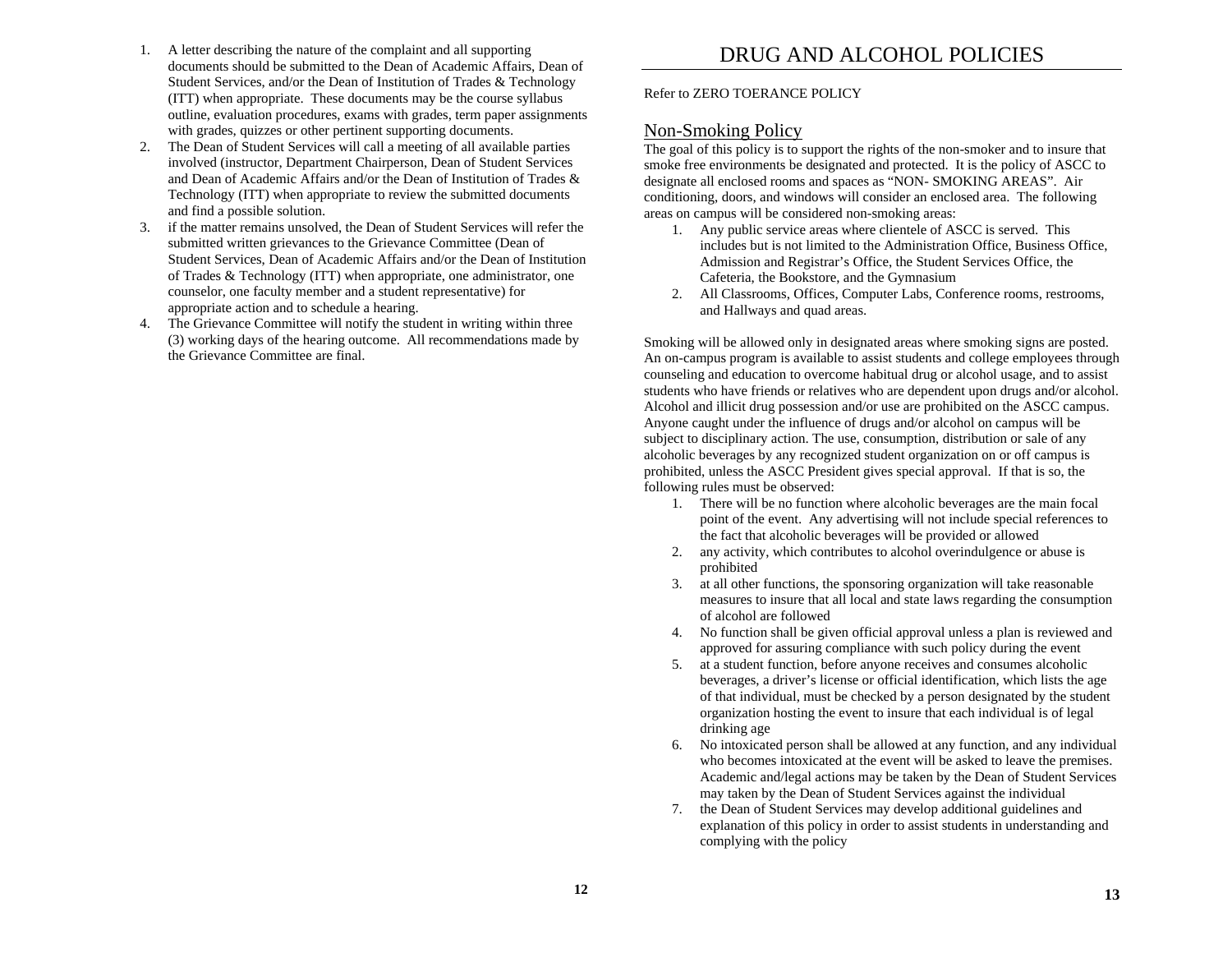1. A letter describing the nature of the complaint and all supporting documents should be submitted to the Dean of Academic Affairs, Dean of Student Services, and/or the Dean of Institution of Trades & Technology (ITT) when appropriate. These documents may be the course syllabus outline, evaluation procedures, exams with grades, term paper assignments with grades, quizzes or other pertinent supporting documents.
2. The Dean of Student Services will call a meeting of all available parties involved (instructor, Department Chairperson, Dean of Student Services and Dean of Academic Affairs and/or the Dean of Institution of Trades & Technology (ITT) when appropriate to review the submitted documents and find a possible solution.
3. if the matter remains unsolved, the Dean of Student Services will refer the submitted written grievances to the Grievance Committee (Dean of Student Services, Dean of Academic Affairs and/or the Dean of Institution of Trades & Technology (ITT) when appropriate, one administrator, one counselor, one faculty member and a student representative) for appropriate action and to schedule a hearing.
4. The Grievance Committee will notify the student in writing within three (3) working days of the hearing outcome. All recommendations made by the Grievance Committee are final.

# DRUG AND ALCOHOL POLICIES

Refer to ZERO TOERANCE POLICY

## Non-Smoking Policy

The goal of this policy is to support the rights of the non-smoker and to insure that smoke free environments be designated and protected. It is the policy of ASCC to designate all enclosed rooms and spaces as "NON- SMOKING AREAS". Air conditioning, doors, and windows will consider an enclosed area. The following areas on campus will be considered non-smoking areas:

1. Any public service areas where clientele of ASCC is served. This includes but is not limited to the Administration Office, Business Office, Admission and Registrar's Office, the Student Services Office, the Cafeteria, the Bookstore, and the Gymnasium
2. All Classrooms, Offices, Computer Labs, Conference rooms, restrooms, and Hallways and quad areas.

Smoking will be allowed only in designated areas where smoking signs are posted. An on-campus program is available to assist students and college employees through counseling and education to overcome habitual drug or alcohol usage, and to assist students who have friends or relatives who are dependent upon drugs and/or alcohol. Alcohol and illicit drug possession and/or use are prohibited on the ASCC campus. Anyone caught under the influence of drugs and/or alcohol on campus will be subject to disciplinary action. The use, consumption, distribution or sale of any alcoholic beverages by any recognized student organization on or off campus is prohibited, unless the ASCC President gives special approval. If that is so, the following rules must be observed:

1. There will be no function where alcoholic beverages are the main focal point of the event. Any advertising will not include special references to the fact that alcoholic beverages will be provided or allowed
2. any activity, which contributes to alcohol overindulgence or abuse is prohibited
3. at all other functions, the sponsoring organization will take reasonable measures to insure that all local and state laws regarding the consumption of alcohol are followed
4. No function shall be given official approval unless a plan is reviewed and approved for assuring compliance with such policy during the event
5. at a student function, before anyone receives and consumes alcoholic beverages, a driver's license or official identification, which lists the age of that individual, must be checked by a person designated by the student organization hosting the event to insure that each individual is of legal drinking age
6. No intoxicated person shall be allowed at any function, and any individual who becomes intoxicated at the event will be asked to leave the premises. Academic and/legal actions may be taken by the Dean of Student Services may taken by the Dean of Student Services against the individual
7. the Dean of Student Services may develop additional guidelines and explanation of this policy in order to assist students in understanding and complying with the policy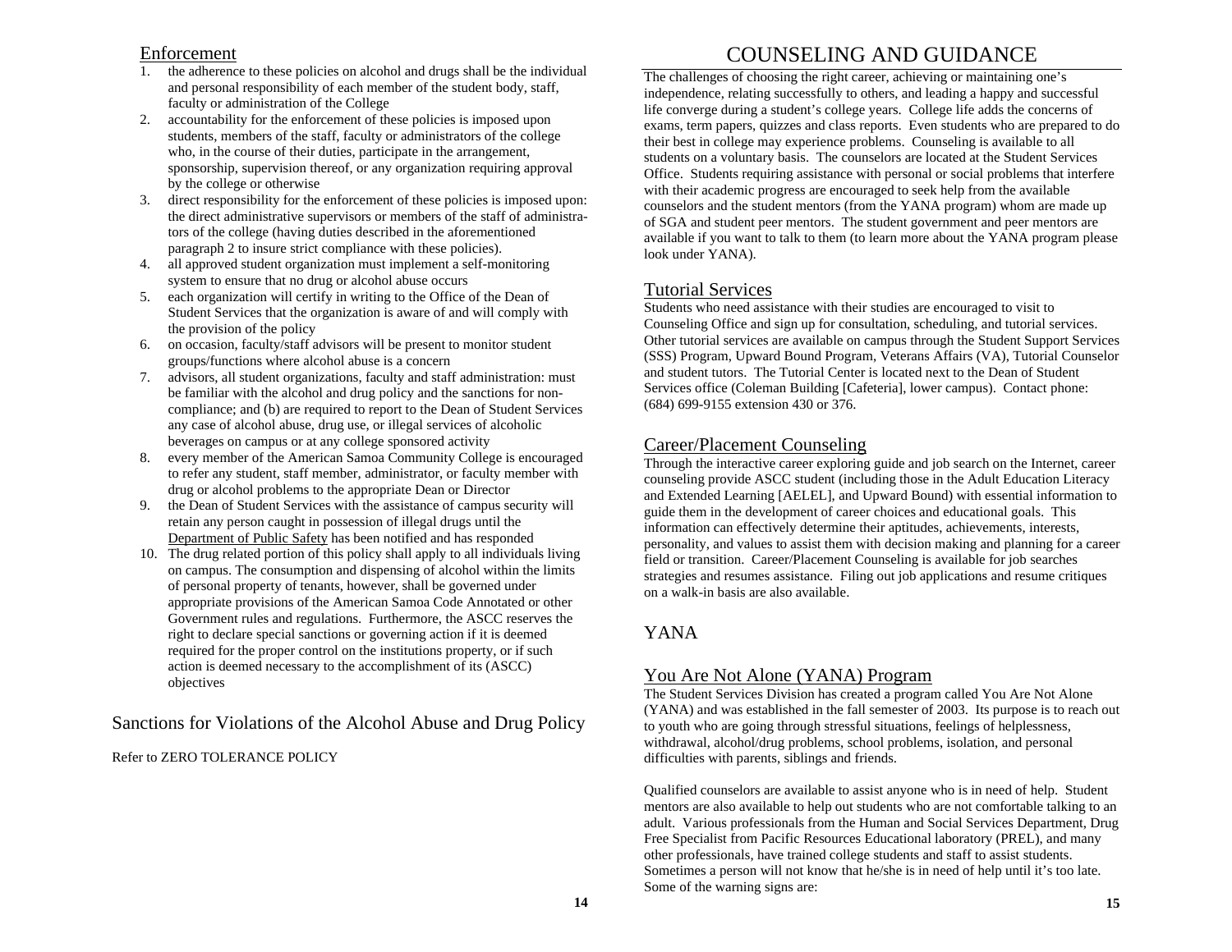## Enforcement

1. the adherence to these policies on alcohol and drugs shall be the individual and personal responsibility of each member of the student body, staff, faculty or administration of the College
2. accountability for the enforcement of these policies is imposed upon students, members of the staff, faculty or administrators of the college who, in the course of their duties, participate in the arrangement, sponsorship, supervision thereof, or any organization requiring approval by the college or otherwise
3. direct responsibility for the enforcement of these policies is imposed upon: the direct administrative supervisors or members of the staff of administrators of the college (having duties described in the aforementioned paragraph 2 to insure strict compliance with these policies).
4. all approved student organization must implement a self-monitoring system to ensure that no drug or alcohol abuse occurs
5. each organization will certify in writing to the Office of the Dean of Student Services that the organization is aware of and will comply with the provision of the policy
6. on occasion, faculty/staff advisors will be present to monitor student groups/functions where alcohol abuse is a concern
7. advisors, all student organizations, faculty and staff administration: must be familiar with the alcohol and drug policy and the sanctions for non-compliance; and (b) are required to report to the Dean of Student Services any case of alcohol abuse, drug use, or illegal services of alcoholic beverages on campus or at any college sponsored activity
8. every member of the American Samoa Community College is encouraged to refer any student, staff member, administrator, or faculty member with drug or alcohol problems to the appropriate Dean or Director
9. the Dean of Student Services with the assistance of campus security will retain any person caught in possession of illegal drugs until the Department of Public Safety has been notified and has responded
10. The drug related portion of this policy shall apply to all individuals living on campus. The consumption and dispensing of alcohol within the limits of personal property of tenants, however, shall be governed under appropriate provisions of the American Samoa Code Annotated or other Government rules and regulations. Furthermore, the ASCC reserves the right to declare special sanctions or governing action if it is deemed required for the proper control on the institutions property, or if such action is deemed necessary to the accomplishment of its (ASCC) objectives

## Sanctions for Violations of the Alcohol Abuse and Drug Policy

Refer to ZERO TOLERANCE POLICY

# COUNSELING AND GUIDANCE

The challenges of choosing the right career, achieving or maintaining one's independence, relating successfully to others, and leading a happy and successful life converge during a student's college years. College life adds the concerns of exams, term papers, quizzes and class reports. Even students who are prepared to do their best in college may experience problems. Counseling is available to all students on a voluntary basis. The counselors are located at the Student Services Office. Students requiring assistance with personal or social problems that interfere with their academic progress are encouraged to seek help from the available counselors and the student mentors (from the YANA program) whom are made up of SGA and student peer mentors. The student government and peer mentors are available if you want to talk to them (to learn more about the YANA program please look under YANA).

## Tutorial Services

Students who need assistance with their studies are encouraged to visit to Counseling Office and sign up for consultation, scheduling, and tutorial services. Other tutorial services are available on campus through the Student Support Services (SSS) Program, Upward Bound Program, Veterans Affairs (VA), Tutorial Counselor and student tutors. The Tutorial Center is located next to the Dean of Student Services office (Coleman Building [Cafeteria], lower campus). Contact phone: (684) 699-9155 extension 430 or 376.

## Career/Placement Counseling

Through the interactive career exploring guide and job search on the Internet, career counseling provide ASCC student (including those in the Adult Education Literacy and Extended Learning [AELEL], and Upward Bound) with essential information to guide them in the development of career choices and educational goals. This information can effectively determine their aptitudes, achievements, interests, personality, and values to assist them with decision making and planning for a career field or transition. Career/Placement Counseling is available for job searches strategies and resumes assistance. Filing out job applications and resume critiques on a walk-in basis are also available.

## YANA

## You Are Not Alone (YANA) Program

The Student Services Division has created a program called You Are Not Alone (YANA) and was established in the fall semester of 2003. Its purpose is to reach out to youth who are going through stressful situations, feelings of helplessness, withdrawal, alcohol/drug problems, school problems, isolation, and personal difficulties with parents, siblings and friends.

Qualified counselors are available to assist anyone who is in need of help. Student mentors are also available to help out students who are not comfortable talking to an adult. Various professionals from the Human and Social Services Department, Drug Free Specialist from Pacific Resources Educational laboratory (PREL), and many other professionals, have trained college students and staff to assist students. Sometimes a person will not know that he/she is in need of help until it's too late. Some of the warning signs are: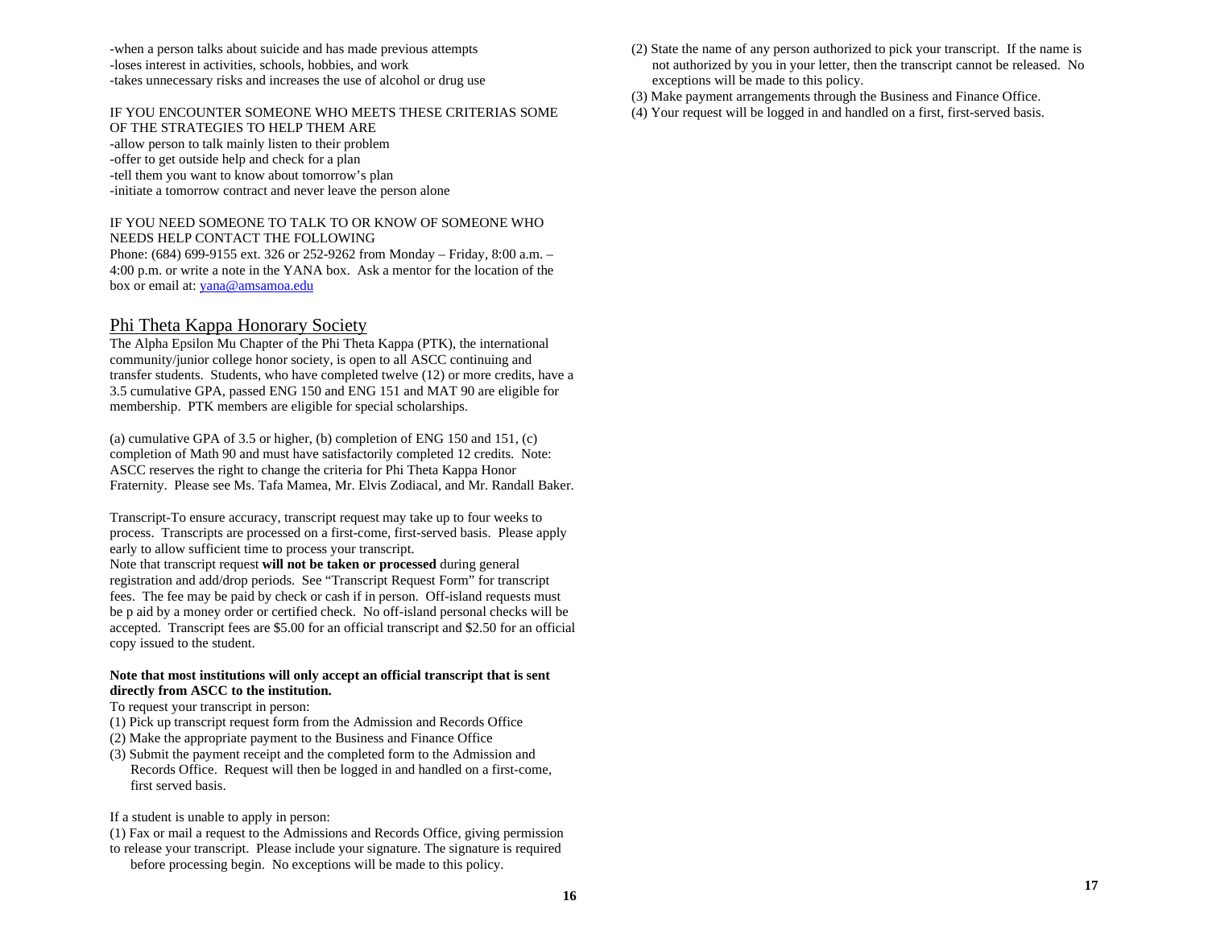-when a person talks about suicide and has made previous attempts
-loses interest in activities, schools, hobbies, and work
-takes unnecessary risks and increases the use of alcohol or drug use

IF YOU ENCOUNTER SOMEONE WHO MEETS THESE CRITERIAS SOME OF THE STRATEGIES TO HELP THEM ARE
-allow person to talk mainly listen to their problem
-offer to get outside help and check for a plan
-tell them you want to know about tomorrow's plan
-initiate a tomorrow contract and never leave the person alone

IF YOU NEED SOMEONE TO TALK TO OR KNOW OF SOMEONE WHO NEEDS HELP CONTACT THE FOLLOWING
Phone: (684) 699-9155 ext. 326 or 252-9262 from Monday – Friday, 8:00 a.m. – 4:00 p.m. or write a note in the YANA box. Ask a mentor for the location of the box or email at: yana@amsamoa.edu

## Phi Theta Kappa Honorary Society

The Alpha Epsilon Mu Chapter of the Phi Theta Kappa (PTK), the international community/junior college honor society, is open to all ASCC continuing and transfer students. Students, who have completed twelve (12) or more credits, have a 3.5 cumulative GPA, passed ENG 150 and ENG 151 and MAT 90 are eligible for membership. PTK members are eligible for special scholarships.

(a) cumulative GPA of 3.5 or higher, (b) completion of ENG 150 and 151, (c) completion of Math 90 and must have satisfactorily completed 12 credits. Note: ASCC reserves the right to change the criteria for Phi Theta Kappa Honor Fraternity. Please see Ms. Tafa Mamea, Mr. Elvis Zodiacal, and Mr. Randall Baker.

Transcript-To ensure accuracy, transcript request may take up to four weeks to process. Transcripts are processed on a first-come, first-served basis. Please apply early to allow sufficient time to process your transcript.
Note that transcript request **will not be taken or processed** during general registration and add/drop periods. See "Transcript Request Form" for transcript fees. The fee may be paid by check or cash if in person. Off-island requests must be p aid by a money order or certified check. No off-island personal checks will be accepted. Transcript fees are $5.00 for an official transcript and $2.50 for an official copy issued to the student.

**Note that most institutions will only accept an official transcript that is sent directly from ASCC to the institution.**

To request your transcript in person:
(1) Pick up transcript request form from the Admission and Records Office
(2) Make the appropriate payment to the Business and Finance Office
(3) Submit the payment receipt and the completed form to the Admission and Records Office. Request will then be logged in and handled on a first-come, first served basis.

If a student is unable to apply in person:
(1) Fax or mail a request to the Admissions and Records Office, giving permission to release your transcript. Please include your signature. The signature is required before processing begin. No exceptions will be made to this policy.
(2) State the name of any person authorized to pick your transcript. If the name is not authorized by you in your letter, then the transcript cannot be released. No exceptions will be made to this policy.
(3) Make payment arrangements through the Business and Finance Office.
(4) Your request will be logged in and handled on a first, first-served basis.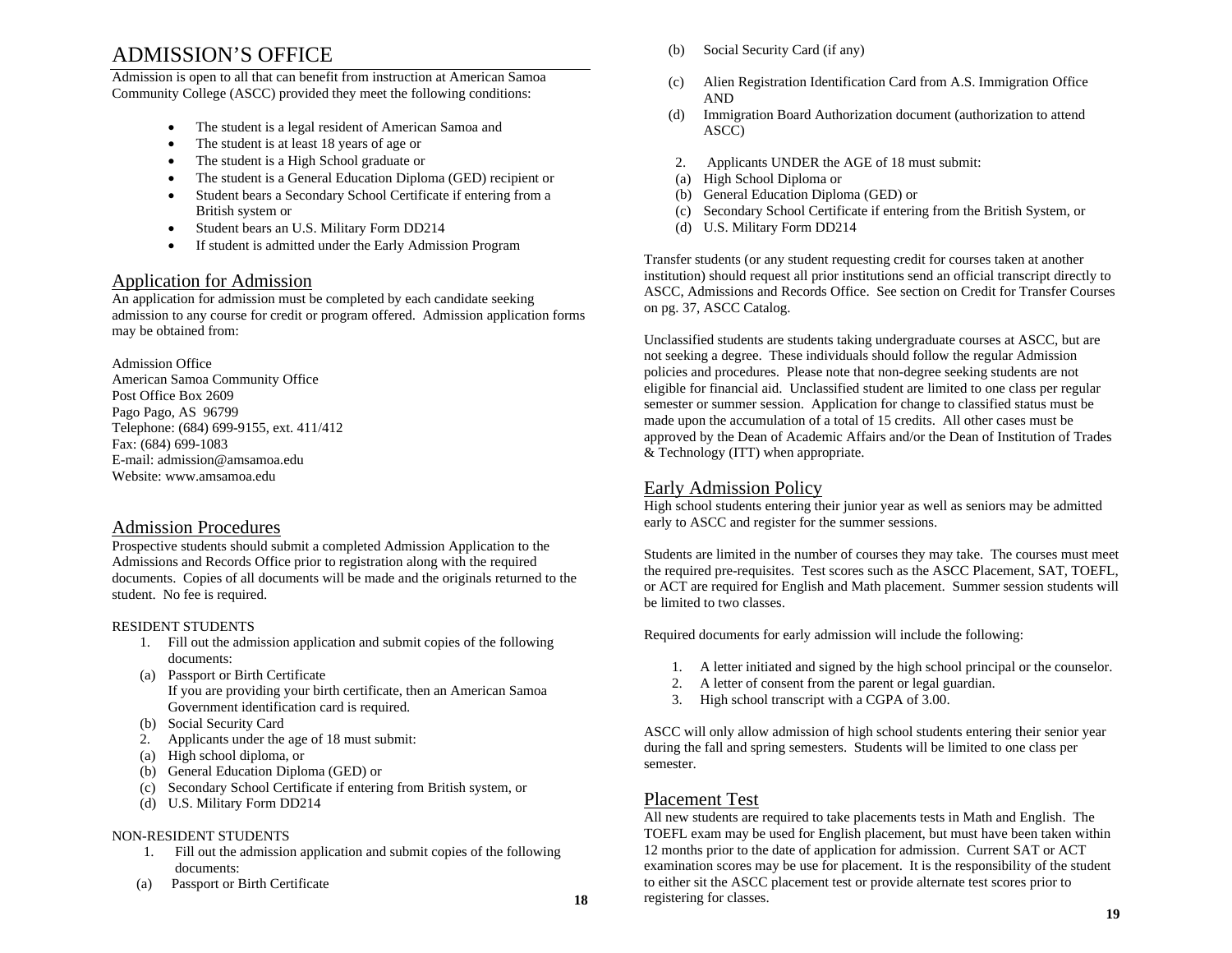# ADMISSION'S OFFICE

Admission is open to all that can benefit from instruction at American Samoa Community College (ASCC) provided they meet the following conditions:

- The student is a legal resident of American Samoa and
- The student is at least 18 years of age or
- The student is a High School graduate or
- The student is a General Education Diploma (GED) recipient or
- Student bears a Secondary School Certificate if entering from a British system or
- Student bears an U.S. Military Form DD214
- If student is admitted under the Early Admission Program

## Application for Admission

An application for admission must be completed by each candidate seeking admission to any course for credit or program offered. Admission application forms may be obtained from:

Admission Office
American Samoa Community Office
Post Office Box 2609
Pago Pago, AS 96799
Telephone: (684) 699-9155, ext. 411/412
Fax: (684) 699-1083
E-mail: admission@amsamoa.edu
Website: www.amsamoa.edu

## Admission Procedures

Prospective students should submit a completed Admission Application to the Admissions and Records Office prior to registration along with the required documents. Copies of all documents will be made and the originals returned to the student. No fee is required.

RESIDENT STUDENTS

1. Fill out the admission application and submit copies of the following documents:
   - (a) Passport or Birth Certificate
     If you are providing your birth certificate, then an American Samoa Government identification card is required.
   - (b) Social Security Card
2. Applicants under the age of 18 must submit:
   - (a) High school diploma, or
   - (b) General Education Diploma (GED) or
   - (c) Secondary School Certificate if entering from British system, or
   - (d) U.S. Military Form DD214

NON-RESIDENT STUDENTS

1. Fill out the admission application and submit copies of the following documents:
   - (a) Passport or Birth Certificate
   - (b) Social Security Card (if any)
   - (c) Alien Registration Identification Card from A.S. Immigration Office AND
   - (d) Immigration Board Authorization document (authorization to attend ASCC)
2. Applicants UNDER the AGE of 18 must submit:
   - (a) High School Diploma or
   - (b) General Education Diploma (GED) or
   - (c) Secondary School Certificate if entering from the British System, or
   - (d) U.S. Military Form DD214

Transfer students (or any student requesting credit for courses taken at another institution) should request all prior institutions send an official transcript directly to ASCC, Admissions and Records Office. See section on Credit for Transfer Courses on pg. 37, ASCC Catalog.

Unclassified students are students taking undergraduate courses at ASCC, but are not seeking a degree. These individuals should follow the regular Admission policies and procedures. Please note that non-degree seeking students are not eligible for financial aid. Unclassified student are limited to one class per regular semester or summer session. Application for change to classified status must be made upon the accumulation of a total of 15 credits. All other cases must be approved by the Dean of Academic Affairs and/or the Dean of Institution of Trades & Technology (ITT) when appropriate.

## Early Admission Policy

High school students entering their junior year as well as seniors may be admitted early to ASCC and register for the summer sessions.

Students are limited in the number of courses they may take. The courses must meet the required pre-requisites. Test scores such as the ASCC Placement, SAT, TOEFL, or ACT are required for English and Math placement. Summer session students will be limited to two classes.

Required documents for early admission will include the following:

1. A letter initiated and signed by the high school principal or the counselor.
2. A letter of consent from the parent or legal guardian.
3. High school transcript with a CGPA of 3.00.

ASCC will only allow admission of high school students entering their senior year during the fall and spring semesters. Students will be limited to one class per semester.

## Placement Test

All new students are required to take placements tests in Math and English. The TOEFL exam may be used for English placement, but must have been taken within 12 months prior to the date of application for admission. Current SAT or ACT examination scores may be use for placement. It is the responsibility of the student to either sit the ASCC placement test or provide alternate test scores prior to registering for classes.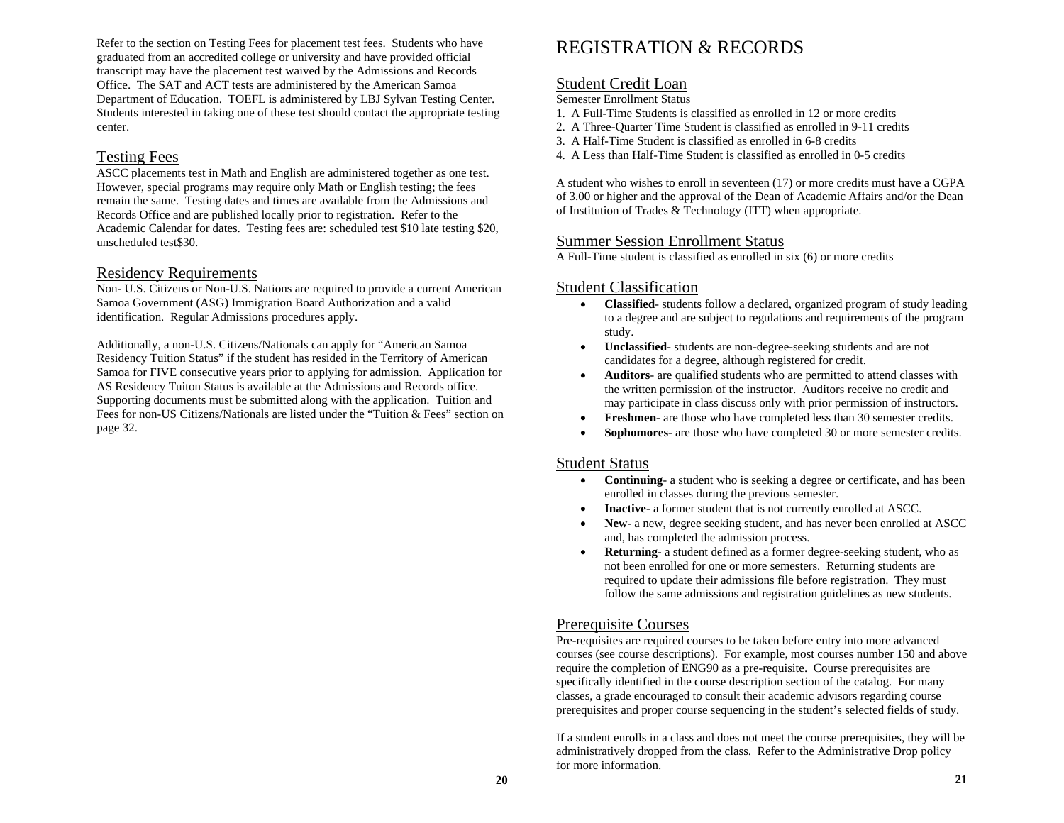Refer to the section on Testing Fees for placement test fees. Students who have graduated from an accredited college or university and have provided official transcript may have the placement test waived by the Admissions and Records Office. The SAT and ACT tests are administered by the American Samoa Department of Education. TOEFL is administered by LBJ Sylvan Testing Center. Students interested in taking one of these test should contact the appropriate testing center.

## Testing Fees

ASCC placements test in Math and English are administered together as one test. However, special programs may require only Math or English testing; the fees remain the same. Testing dates and times are available from the Admissions and Records Office and are published locally prior to registration. Refer to the Academic Calendar for dates. Testing fees are: scheduled test $10 late testing $20, unscheduled test$30.

## Residency Requirements

Non- U.S. Citizens or Non-U.S. Nations are required to provide a current American Samoa Government (ASG) Immigration Board Authorization and a valid identification. Regular Admissions procedures apply.

Additionally, a non-U.S. Citizens/Nationals can apply for "American Samoa Residency Tuition Status" if the student has resided in the Territory of American Samoa for FIVE consecutive years prior to applying for admission. Application for AS Residency Tuiton Status is available at the Admissions and Records office. Supporting documents must be submitted along with the application. Tuition and Fees for non-US Citizens/Nationals are listed under the "Tuition & Fees" section on page 32.

# REGISTRATION & RECORDS

## Student Credit Loan

Semester Enrollment Status

1. A Full-Time Students is classified as enrolled in 12 or more credits
2. A Three-Quarter Time Student is classified as enrolled in 9-11 credits
3. A Half-Time Student is classified as enrolled in 6-8 credits
4. A Less than Half-Time Student is classified as enrolled in 0-5 credits

A student who wishes to enroll in seventeen (17) or more credits must have a CGPA of 3.00 or higher and the approval of the Dean of Academic Affairs and/or the Dean of Institution of Trades & Technology (ITT) when appropriate.

## Summer Session Enrollment Status

A Full-Time student is classified as enrolled in six (6) or more credits

## Student Classification

- **Classified**- students follow a declared, organized program of study leading to a degree and are subject to regulations and requirements of the program study.
- **Unclassified**- students are non-degree-seeking students and are not candidates for a degree, although registered for credit.
- **Auditors**- are qualified students who are permitted to attend classes with the written permission of the instructor. Auditors receive no credit and may participate in class discuss only with prior permission of instructors.
- **Freshmen**- are those who have completed less than 30 semester credits.
- **Sophomores**- are those who have completed 30 or more semester credits.

## Student Status

- **Continuing**- a student who is seeking a degree or certificate, and has been enrolled in classes during the previous semester.
- **Inactive**- a former student that is not currently enrolled at ASCC.
- **New**- a new, degree seeking student, and has never been enrolled at ASCC and, has completed the admission process.
- **Returning**- a student defined as a former degree-seeking student, who as not been enrolled for one or more semesters. Returning students are required to update their admissions file before registration. They must follow the same admissions and registration guidelines as new students.

## Prerequisite Courses

Pre-requisites are required courses to be taken before entry into more advanced courses (see course descriptions). For example, most courses number 150 and above require the completion of ENG90 as a pre-requisite. Course prerequisites are specifically identified in the course description section of the catalog. For many classes, a grade encouraged to consult their academic advisors regarding course prerequisites and proper course sequencing in the student's selected fields of study.

If a student enrolls in a class and does not meet the course prerequisites, they will be administratively dropped from the class. Refer to the Administrative Drop policy for more information.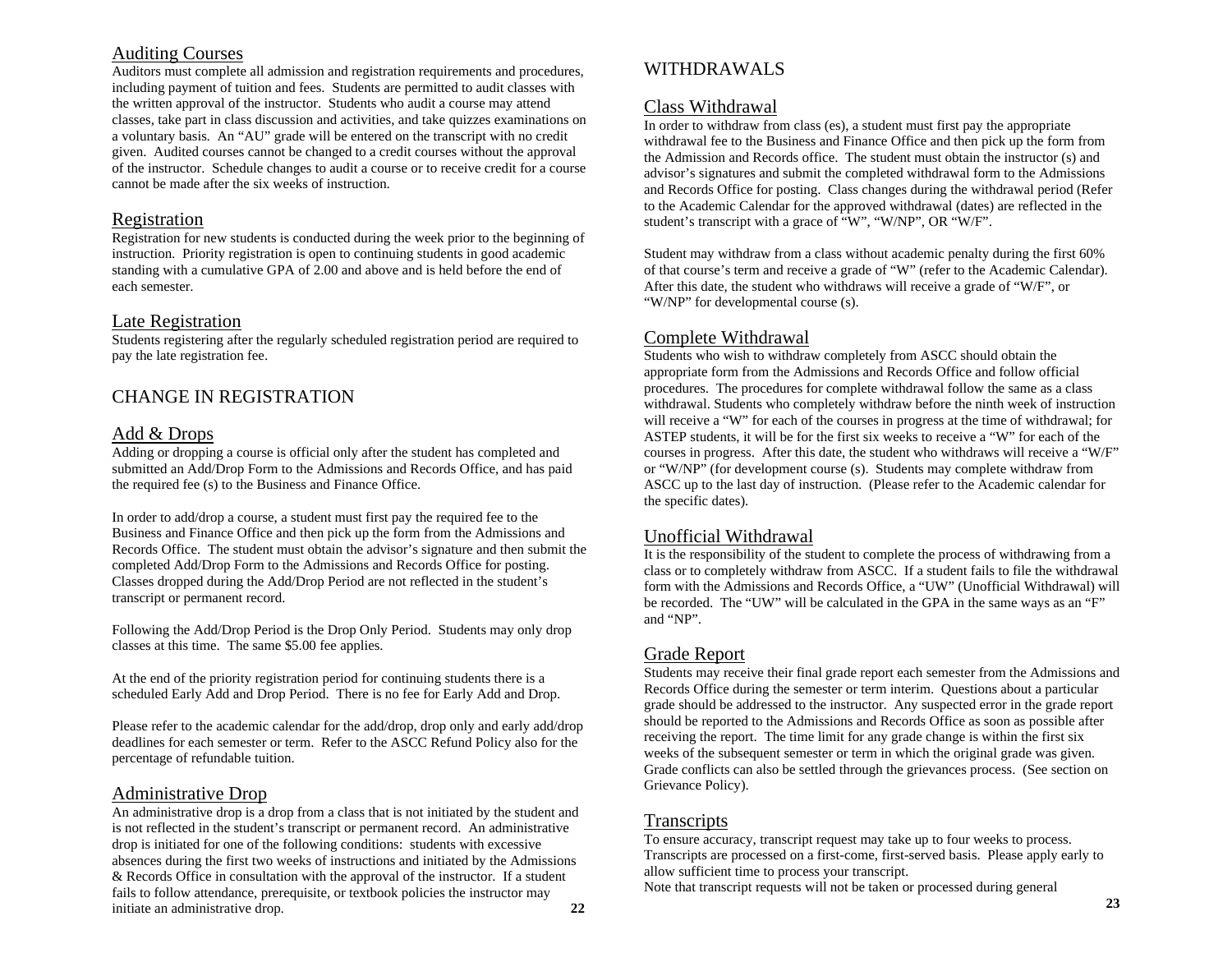### Auditing Courses

Auditors must complete all admission and registration requirements and procedures, including payment of tuition and fees. Students are permitted to audit classes with the written approval of the instructor. Students who audit a course may attend classes, take part in class discussion and activities, and take quizzes examinations on a voluntary basis. An "AU" grade will be entered on the transcript with no credit given. Audited courses cannot be changed to a credit courses without the approval of the instructor. Schedule changes to audit a course or to receive credit for a course cannot be made after the six weeks of instruction.

### Registration

Registration for new students is conducted during the week prior to the beginning of instruction. Priority registration is open to continuing students in good academic standing with a cumulative GPA of 2.00 and above and is held before the end of each semester.

### Late Registration

Students registering after the regularly scheduled registration period are required to pay the late registration fee.

## CHANGE IN REGISTRATION

### Add & Drops

Adding or dropping a course is official only after the student has completed and submitted an Add/Drop Form to the Admissions and Records Office, and has paid the required fee (s) to the Business and Finance Office.

In order to add/drop a course, a student must first pay the required fee to the Business and Finance Office and then pick up the form from the Admissions and Records Office. The student must obtain the advisor's signature and then submit the completed Add/Drop Form to the Admissions and Records Office for posting. Classes dropped during the Add/Drop Period are not reflected in the student's transcript or permanent record.

Following the Add/Drop Period is the Drop Only Period. Students may only drop classes at this time. The same $5.00 fee applies.

At the end of the priority registration period for continuing students there is a scheduled Early Add and Drop Period. There is no fee for Early Add and Drop.

Please refer to the academic calendar for the add/drop, drop only and early add/drop deadlines for each semester or term. Refer to the ASCC Refund Policy also for the percentage of refundable tuition.

### Administrative Drop

An administrative drop is a drop from a class that is not initiated by the student and is not reflected in the student's transcript or permanent record. An administrative drop is initiated for one of the following conditions: students with excessive absences during the first two weeks of instructions and initiated by the Admissions & Records Office in consultation with the approval of the instructor. If a student fails to follow attendance, prerequisite, or textbook policies the instructor may initiate an administrative drop.

## WITHDRAWALS

### Class Withdrawal

In order to withdraw from class (es), a student must first pay the appropriate withdrawal fee to the Business and Finance Office and then pick up the form from the Admission and Records office. The student must obtain the instructor (s) and advisor's signatures and submit the completed withdrawal form to the Admissions and Records Office for posting. Class changes during the withdrawal period (Refer to the Academic Calendar for the approved withdrawal (dates) are reflected in the student's transcript with a grace of "W", "W/NP", OR "W/F".

Student may withdraw from a class without academic penalty during the first 60% of that course's term and receive a grade of "W" (refer to the Academic Calendar). After this date, the student who withdraws will receive a grade of "W/F", or "W/NP" for developmental course (s).

### Complete Withdrawal

Students who wish to withdraw completely from ASCC should obtain the appropriate form from the Admissions and Records Office and follow official procedures. The procedures for complete withdrawal follow the same as a class withdrawal. Students who completely withdraw before the ninth week of instruction will receive a "W" for each of the courses in progress at the time of withdrawal; for ASTEP students, it will be for the first six weeks to receive a "W" for each of the courses in progress. After this date, the student who withdraws will receive a "W/F" or "W/NP" (for development course (s). Students may complete withdraw from ASCC up to the last day of instruction. (Please refer to the Academic calendar for the specific dates).

### Unofficial Withdrawal

It is the responsibility of the student to complete the process of withdrawing from a class or to completely withdraw from ASCC. If a student fails to file the withdrawal form with the Admissions and Records Office, a "UW" (Unofficial Withdrawal) will be recorded. The "UW" will be calculated in the GPA in the same ways as an "F" and "NP".

### Grade Report

Students may receive their final grade report each semester from the Admissions and Records Office during the semester or term interim. Questions about a particular grade should be addressed to the instructor. Any suspected error in the grade report should be reported to the Admissions and Records Office as soon as possible after receiving the report. The time limit for any grade change is within the first six weeks of the subsequent semester or term in which the original grade was given. Grade conflicts can also be settled through the grievances process. (See section on Grievance Policy).

### Transcripts

To ensure accuracy, transcript request may take up to four weeks to process. Transcripts are processed on a first-come, first-served basis. Please apply early to allow sufficient time to process your transcript.
Note that transcript requests will not be taken or processed during general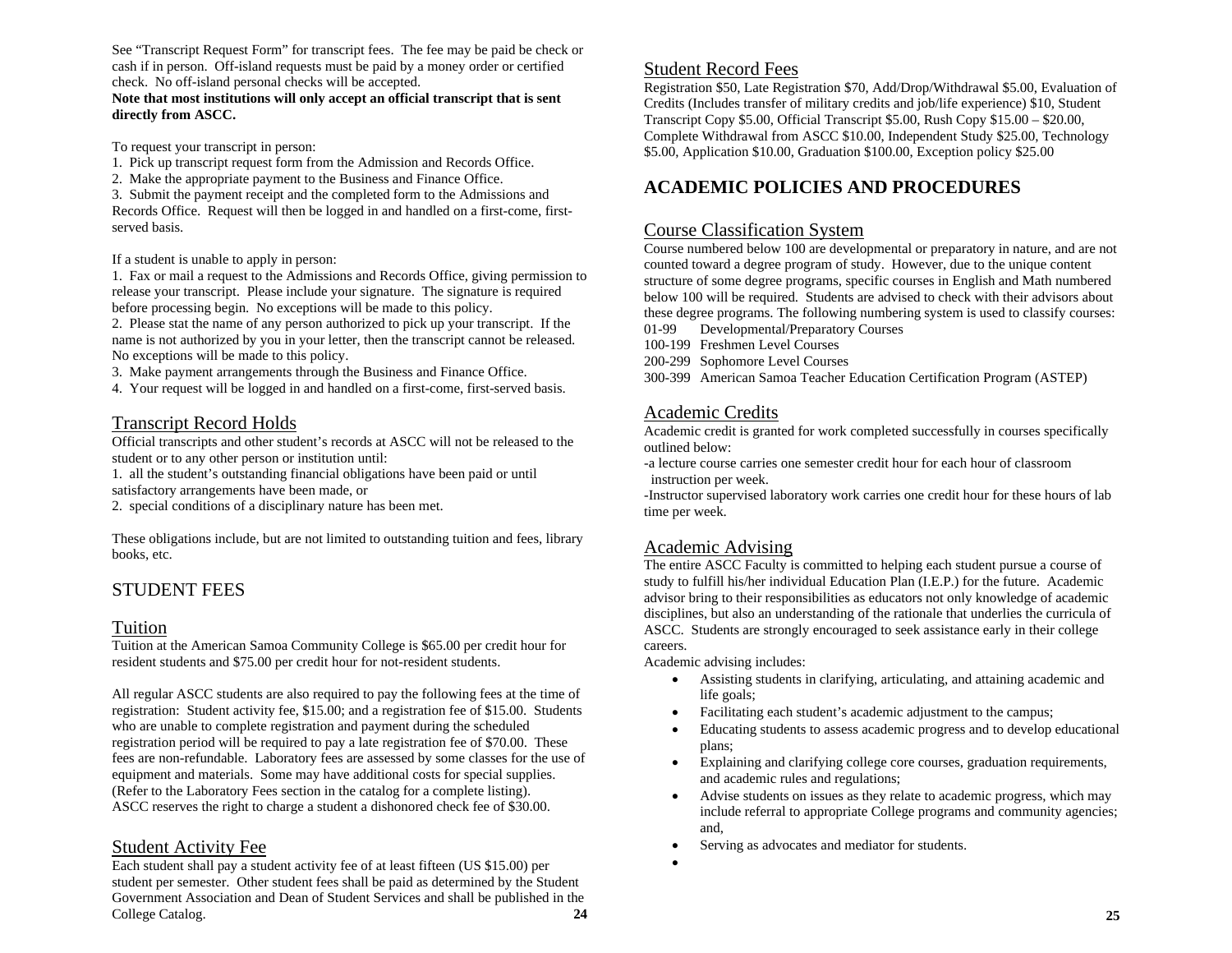See "Transcript Request Form" for transcript fees. The fee may be paid be check or cash if in person. Off-island requests must be paid by a money order or certified check. No off-island personal checks will be accepted.

**Note that most institutions will only accept an official transcript that is sent directly from ASCC.**

To request your transcript in person:

1. Pick up transcript request form from the Admission and Records Office.
2. Make the appropriate payment to the Business and Finance Office.
3. Submit the payment receipt and the completed form to the Admissions and Records Office. Request will then be logged in and handled on a first-come, first-served basis.

If a student is unable to apply in person:

1. Fax or mail a request to the Admissions and Records Office, giving permission to release your transcript. Please include your signature. The signature is required before processing begin. No exceptions will be made to this policy.
2. Please stat the name of any person authorized to pick up your transcript. If the name is not authorized by you in your letter, then the transcript cannot be released. No exceptions will be made to this policy.
3. Make payment arrangements through the Business and Finance Office.
4. Your request will be logged in and handled on a first-come, first-served basis.

### Transcript Record Holds

Official transcripts and other student's records at ASCC will not be released to the student or to any other person or institution until:

1. all the student's outstanding financial obligations have been paid or until satisfactory arrangements have been made, or
2. special conditions of a disciplinary nature has been met.

These obligations include, but are not limited to outstanding tuition and fees, library books, etc.

## STUDENT FEES

### Tuition

Tuition at the American Samoa Community College is $65.00 per credit hour for resident students and $75.00 per credit hour for not-resident students.

All regular ASCC students are also required to pay the following fees at the time of registration: Student activity fee, $15.00; and a registration fee of $15.00. Students who are unable to complete registration and payment during the scheduled registration period will be required to pay a late registration fee of $70.00. These fees are non-refundable. Laboratory fees are assessed by some classes for the use of equipment and materials. Some may have additional costs for special supplies. (Refer to the Laboratory Fees section in the catalog for a complete listing). ASCC reserves the right to charge a student a dishonored check fee of $30.00.

### Student Activity Fee

Each student shall pay a student activity fee of at least fifteen (US $15.00) per student per semester. Other student fees shall be paid as determined by the Student Government Association and Dean of Student Services and shall be published in the College Catalog.

### Student Record Fees

Registration $50, Late Registration $70, Add/Drop/Withdrawal $5.00, Evaluation of Credits (Includes transfer of military credits and job/life experience) $10, Student Transcript Copy $5.00, Official Transcript $5.00, Rush Copy $15.00 – $20.00, Complete Withdrawal from ASCC $10.00, Independent Study $25.00, Technology $5.00, Application $10.00, Graduation $100.00, Exception policy $25.00

## ACADEMIC POLICIES AND PROCEDURES

### Course Classification System

Course numbered below 100 are developmental or preparatory in nature, and are not counted toward a degree program of study. However, due to the unique content structure of some degree programs, specific courses in English and Math numbered below 100 will be required. Students are advised to check with their advisors about these degree programs. The following numbering system is used to classify courses:

01-99 Developmental/Preparatory Courses
100-199 Freshmen Level Courses
200-299 Sophomore Level Courses
300-399 American Samoa Teacher Education Certification Program (ASTEP)

### Academic Credits

Academic credit is granted for work completed successfully in courses specifically outlined below:

-a lecture course carries one semester credit hour for each hour of classroom instruction per week.

-Instructor supervised laboratory work carries one credit hour for these hours of lab time per week.

### Academic Advising

The entire ASCC Faculty is committed to helping each student pursue a course of study to fulfill his/her individual Education Plan (I.E.P.) for the future. Academic advisor bring to their responsibilities as educators not only knowledge of academic disciplines, but also an understanding of the rationale that underlies the curricula of ASCC. Students are strongly encouraged to seek assistance early in their college careers.

Academic advising includes:

- Assisting students in clarifying, articulating, and attaining academic and life goals;
- Facilitating each student's academic adjustment to the campus;
- Educating students to assess academic progress and to develop educational plans;
- Explaining and clarifying college core courses, graduation requirements, and academic rules and regulations;
- Advise students on issues as they relate to academic progress, which may include referral to appropriate College programs and community agencies; and,
- Serving as advocates and mediator for students.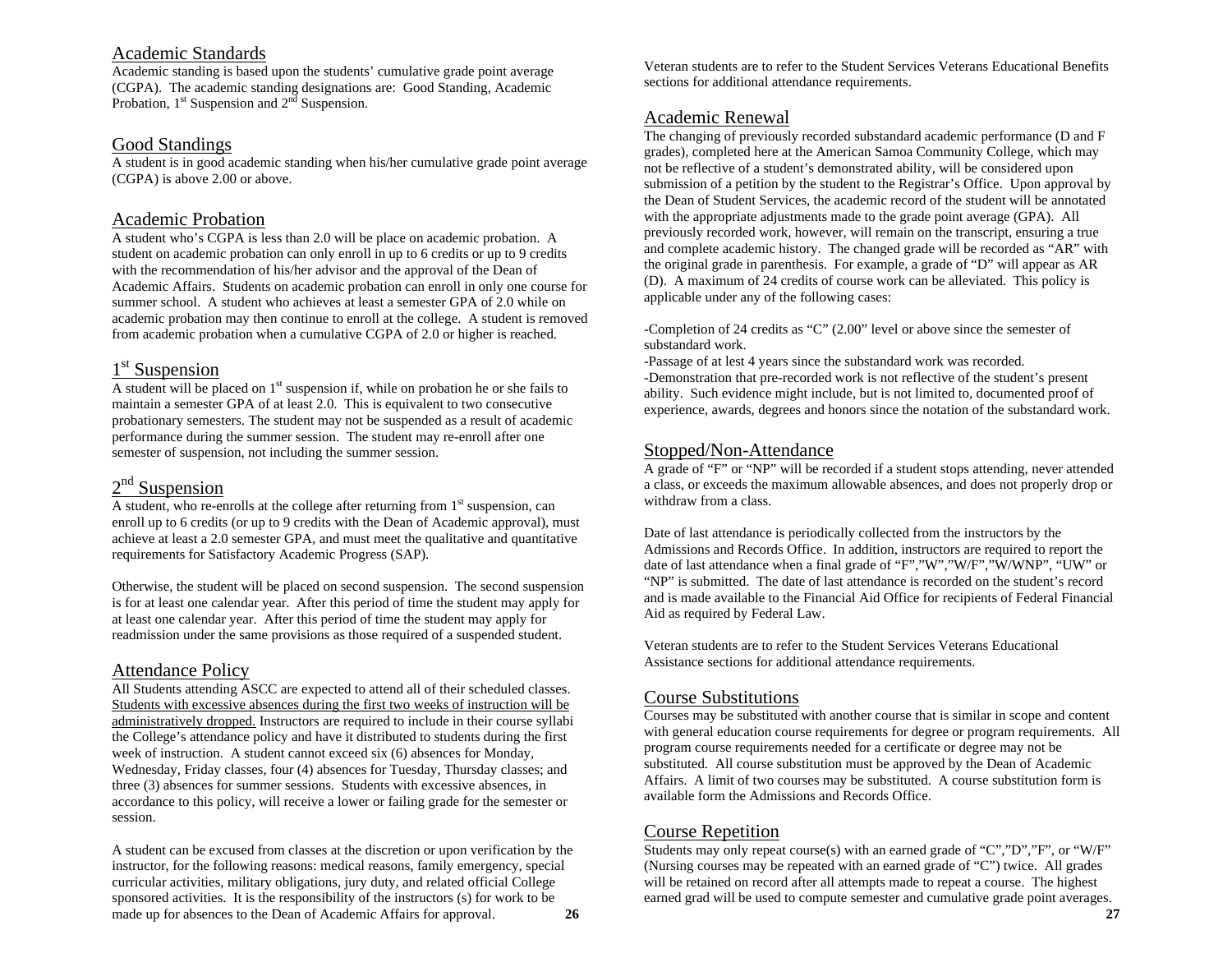## Academic Standards

Academic standing is based upon the students' cumulative grade point average (CGPA). The academic standing designations are: Good Standing, Academic Probation, 1st Suspension and 2nd Suspension.

## Good Standings

A student is in good academic standing when his/her cumulative grade point average (CGPA) is above 2.00 or above.

## Academic Probation

A student who's CGPA is less than 2.0 will be place on academic probation. A student on academic probation can only enroll in up to 6 credits or up to 9 credits with the recommendation of his/her advisor and the approval of the Dean of Academic Affairs. Students on academic probation can enroll in only one course for summer school. A student who achieves at least a semester GPA of 2.0 while on academic probation may then continue to enroll at the college. A student is removed from academic probation when a cumulative CGPA of 2.0 or higher is reached.

## 1st Suspension

A student will be placed on 1st suspension if, while on probation he or she fails to maintain a semester GPA of at least 2.0. This is equivalent to two consecutive probationary semesters. The student may not be suspended as a result of academic performance during the summer session. The student may re-enroll after one semester of suspension, not including the summer session.

## 2nd Suspension

A student, who re-enrolls at the college after returning from 1st suspension, can enroll up to 6 credits (or up to 9 credits with the Dean of Academic approval), must achieve at least a 2.0 semester GPA, and must meet the qualitative and quantitative requirements for Satisfactory Academic Progress (SAP).

Otherwise, the student will be placed on second suspension. The second suspension is for at least one calendar year. After this period of time the student may apply for at least one calendar year. After this period of time the student may apply for readmission under the same provisions as those required of a suspended student.

## Attendance Policy

All Students attending ASCC are expected to attend all of their scheduled classes. Students with excessive absences during the first two weeks of instruction will be administratively dropped. Instructors are required to include in their course syllabi the College's attendance policy and have it distributed to students during the first week of instruction. A student cannot exceed six (6) absences for Monday, Wednesday, Friday classes, four (4) absences for Tuesday, Thursday classes; and three (3) absences for summer sessions. Students with excessive absences, in accordance to this policy, will receive a lower or failing grade for the semester or session.

A student can be excused from classes at the discretion or upon verification by the instructor, for the following reasons: medical reasons, family emergency, special curricular activities, military obligations, jury duty, and related official College sponsored activities. It is the responsibility of the instructors (s) for work to be made up for absences to the Dean of Academic Affairs for approval.

Veteran students are to refer to the Student Services Veterans Educational Benefits sections for additional attendance requirements.

## Academic Renewal

The changing of previously recorded substandard academic performance (D and F grades), completed here at the American Samoa Community College, which may not be reflective of a student's demonstrated ability, will be considered upon submission of a petition by the student to the Registrar's Office. Upon approval by the Dean of Student Services, the academic record of the student will be annotated with the appropriate adjustments made to the grade point average (GPA). All previously recorded work, however, will remain on the transcript, ensuring a true and complete academic history. The changed grade will be recorded as "AR" with the original grade in parenthesis. For example, a grade of "D" will appear as AR (D). A maximum of 24 credits of course work can be alleviated. This policy is applicable under any of the following cases:

-Completion of 24 credits as "C" (2.00" level or above since the semester of substandard work.
-Passage of at lest 4 years since the substandard work was recorded.
-Demonstration that pre-recorded work is not reflective of the student's present ability. Such evidence might include, but is not limited to, documented proof of experience, awards, degrees and honors since the notation of the substandard work.

## Stopped/Non-Attendance

A grade of "F" or "NP" will be recorded if a student stops attending, never attended a class, or exceeds the maximum allowable absences, and does not properly drop or withdraw from a class.

Date of last attendance is periodically collected from the instructors by the Admissions and Records Office. In addition, instructors are required to report the date of last attendance when a final grade of "F","W","W/F","W/WNP", "UW" or "NP" is submitted. The date of last attendance is recorded on the student's record and is made available to the Financial Aid Office for recipients of Federal Financial Aid as required by Federal Law.

Veteran students are to refer to the Student Services Veterans Educational Assistance sections for additional attendance requirements.

## Course Substitutions

Courses may be substituted with another course that is similar in scope and content with general education course requirements for degree or program requirements. All program course requirements needed for a certificate or degree may not be substituted. All course substitution must be approved by the Dean of Academic Affairs. A limit of two courses may be substituted. A course substitution form is available form the Admissions and Records Office.

## Course Repetition

Students may only repeat course(s) with an earned grade of "C","D","F", or "W/F" (Nursing courses may be repeated with an earned grade of "C") twice. All grades will be retained on record after all attempts made to repeat a course. The highest earned grad will be used to compute semester and cumulative grade point averages.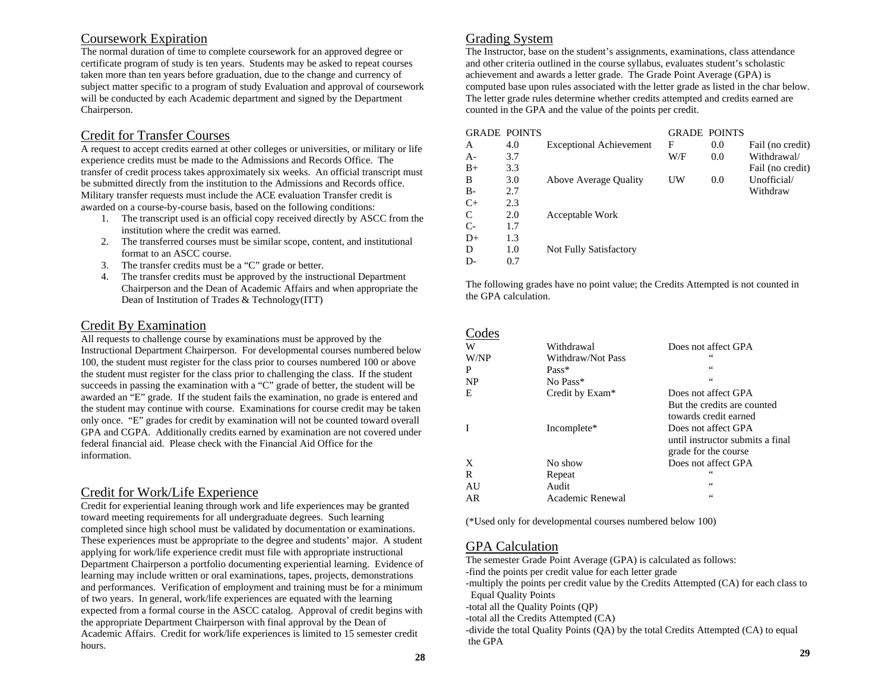## Coursework Expiration

The normal duration of time to complete coursework for an approved degree or certificate program of study is ten years. Students may be asked to repeat courses taken more than ten years before graduation, due to the change and currency of subject matter specific to a program of study Evaluation and approval of coursework will be conducted by each Academic department and signed by the Department Chairperson.

## Credit for Transfer Courses

A request to accept credits earned at other colleges or universities, or military or life experience credits must be made to the Admissions and Records Office. The transfer of credit process takes approximately six weeks. An official transcript must be submitted directly from the institution to the Admissions and Records office. Military transfer requests must include the ACE evaluation Transfer credit is awarded on a course-by-course basis, based on the following conditions:

1. The transcript used is an official copy received directly by ASCC from the institution where the credit was earned.
2. The transferred courses must be similar scope, content, and institutional format to an ASCC course.
3. The transfer credits must be a "C" grade or better.
4. The transfer credits must be approved by the instructional Department Chairperson and the Dean of Academic Affairs and when appropriate the Dean of Institution of Trades & Technology(ITT)

## Credit By Examination

All requests to challenge course by examinations must be approved by the Instructional Department Chairperson. For developmental courses numbered below 100, the student must register for the class prior to courses numbered 100 or above the student must register for the class prior to challenging the class. If the student succeeds in passing the examination with a "C" grade of better, the student will be awarded an "E" grade. If the student fails the examination, no grade is entered and the student may continue with course. Examinations for course credit may be taken only once. "E" grades for credit by examination will not be counted toward overall GPA and CGPA. Additionally credits earned by examination are not covered under federal financial aid. Please check with the Financial Aid Office for the information.

## Credit for Work/Life Experience

Credit for experiential leaning through work and life experiences may be granted toward meeting requirements for all undergraduate degrees. Such learning completed since high school must be validated by documentation or examinations. These experiences must be appropriate to the degree and students' major. A student applying for work/life experience credit must file with appropriate instructional Department Chairperson a portfolio documenting experiential learning. Evidence of learning may include written or oral examinations, tapes, projects, demonstrations and performances. Verification of employment and training must be for a minimum of two years. In general, work/life experiences are equated with the learning expected from a formal course in the ASCC catalog. Approval of credit begins with the appropriate Department Chairperson with final approval by the Dean of Academic Affairs. Credit for work/life experiences is limited to 15 semester credit hours.

## Grading System

The Instructor, base on the student's assignments, examinations, class attendance and other criteria outlined in the course syllabus, evaluates student's scholastic achievement and awards a letter grade. The Grade Point Average (GPA) is computed base upon rules associated with the letter grade as listed in the char below. The letter grade rules determine whether credits attempted and credits earned are counted in the GPA and the value of the points per credit.

| GRADE | POINTS | | GRADE | POINTS | |
|---|---|---|---|---|---|
| A | 4.0 | Exceptional Achievement | F | 0.0 | Fail (no credit) |
| A- | 3.7 | | W/F | 0.0 | Withdrawal/ Fail (no credit) |
| B+ | 3.3 | | | | |
| B | 3.0 | Above Average Quality | UW | 0.0 | Unofficial/ Withdraw |
| B- | 2.7 | | | | |
| C+ | 2.3 | | | | |
| C | 2.0 | Acceptable Work | | | |
| C- | 1.7 | | | | |
| D+ | 1.3 | | | | |
| D | 1.0 | Not Fully Satisfactory | | | |
| D- | 0.7 | | | | |

The following grades have no point value; the Credits Attempted is not counted in the GPA calculation.

## Codes

| | | |
|---|---|---|
| W | Withdrawal | Does not affect GPA |
| W/NP | Withdraw/Not Pass | " |
| P | Pass* | " |
| NP | No Pass* | " |
| E | Credit by Exam* | Does not affect GPA But the credits are counted towards credit earned |
| I | Incomplete* | Does not affect GPA until instructor submits a final grade for the course |
| X | No show | Does not affect GPA |
| R | Repeat | " |
| AU | Audit | " |
| AR | Academic Renewal | " |

(*Used only for developmental courses numbered below 100)

## GPA Calculation

The semester Grade Point Average (GPA) is calculated as follows:

- -find the points per credit value for each letter grade
- -multiply the points per credit value by the Credits Attempted (CA) for each class to Equal Quality Points
- -total all the Quality Points (QP)
- -total all the Credits Attempted (CA)
- -divide the total Quality Points (QA) by the total Credits Attempted (CA) to equal the GPA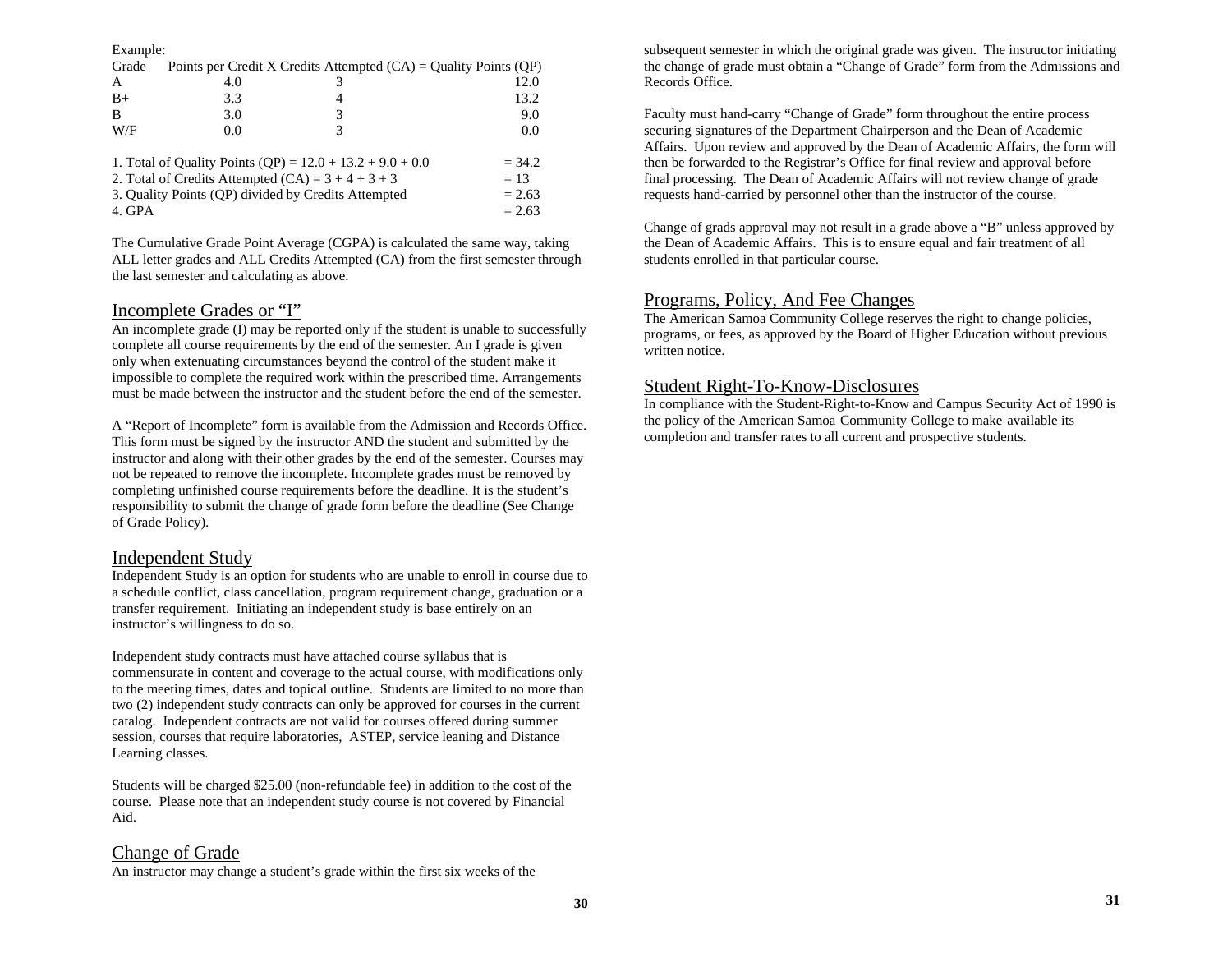Example:

| Grade | Points per Credit | X Credits Attempted (CA) | = Quality Points (QP) |
|---|---|---|---|
| A | 4.0 | 3 | 12.0 |
| B+ | 3.3 | 4 | 13.2 |
| B | 3.0 | 3 | 9.0 |
| W/F | 0.0 | 3 | 0.0 |

1. Total of Quality Points (QP) = 12.0 + 13.2 + 9.0 + 0.0 = 34.2
2. Total of Credits Attempted (CA) = 3 + 4 + 3 + 3 = 13
3. Quality Points (QP) divided by Credits Attempted = 2.63
4. GPA = 2.63

The Cumulative Grade Point Average (CGPA) is calculated the same way, taking ALL letter grades and ALL Credits Attempted (CA) from the first semester through the last semester and calculating as above.

## Incomplete Grades or "I"

An incomplete grade (I) may be reported only if the student is unable to successfully complete all course requirements by the end of the semester. An I grade is given only when extenuating circumstances beyond the control of the student make it impossible to complete the required work within the prescribed time. Arrangements must be made between the instructor and the student before the end of the semester.

A "Report of Incomplete" form is available from the Admission and Records Office. This form must be signed by the instructor AND the student and submitted by the instructor and along with their other grades by the end of the semester. Courses may not be repeated to remove the incomplete. Incomplete grades must be removed by completing unfinished course requirements before the deadline. It is the student's responsibility to submit the change of grade form before the deadline (See Change of Grade Policy).

## Independent Study

Independent Study is an option for students who are unable to enroll in course due to a schedule conflict, class cancellation, program requirement change, graduation or a transfer requirement. Initiating an independent study is base entirely on an instructor's willingness to do so.

Independent study contracts must have attached course syllabus that is commensurate in content and coverage to the actual course, with modifications only to the meeting times, dates and topical outline. Students are limited to no more than two (2) independent study contracts can only be approved for courses in the current catalog. Independent contracts are not valid for courses offered during summer session, courses that require laboratories, ASTEP, service leaning and Distance Learning classes.

Students will be charged $25.00 (non-refundable fee) in addition to the cost of the course. Please note that an independent study course is not covered by Financial Aid.

## Change of Grade

An instructor may change a student's grade within the first six weeks of the subsequent semester in which the original grade was given. The instructor initiating the change of grade must obtain a "Change of Grade" form from the Admissions and Records Office.

Faculty must hand-carry "Change of Grade" form throughout the entire process securing signatures of the Department Chairperson and the Dean of Academic Affairs. Upon review and approved by the Dean of Academic Affairs, the form will then be forwarded to the Registrar's Office for final review and approval before final processing. The Dean of Academic Affairs will not review change of grade requests hand-carried by personnel other than the instructor of the course.

Change of grads approval may not result in a grade above a "B" unless approved by the Dean of Academic Affairs. This is to ensure equal and fair treatment of all students enrolled in that particular course.

## Programs, Policy, And Fee Changes

The American Samoa Community College reserves the right to change policies, programs, or fees, as approved by the Board of Higher Education without previous written notice.

## Student Right-To-Know-Disclosures

In compliance with the Student-Right-to-Know and Campus Security Act of 1990 is the policy of the American Samoa Community College to make available its completion and transfer rates to all current and prospective students.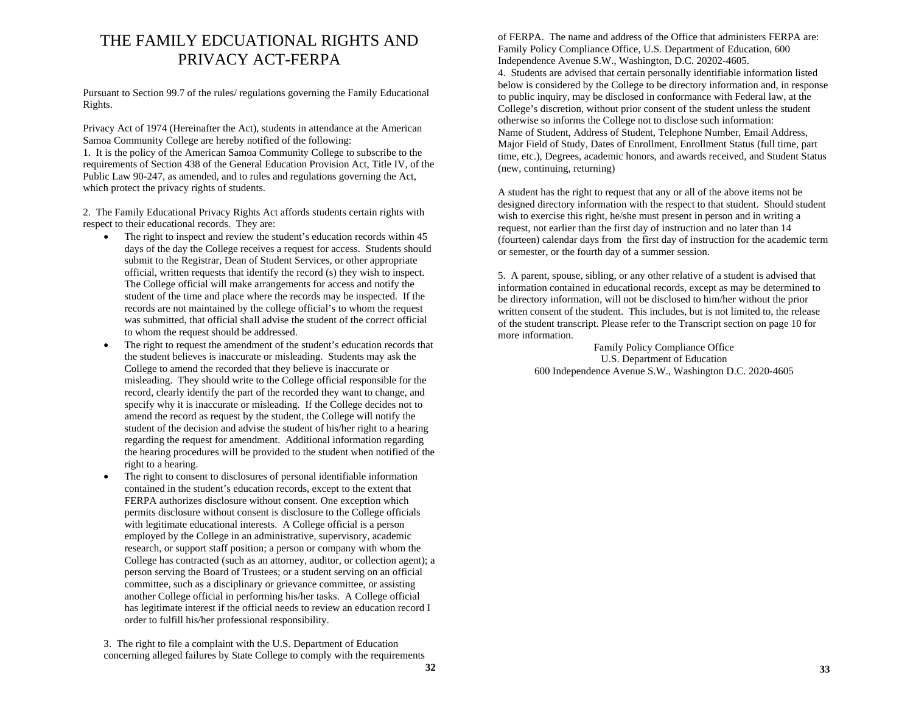# THE FAMILY EDCUATIONAL RIGHTS AND PRIVACY ACT-FERPA

Pursuant to Section 99.7 of the rules/ regulations governing the Family Educational Rights.

Privacy Act of 1974 (Hereinafter the Act), students in attendance at the American Samoa Community College are hereby notified of the following:

1. It is the policy of the American Samoa Community College to subscribe to the requirements of Section 438 of the General Education Provision Act, Title IV, of the Public Law 90-247, as amended, and to rules and regulations governing the Act, which protect the privacy rights of students.

2. The Family Educational Privacy Rights Act affords students certain rights with respect to their educational records. They are:

- The right to inspect and review the student's education records within 45 days of the day the College receives a request for access. Students should submit to the Registrar, Dean of Student Services, or other appropriate official, written requests that identify the record (s) they wish to inspect. The College official will make arrangements for access and notify the student of the time and place where the records may be inspected. If the records are not maintained by the college official's to whom the request was submitted, that official shall advise the student of the correct official to whom the request should be addressed.
- The right to request the amendment of the student's education records that the student believes is inaccurate or misleading. Students may ask the College to amend the recorded that they believe is inaccurate or misleading. They should write to the College official responsible for the record, clearly identify the part of the recorded they want to change, and specify why it is inaccurate or misleading. If the College decides not to amend the record as request by the student, the College will notify the student of the decision and advise the student of his/her right to a hearing regarding the request for amendment. Additional information regarding the hearing procedures will be provided to the student when notified of the right to a hearing.
- The right to consent to disclosures of personal identifiable information contained in the student's education records, except to the extent that FERPA authorizes disclosure without consent. One exception which permits disclosure without consent is disclosure to the College officials with legitimate educational interests. A College official is a person employed by the College in an administrative, supervisory, academic research, or support staff position; a person or company with whom the College has contracted (such as an attorney, auditor, or collection agent); a person serving the Board of Trustees; or a student serving on an official committee, such as a disciplinary or grievance committee, or assisting another College official in performing his/her tasks. A College official has legitimate interest if the official needs to review an education record I order to fulfill his/her professional responsibility.

3. The right to file a complaint with the U.S. Department of Education concerning alleged failures by State College to comply with the requirements of FERPA. The name and address of the Office that administers FERPA are: Family Policy Compliance Office, U.S. Department of Education, 600 Independence Avenue S.W., Washington, D.C. 20202-4605.

4. Students are advised that certain personally identifiable information listed below is considered by the College to be directory information and, in response to public inquiry, may be disclosed in conformance with Federal law, at the College's discretion, without prior consent of the student unless the student otherwise so informs the College not to disclose such information:
Name of Student, Address of Student, Telephone Number, Email Address, Major Field of Study, Dates of Enrollment, Enrollment Status (full time, part time, etc.), Degrees, academic honors, and awards received, and Student Status (new, continuing, returning)

A student has the right to request that any or all of the above items not be designed directory information with the respect to that student. Should student wish to exercise this right, he/she must present in person and in writing a request, not earlier than the first day of instruction and no later than 14 (fourteen) calendar days from the first day of instruction for the academic term or semester, or the fourth day of a summer session.

5. A parent, spouse, sibling, or any other relative of a student is advised that information contained in educational records, except as may be determined to be directory information, will not be disclosed to him/her without the prior written consent of the student. This includes, but is not limited to, the release of the student transcript. Please refer to the Transcript section on page 10 for more information.

Family Policy Compliance Office
U.S. Department of Education
600 Independence Avenue S.W., Washington D.C. 2020-4605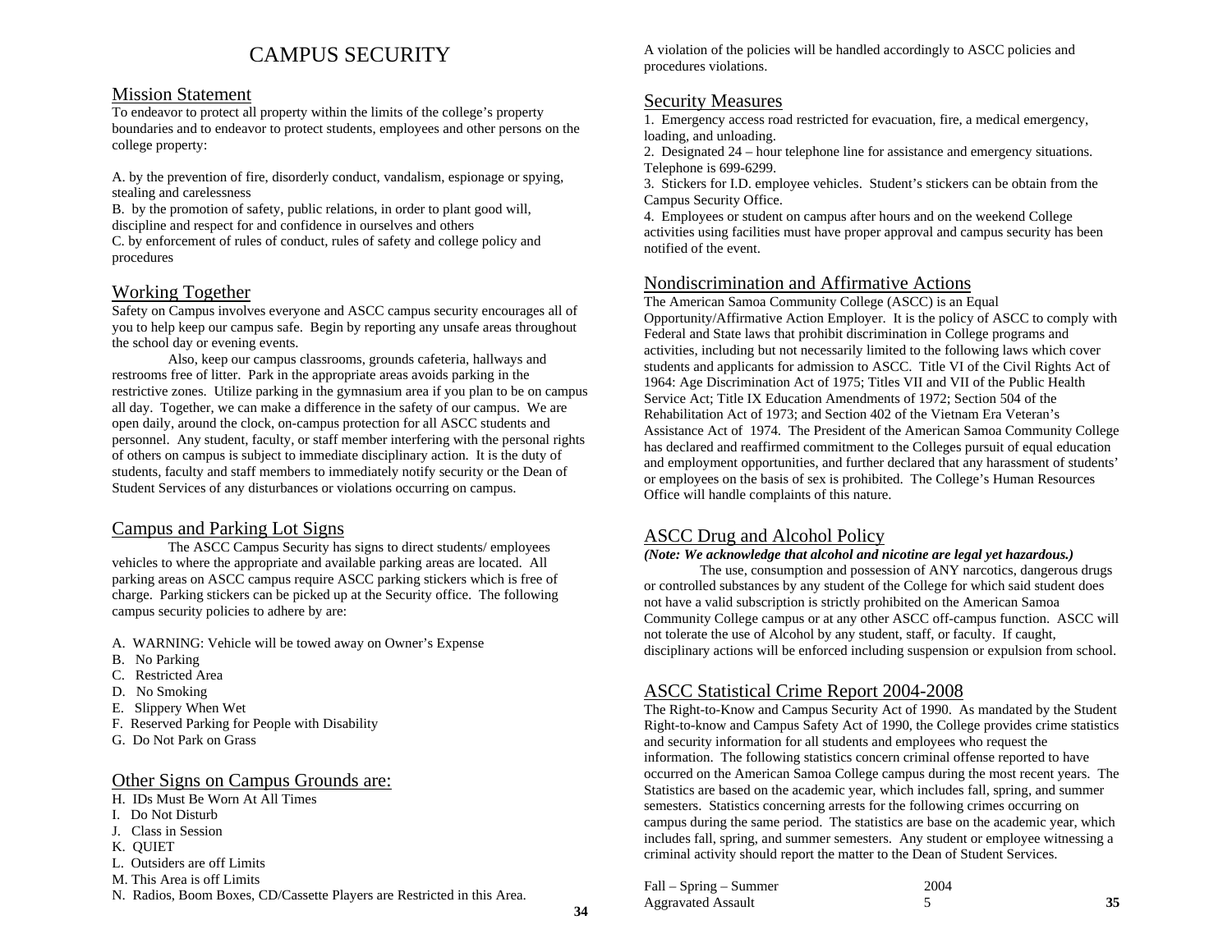# CAMPUS SECURITY

## Mission Statement

To endeavor to protect all property within the limits of the college's property boundaries and to endeavor to protect students, employees and other persons on the college property:

A. by the prevention of fire, disorderly conduct, vandalism, espionage or spying, stealing and carelessness
B. by the promotion of safety, public relations, in order to plant good will, discipline and respect for and confidence in ourselves and others
C. by enforcement of rules of conduct, rules of safety and college policy and procedures

## Working Together

Safety on Campus involves everyone and ASCC campus security encourages all of you to help keep our campus safe. Begin by reporting any unsafe areas throughout the school day or evening events.

Also, keep our campus classrooms, grounds cafeteria, hallways and restrooms free of litter. Park in the appropriate areas avoids parking in the restrictive zones. Utilize parking in the gymnasium area if you plan to be on campus all day. Together, we can make a difference in the safety of our campus. We are open daily, around the clock, on-campus protection for all ASCC students and personnel. Any student, faculty, or staff member interfering with the personal rights of others on campus is subject to immediate disciplinary action. It is the duty of students, faculty and staff members to immediately notify security or the Dean of Student Services of any disturbances or violations occurring on campus.

## Campus and Parking Lot Signs

The ASCC Campus Security has signs to direct students/ employees vehicles to where the appropriate and available parking areas are located. All parking areas on ASCC campus require ASCC parking stickers which is free of charge. Parking stickers can be picked up at the Security office. The following campus security policies to adhere by are:

A. WARNING: Vehicle will be towed away on Owner's Expense
B. No Parking
C. Restricted Area
D. No Smoking
E. Slippery When Wet
F. Reserved Parking for People with Disability
G. Do Not Park on Grass

## Other Signs on Campus Grounds are:

H. IDs Must Be Worn At All Times
I. Do Not Disturb
J. Class in Session
K. QUIET
L. Outsiders are off Limits
M. This Area is off Limits
N. Radios, Boom Boxes, CD/Cassette Players are Restricted in this Area.

A violation of the policies will be handled accordingly to ASCC policies and procedures violations.

## Security Measures

1. Emergency access road restricted for evacuation, fire, a medical emergency, loading, and unloading.
2. Designated 24 – hour telephone line for assistance and emergency situations. Telephone is 699-6299.
3. Stickers for I.D. employee vehicles. Student's stickers can be obtain from the Campus Security Office.
4. Employees or student on campus after hours and on the weekend College activities using facilities must have proper approval and campus security has been notified of the event.

## Nondiscrimination and Affirmative Actions

The American Samoa Community College (ASCC) is an Equal Opportunity/Affirmative Action Employer. It is the policy of ASCC to comply with Federal and State laws that prohibit discrimination in College programs and activities, including but not necessarily limited to the following laws which cover students and applicants for admission to ASCC. Title VI of the Civil Rights Act of 1964: Age Discrimination Act of 1975; Titles VII and VII of the Public Health Service Act; Title IX Education Amendments of 1972; Section 504 of the Rehabilitation Act of 1973; and Section 402 of the Vietnam Era Veteran's Assistance Act of 1974. The President of the American Samoa Community College has declared and reaffirmed commitment to the Colleges pursuit of equal education and employment opportunities, and further declared that any harassment of students' or employees on the basis of sex is prohibited. The College's Human Resources Office will handle complaints of this nature.

## ASCC Drug and Alcohol Policy

***(Note: We acknowledge that alcohol and nicotine are legal yet hazardous.)***

The use, consumption and possession of ANY narcotics, dangerous drugs or controlled substances by any student of the College for which said student does not have a valid subscription is strictly prohibited on the American Samoa Community College campus or at any other ASCC off-campus function. ASCC will not tolerate the use of Alcohol by any student, staff, or faculty. If caught, disciplinary actions will be enforced including suspension or expulsion from school.

## ASCC Statistical Crime Report 2004-2008

The Right-to-Know and Campus Security Act of 1990. As mandated by the Student Right-to-know and Campus Safety Act of 1990, the College provides crime statistics and security information for all students and employees who request the information. The following statistics concern criminal offense reported to have occurred on the American Samoa College campus during the most recent years. The Statistics are based on the academic year, which includes fall, spring, and summer semesters. Statistics concerning arrests for the following crimes occurring on campus during the same period. The statistics are base on the academic year, which includes fall, spring, and summer semesters. Any student or employee witnessing a criminal activity should report the matter to the Dean of Student Services.

| Fall – Spring – Summer | 2004 |
|---|---|
| Aggravated Assault | 5 |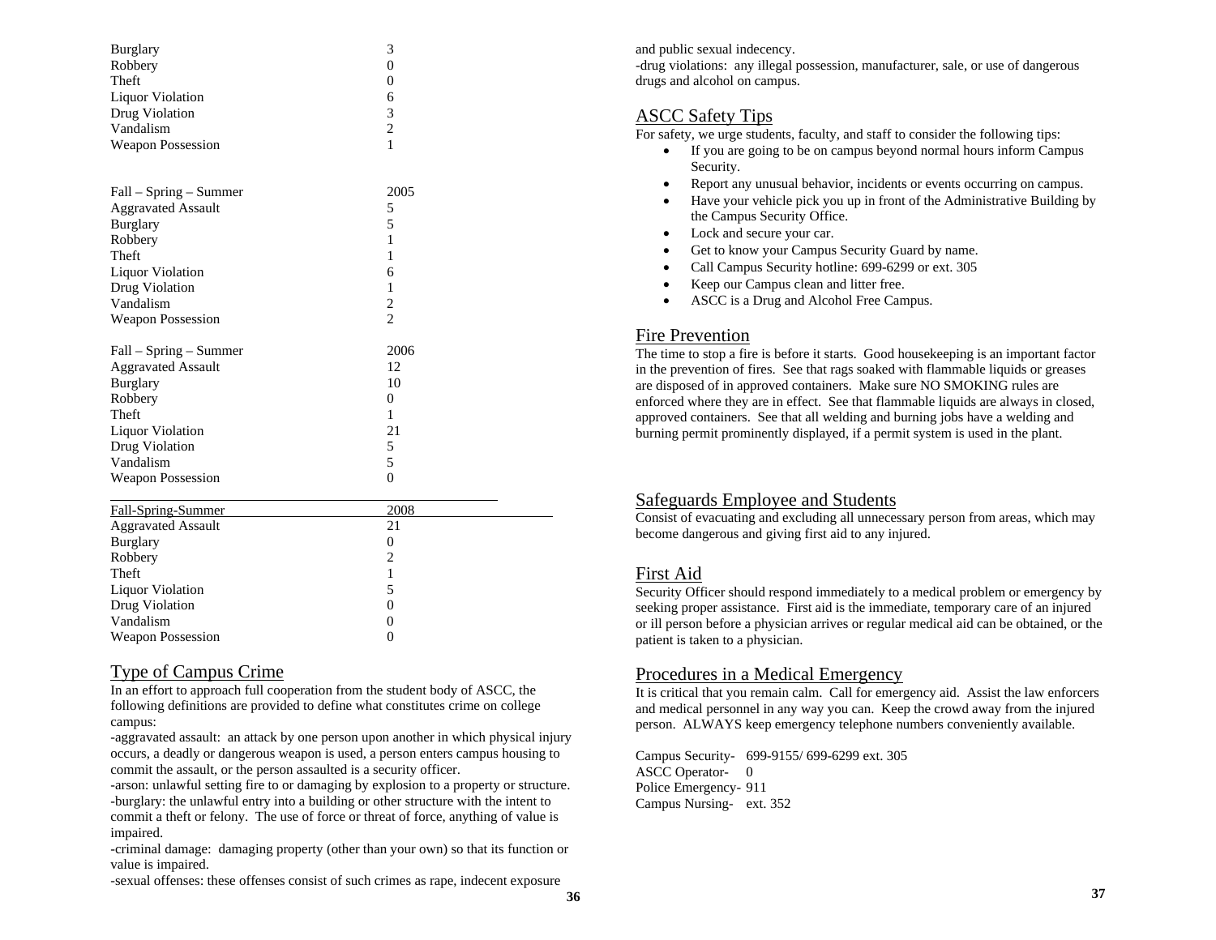| | |
|---|---|
| Burglary | 3 |
| Robbery | 0 |
| Theft | 0 |
| Liquor Violation | 6 |
| Drug Violation | 3 |
| Vandalism | 2 |
| Weapon Possession | 1 |

| Fall – Spring – Summer | 2005 |
|---|---|
| Aggravated Assault | 5 |
| Burglary | 5 |
| Robbery | 1 |
| Theft | 1 |
| Liquor Violation | 6 |
| Drug Violation | 1 |
| Vandalism | 2 |
| Weapon Possession | 2 |

| Fall – Spring – Summer | 2006 |
|---|---|
| Aggravated Assault | 12 |
| Burglary | 10 |
| Robbery | 0 |
| Theft | 1 |
| Liquor Violation | 21 |
| Drug Violation | 5 |
| Vandalism | 5 |
| Weapon Possession | 0 |

| Fall-Spring-Summer | 2008 |
|---|---|
| Aggravated Assault | 21 |
| Burglary | 0 |
| Robbery | 2 |
| Theft | 1 |
| Liquor Violation | 5 |
| Drug Violation | 0 |
| Vandalism | 0 |
| Weapon Possession | 0 |

## Type of Campus Crime

In an effort to approach full cooperation from the student body of ASCC, the following definitions are provided to define what constitutes crime on college campus:

-aggravated assault: an attack by one person upon another in which physical injury occurs, a deadly or dangerous weapon is used, a person enters campus housing to commit the assault, or the person assaulted is a security officer.

-arson: unlawful setting fire to or damaging by explosion to a property or structure.

-burglary: the unlawful entry into a building or other structure with the intent to commit a theft or felony. The use of force or threat of force, anything of value is impaired.

-criminal damage: damaging property (other than your own) so that its function or value is impaired.

-sexual offenses: these offenses consist of such crimes as rape, indecent exposure and public sexual indecency.

-drug violations: any illegal possession, manufacturer, sale, or use of dangerous drugs and alcohol on campus.

## ASCC Safety Tips

For safety, we urge students, faculty, and staff to consider the following tips:

- If you are going to be on campus beyond normal hours inform Campus Security.
- Report any unusual behavior, incidents or events occurring on campus.
- Have your vehicle pick you up in front of the Administrative Building by the Campus Security Office.
- Lock and secure your car.
- Get to know your Campus Security Guard by name.
- Call Campus Security hotline: 699-6299 or ext. 305
- Keep our Campus clean and litter free.
- ASCC is a Drug and Alcohol Free Campus.

## Fire Prevention

The time to stop a fire is before it starts. Good housekeeping is an important factor in the prevention of fires. See that rags soaked with flammable liquids or greases are disposed of in approved containers. Make sure NO SMOKING rules are enforced where they are in effect. See that flammable liquids are always in closed, approved containers. See that all welding and burning jobs have a welding and burning permit prominently displayed, if a permit system is used in the plant.

## Safeguards Employee and Students

Consist of evacuating and excluding all unnecessary person from areas, which may become dangerous and giving first aid to any injured.

## First Aid

Security Officer should respond immediately to a medical problem or emergency by seeking proper assistance. First aid is the immediate, temporary care of an injured or ill person before a physician arrives or regular medical aid can be obtained, or the patient is taken to a physician.

## Procedures in a Medical Emergency

It is critical that you remain calm. Call for emergency aid. Assist the law enforcers and medical personnel in any way you can. Keep the crowd away from the injured person. ALWAYS keep emergency telephone numbers conveniently available.

Campus Security- 699-9155/ 699-6299 ext. 305
ASCC Operator- 0
Police Emergency- 911
Campus Nursing- ext. 352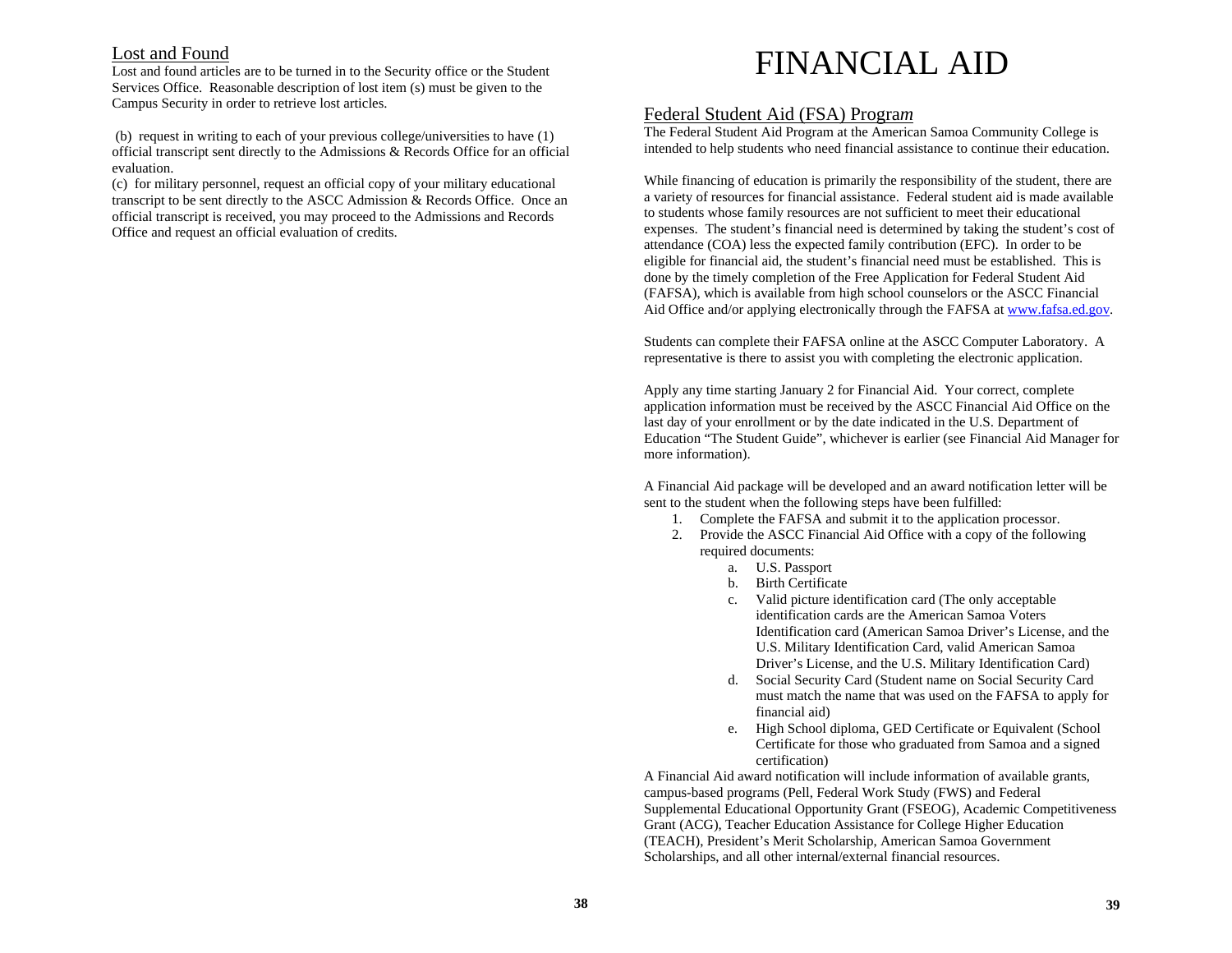## Lost and Found

Lost and found articles are to be turned in to the Security office or the Student Services Office. Reasonable description of lost item (s) must be given to the Campus Security in order to retrieve lost articles.

(b) request in writing to each of your previous college/universities to have (1) official transcript sent directly to the Admissions & Records Office for an official evaluation.

(c) for military personnel, request an official copy of your military educational transcript to be sent directly to the ASCC Admission & Records Office. Once an official transcript is received, you may proceed to the Admissions and Records Office and request an official evaluation of credits.

# FINANCIAL AID

## Federal Student Aid (FSA) Progra*m*

The Federal Student Aid Program at the American Samoa Community College is intended to help students who need financial assistance to continue their education.

While financing of education is primarily the responsibility of the student, there are a variety of resources for financial assistance. Federal student aid is made available to students whose family resources are not sufficient to meet their educational expenses. The student's financial need is determined by taking the student's cost of attendance (COA) less the expected family contribution (EFC). In order to be eligible for financial aid, the student's financial need must be established. This is done by the timely completion of the Free Application for Federal Student Aid (FAFSA), which is available from high school counselors or the ASCC Financial Aid Office and/or applying electronically through the FAFSA at www.fafsa.ed.gov.

Students can complete their FAFSA online at the ASCC Computer Laboratory. A representative is there to assist you with completing the electronic application.

Apply any time starting January 2 for Financial Aid. Your correct, complete application information must be received by the ASCC Financial Aid Office on the last day of your enrollment or by the date indicated in the U.S. Department of Education "The Student Guide", whichever is earlier (see Financial Aid Manager for more information).

A Financial Aid package will be developed and an award notification letter will be sent to the student when the following steps have been fulfilled:

1. Complete the FAFSA and submit it to the application processor.
2. Provide the ASCC Financial Aid Office with a copy of the following required documents:
   a. U.S. Passport
   b. Birth Certificate
   c. Valid picture identification card (The only acceptable identification cards are the American Samoa Voters Identification card (American Samoa Driver's License, and the U.S. Military Identification Card, valid American Samoa Driver's License, and the U.S. Military Identification Card)
   d. Social Security Card (Student name on Social Security Card must match the name that was used on the FAFSA to apply for financial aid)
   e. High School diploma, GED Certificate or Equivalent (School Certificate for those who graduated from Samoa and a signed certification)

A Financial Aid award notification will include information of available grants, campus-based programs (Pell, Federal Work Study (FWS) and Federal Supplemental Educational Opportunity Grant (FSEOG), Academic Competitiveness Grant (ACG), Teacher Education Assistance for College Higher Education (TEACH), President's Merit Scholarship, American Samoa Government Scholarships, and all other internal/external financial resources.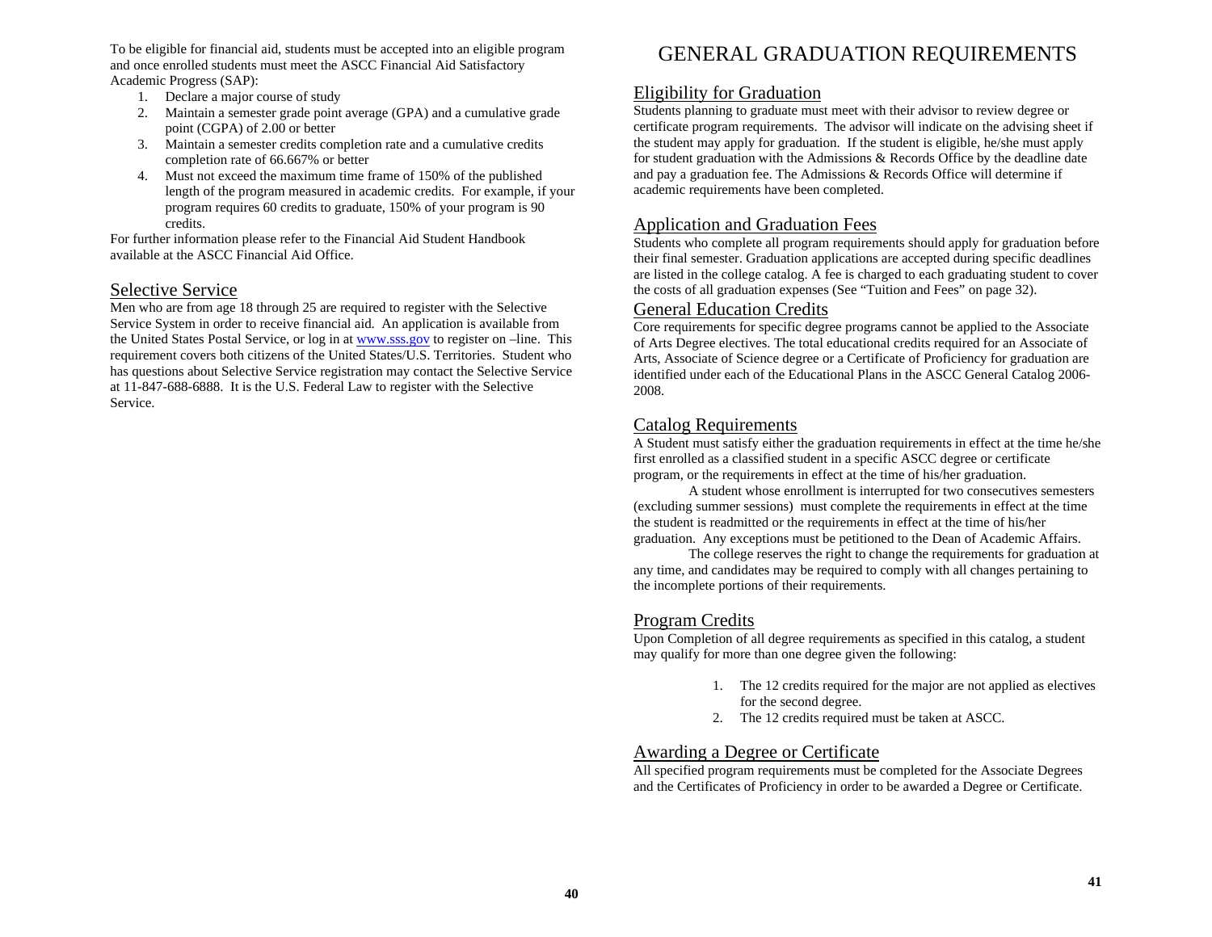To be eligible for financial aid, students must be accepted into an eligible program and once enrolled students must meet the ASCC Financial Aid Satisfactory Academic Progress (SAP):

1. Declare a major course of study
2. Maintain a semester grade point average (GPA) and a cumulative grade point (CGPA) of 2.00 or better
3. Maintain a semester credits completion rate and a cumulative credits completion rate of 66.667% or better
4. Must not exceed the maximum time frame of 150% of the published length of the program measured in academic credits. For example, if your program requires 60 credits to graduate, 150% of your program is 90 credits.

For further information please refer to the Financial Aid Student Handbook available at the ASCC Financial Aid Office.

## Selective Service

Men who are from age 18 through 25 are required to register with the Selective Service System in order to receive financial aid. An application is available from the United States Postal Service, or log in at www.sss.gov to register on –line. This requirement covers both citizens of the United States/U.S. Territories. Student who has questions about Selective Service registration may contact the Selective Service at 11-847-688-6888. It is the U.S. Federal Law to register with the Selective Service.

# GENERAL GRADUATION REQUIREMENTS

## Eligibility for Graduation

Students planning to graduate must meet with their advisor to review degree or certificate program requirements. The advisor will indicate on the advising sheet if the student may apply for graduation. If the student is eligible, he/she must apply for student graduation with the Admissions & Records Office by the deadline date and pay a graduation fee. The Admissions & Records Office will determine if academic requirements have been completed.

## Application and Graduation Fees

Students who complete all program requirements should apply for graduation before their final semester. Graduation applications are accepted during specific deadlines are listed in the college catalog. A fee is charged to each graduating student to cover the costs of all graduation expenses (See "Tuition and Fees" on page 32).

## General Education Credits

Core requirements for specific degree programs cannot be applied to the Associate of Arts Degree electives. The total educational credits required for an Associate of Arts, Associate of Science degree or a Certificate of Proficiency for graduation are identified under each of the Educational Plans in the ASCC General Catalog 2006-2008.

## Catalog Requirements

A Student must satisfy either the graduation requirements in effect at the time he/she first enrolled as a classified student in a specific ASCC degree or certificate program, or the requirements in effect at the time of his/her graduation.

A student whose enrollment is interrupted for two consecutives semesters (excluding summer sessions) must complete the requirements in effect at the time the student is readmitted or the requirements in effect at the time of his/her graduation. Any exceptions must be petitioned to the Dean of Academic Affairs.

The college reserves the right to change the requirements for graduation at any time, and candidates may be required to comply with all changes pertaining to the incomplete portions of their requirements.

## Program Credits

Upon Completion of all degree requirements as specified in this catalog, a student may qualify for more than one degree given the following:

1. The 12 credits required for the major are not applied as electives for the second degree.
2. The 12 credits required must be taken at ASCC.

## Awarding a Degree or Certificate

All specified program requirements must be completed for the Associate Degrees and the Certificates of Proficiency in order to be awarded a Degree or Certificate.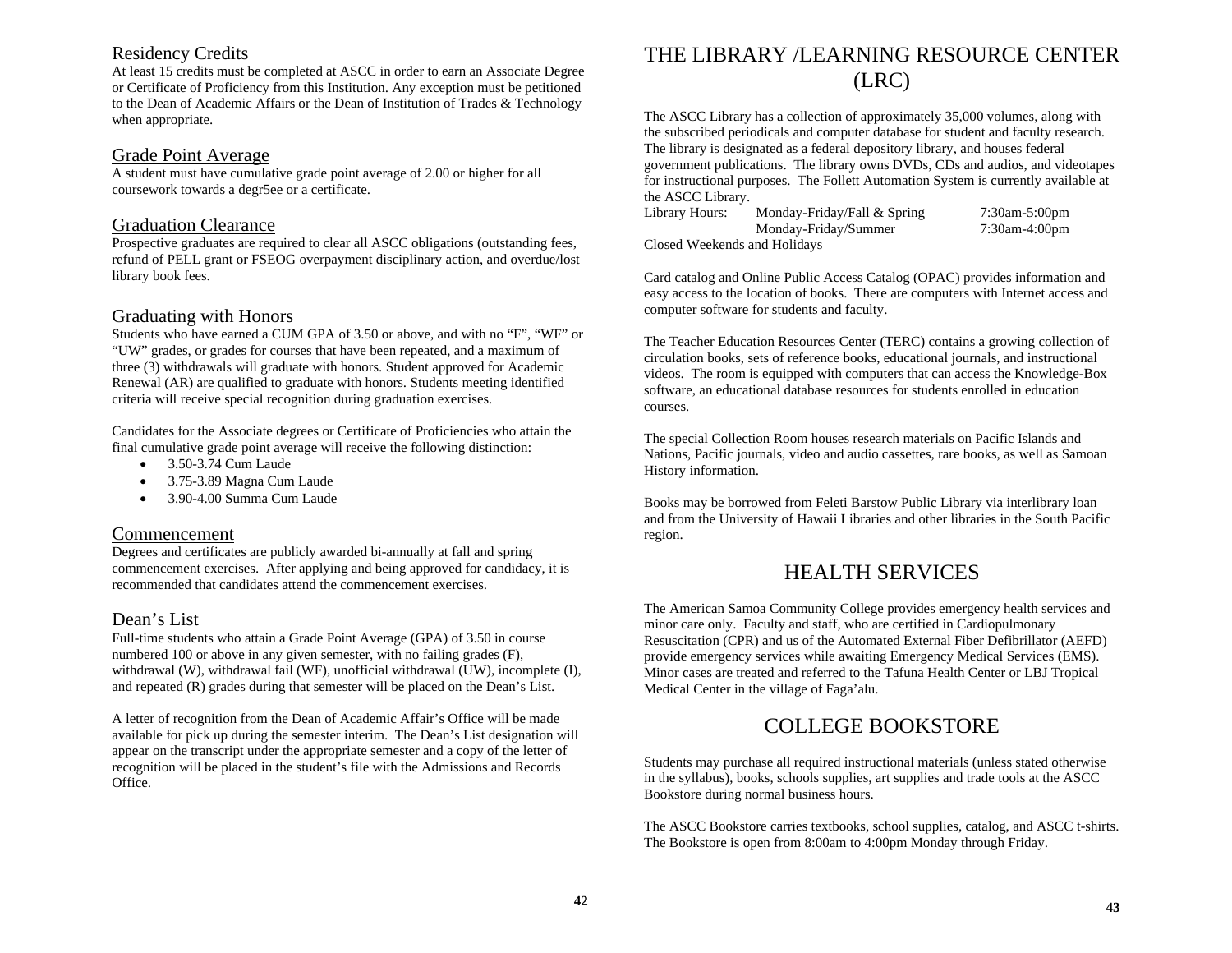## Residency Credits

At least 15 credits must be completed at ASCC in order to earn an Associate Degree or Certificate of Proficiency from this Institution. Any exception must be petitioned to the Dean of Academic Affairs or the Dean of Institution of Trades & Technology when appropriate.

## Grade Point Average

A student must have cumulative grade point average of 2.00 or higher for all coursework towards a degr5ee or a certificate.

## Graduation Clearance

Prospective graduates are required to clear all ASCC obligations (outstanding fees, refund of PELL grant or FSEOG overpayment disciplinary action, and overdue/lost library book fees.

## Graduating with Honors

Students who have earned a CUM GPA of 3.50 or above, and with no "F", "WF" or "UW" grades, or grades for courses that have been repeated, and a maximum of three (3) withdrawals will graduate with honors. Student approved for Academic Renewal (AR) are qualified to graduate with honors. Students meeting identified criteria will receive special recognition during graduation exercises.

Candidates for the Associate degrees or Certificate of Proficiencies who attain the final cumulative grade point average will receive the following distinction:

- 3.50-3.74 Cum Laude
- 3.75-3.89 Magna Cum Laude
- 3.90-4.00 Summa Cum Laude

## Commencement

Degrees and certificates are publicly awarded bi-annually at fall and spring commencement exercises. After applying and being approved for candidacy, it is recommended that candidates attend the commencement exercises.

## Dean's List

Full-time students who attain a Grade Point Average (GPA) of 3.50 in course numbered 100 or above in any given semester, with no failing grades (F), withdrawal (W), withdrawal fail (WF), unofficial withdrawal (UW), incomplete (I), and repeated (R) grades during that semester will be placed on the Dean's List.

A letter of recognition from the Dean of Academic Affair's Office will be made available for pick up during the semester interim. The Dean's List designation will appear on the transcript under the appropriate semester and a copy of the letter of recognition will be placed in the student's file with the Admissions and Records Office.

# THE LIBRARY /LEARNING RESOURCE CENTER (LRC)

The ASCC Library has a collection of approximately 35,000 volumes, along with the subscribed periodicals and computer database for student and faculty research. The library is designated as a federal depository library, and houses federal government publications. The library owns DVDs, CDs and audios, and videotapes for instructional purposes. The Follett Automation System is currently available at the ASCC Library.

| Library Hours: | Monday-Friday/Fall & Spring | 7:30am-5:00pm |
|---|---|---|
| | Monday-Friday/Summer | 7:30am-4:00pm |

Closed Weekends and Holidays

Card catalog and Online Public Access Catalog (OPAC) provides information and easy access to the location of books. There are computers with Internet access and computer software for students and faculty.

The Teacher Education Resources Center (TERC) contains a growing collection of circulation books, sets of reference books, educational journals, and instructional videos. The room is equipped with computers that can access the Knowledge-Box software, an educational database resources for students enrolled in education courses.

The special Collection Room houses research materials on Pacific Islands and Nations, Pacific journals, video and audio cassettes, rare books, as well as Samoan History information.

Books may be borrowed from Feleti Barstow Public Library via interlibrary loan and from the University of Hawaii Libraries and other libraries in the South Pacific region.

# HEALTH SERVICES

The American Samoa Community College provides emergency health services and minor care only. Faculty and staff, who are certified in Cardiopulmonary Resuscitation (CPR) and us of the Automated External Fiber Defibrillator (AEFD) provide emergency services while awaiting Emergency Medical Services (EMS). Minor cases are treated and referred to the Tafuna Health Center or LBJ Tropical Medical Center in the village of Faga'alu.

# COLLEGE BOOKSTORE

Students may purchase all required instructional materials (unless stated otherwise in the syllabus), books, schools supplies, art supplies and trade tools at the ASCC Bookstore during normal business hours.

The ASCC Bookstore carries textbooks, school supplies, catalog, and ASCC t-shirts. The Bookstore is open from 8:00am to 4:00pm Monday through Friday.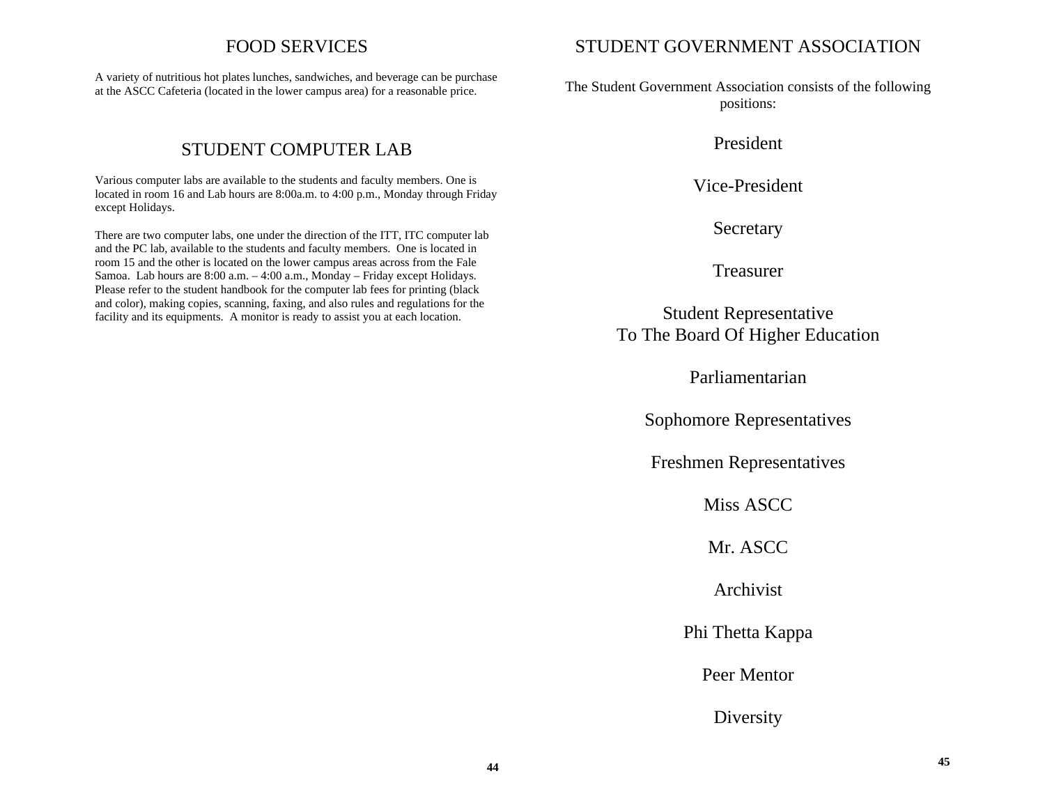## FOOD SERVICES

A variety of nutritious hot plates lunches, sandwiches, and beverage can be purchase at the ASCC Cafeteria (located in the lower campus area) for a reasonable price.

## STUDENT COMPUTER LAB

Various computer labs are available to the students and faculty members. One is located in room 16 and Lab hours are 8:00a.m. to 4:00 p.m., Monday through Friday except Holidays.

There are two computer labs, one under the direction of the ITT, ITC computer lab and the PC lab, available to the students and faculty members. One is located in room 15 and the other is located on the lower campus areas across from the Fale Samoa. Lab hours are 8:00 a.m. – 4:00 a.m., Monday – Friday except Holidays. Please refer to the student handbook for the computer lab fees for printing (black and color), making copies, scanning, faxing, and also rules and regulations for the facility and its equipments. A monitor is ready to assist you at each location.

## STUDENT GOVERNMENT ASSOCIATION

The Student Government Association consists of the following positions:

President

Vice-President

Secretary

Treasurer

Student Representative
To The Board Of Higher Education

Parliamentarian

Sophomore Representatives

Freshmen Representatives

Miss ASCC

Mr. ASCC

Archivist

Phi Thetta Kappa

Peer Mentor

Diversity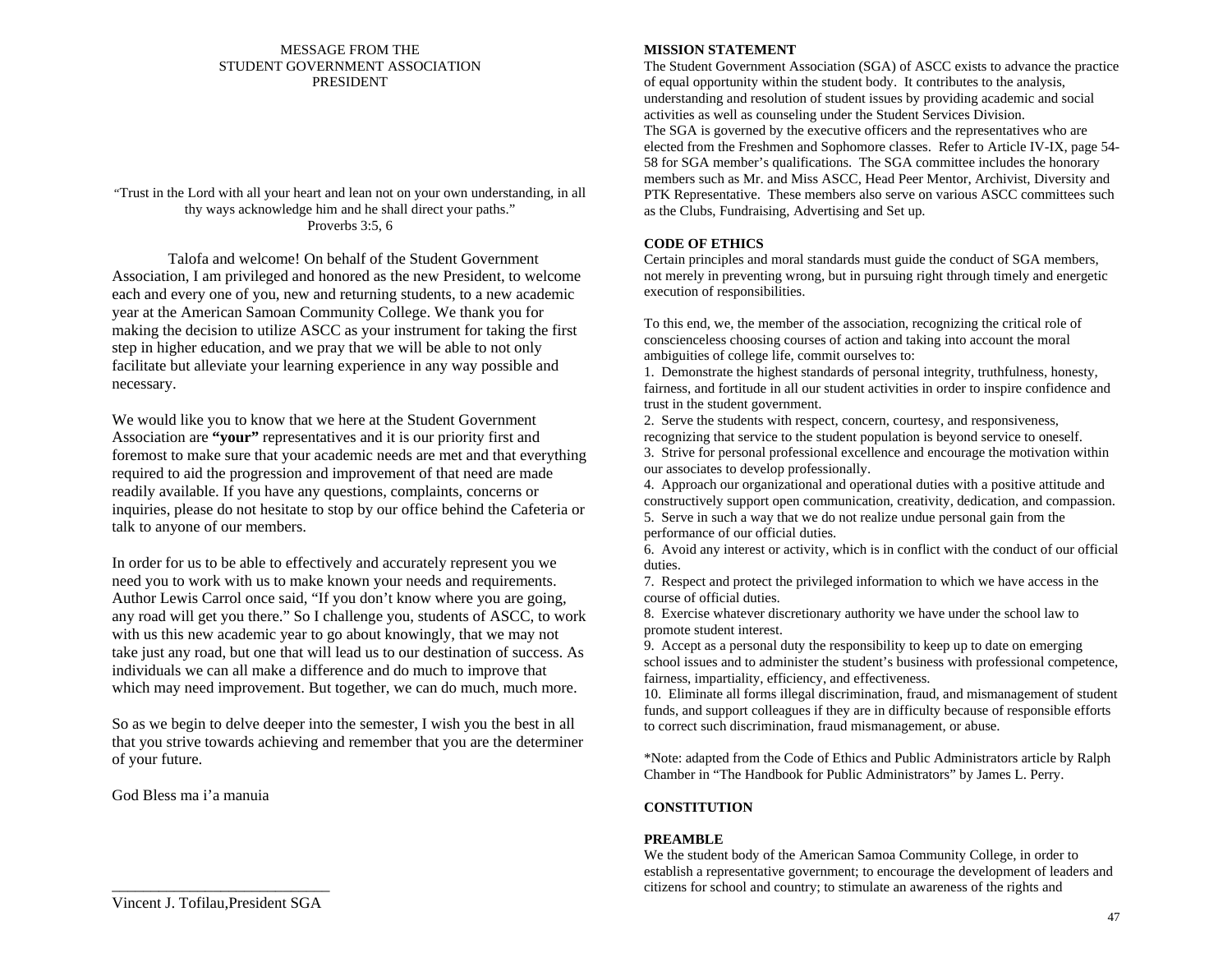MESSAGE FROM THE
STUDENT GOVERNMENT ASSOCIATION
PRESIDENT

"Trust in the Lord with all your heart and lean not on your own understanding, in all thy ways acknowledge him and he shall direct your paths."
Proverbs 3:5, 6

Talofa and welcome! On behalf of the Student Government Association, I am privileged and honored as the new President, to welcome each and every one of you, new and returning students, to a new academic year at the American Samoan Community College. We thank you for making the decision to utilize ASCC as your instrument for taking the first step in higher education, and we pray that we will be able to not only facilitate but alleviate your learning experience in any way possible and necessary.

We would like you to know that we here at the Student Government Association are **"your"** representatives and it is our priority first and foremost to make sure that your academic needs are met and that everything required to aid the progression and improvement of that need are made readily available. If you have any questions, complaints, concerns or inquiries, please do not hesitate to stop by our office behind the Cafeteria or talk to anyone of our members.

In order for us to be able to effectively and accurately represent you we need you to work with us to make known your needs and requirements. Author Lewis Carrol once said, "If you don't know where you are going, any road will get you there." So I challenge you, students of ASCC, to work with us this new academic year to go about knowingly, that we may not take just any road, but one that will lead us to our destination of success. As individuals we can all make a difference and do much to improve that which may need improvement. But together, we can do much, much more.

So as we begin to delve deeper into the semester, I wish you the best in all that you strive towards achieving and remember that you are the determiner of your future.

God Bless ma i'a manuia

___________________________
Vincent J. Tofilau,President SGA

**MISSION STATEMENT**

The Student Government Association (SGA) of ASCC exists to advance the practice of equal opportunity within the student body. It contributes to the analysis, understanding and resolution of student issues by providing academic and social activities as well as counseling under the Student Services Division.
The SGA is governed by the executive officers and the representatives who are elected from the Freshmen and Sophomore classes. Refer to Article IV-IX, page 54-58 for SGA member's qualifications. The SGA committee includes the honorary members such as Mr. and Miss ASCC, Head Peer Mentor, Archivist, Diversity and PTK Representative. These members also serve on various ASCC committees such as the Clubs, Fundraising, Advertising and Set up.

**CODE OF ETHICS**

Certain principles and moral standards must guide the conduct of SGA members, not merely in preventing wrong, but in pursuing right through timely and energetic execution of responsibilities.

To this end, we, the member of the association, recognizing the critical role of conscienceless choosing courses of action and taking into account the moral ambiguities of college life, commit ourselves to:

1. Demonstrate the highest standards of personal integrity, truthfulness, honesty, fairness, and fortitude in all our student activities in order to inspire confidence and trust in the student government.
2. Serve the students with respect, concern, courtesy, and responsiveness, recognizing that service to the student population is beyond service to oneself.
3. Strive for personal professional excellence and encourage the motivation within our associates to develop professionally.
4. Approach our organizational and operational duties with a positive attitude and constructively support open communication, creativity, dedication, and compassion.
5. Serve in such a way that we do not realize undue personal gain from the performance of our official duties.
6. Avoid any interest or activity, which is in conflict with the conduct of our official duties.
7. Respect and protect the privileged information to which we have access in the course of official duties.
8. Exercise whatever discretionary authority we have under the school law to promote student interest.
9. Accept as a personal duty the responsibility to keep up to date on emerging school issues and to administer the student's business with professional competence, fairness, impartiality, efficiency, and effectiveness.
10. Eliminate all forms illegal discrimination, fraud, and mismanagement of student funds, and support colleagues if they are in difficulty because of responsible efforts to correct such discrimination, fraud mismanagement, or abuse.

*Note: adapted from the Code of Ethics and Public Administrators article by Ralph Chamber in "The Handbook for Public Administrators" by James L. Perry.

**CONSTITUTION**

**PREAMBLE**

We the student body of the American Samoa Community College, in order to establish a representative government; to encourage the development of leaders and citizens for school and country; to stimulate an awareness of the rights and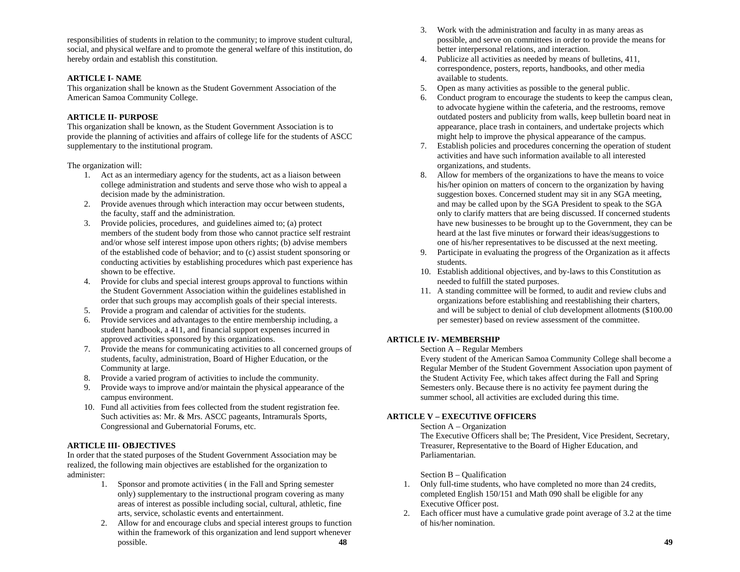responsibilities of students in relation to the community; to improve student cultural, social, and physical welfare and to promote the general welfare of this institution, do hereby ordain and establish this constitution.

**ARTICLE I- NAME**

This organization shall be known as the Student Government Association of the American Samoa Community College.

**ARTICLE II- PURPOSE**

This organization shall be known, as the Student Government Association is to provide the planning of activities and affairs of college life for the students of ASCC supplementary to the institutional program.

The organization will:

1. Act as an intermediary agency for the students, act as a liaison between college administration and students and serve those who wish to appeal a decision made by the administration.
2. Provide avenues through which interaction may occur between students, the faculty, staff and the administration.
3. Provide policies, procedures, and guidelines aimed to; (a) protect members of the student body from those who cannot practice self restraint and/or whose self interest impose upon others rights; (b) advise members of the established code of behavior; and to (c) assist student sponsoring or conducting activities by establishing procedures which past experience has shown to be effective.
4. Provide for clubs and special interest groups approval to functions within the Student Government Association within the guidelines established in order that such groups may accomplish goals of their special interests.
5. Provide a program and calendar of activities for the students.
6. Provide services and advantages to the entire membership including, a student handbook, a 411, and financial support expenses incurred in approved activities sponsored by this organizations.
7. Provide the means for communicating activities to all concerned groups of students, faculty, administration, Board of Higher Education, or the Community at large.
8. Provide a varied program of activities to include the community.
9. Provide ways to improve and/or maintain the physical appearance of the campus environment.
10. Fund all activities from fees collected from the student registration fee. Such activities as: Mr. & Mrs. ASCC pageants, Intramurals Sports, Congressional and Gubernatorial Forums, etc.

**ARTICLE III- OBJECTIVES**

In order that the stated purposes of the Student Government Association may be realized, the following main objectives are established for the organization to administer:

1. Sponsor and promote activities ( in the Fall and Spring semester only) supplementary to the instructional program covering as many areas of interest as possible including social, cultural, athletic, fine arts, service, scholastic events and entertainment.
2. Allow for and encourage clubs and special interest groups to function within the framework of this organization and lend support whenever possible.
3. Work with the administration and faculty in as many areas as possible, and serve on committees in order to provide the means for better interpersonal relations, and interaction.
4. Publicize all activities as needed by means of bulletins, 411, correspondence, posters, reports, handbooks, and other media available to students.
5. Open as many activities as possible to the general public.
6. Conduct program to encourage the students to keep the campus clean, to advocate hygiene within the cafeteria, and the restrooms, remove outdated posters and publicity from walls, keep bulletin board neat in appearance, place trash in containers, and undertake projects which might help to improve the physical appearance of the campus.
7. Establish policies and procedures concerning the operation of student activities and have such information available to all interested organizations, and students.
8. Allow for members of the organizations to have the means to voice his/her opinion on matters of concern to the organization by having suggestion boxes. Concerned student may sit in any SGA meeting, and may be called upon by the SGA President to speak to the SGA only to clarify matters that are being discussed. If concerned students have new businesses to be brought up to the Government, they can be heard at the last five minutes or forward their ideas/suggestions to one of his/her representatives to be discussed at the next meeting.
9. Participate in evaluating the progress of the Organization as it affects students.
10. Establish additional objectives, and by-laws to this Constitution as needed to fulfill the stated purposes.
11. A standing committee will be formed, to audit and review clubs and organizations before establishing and reestablishing their charters, and will be subject to denial of club development allotments ($100.00 per semester) based on review assessment of the committee.

**ARTICLE IV- MEMBERSHIP**

Section A – Regular Members

Every student of the American Samoa Community College shall become a Regular Member of the Student Government Association upon payment of the Student Activity Fee, which takes affect during the Fall and Spring Semesters only. Because there is no activity fee payment during the summer school, all activities are excluded during this time.

**ARTICLE V – EXECUTIVE OFFICERS**

Section A – Organization

The Executive Officers shall be; The President, Vice President, Secretary, Treasurer, Representative to the Board of Higher Education, and Parliamentarian.

Section B – Qualification

1. Only full-time students, who have completed no more than 24 credits, completed English 150/151 and Math 090 shall be eligible for any Executive Officer post.
2. Each officer must have a cumulative grade point average of 3.2 at the time of his/her nomination.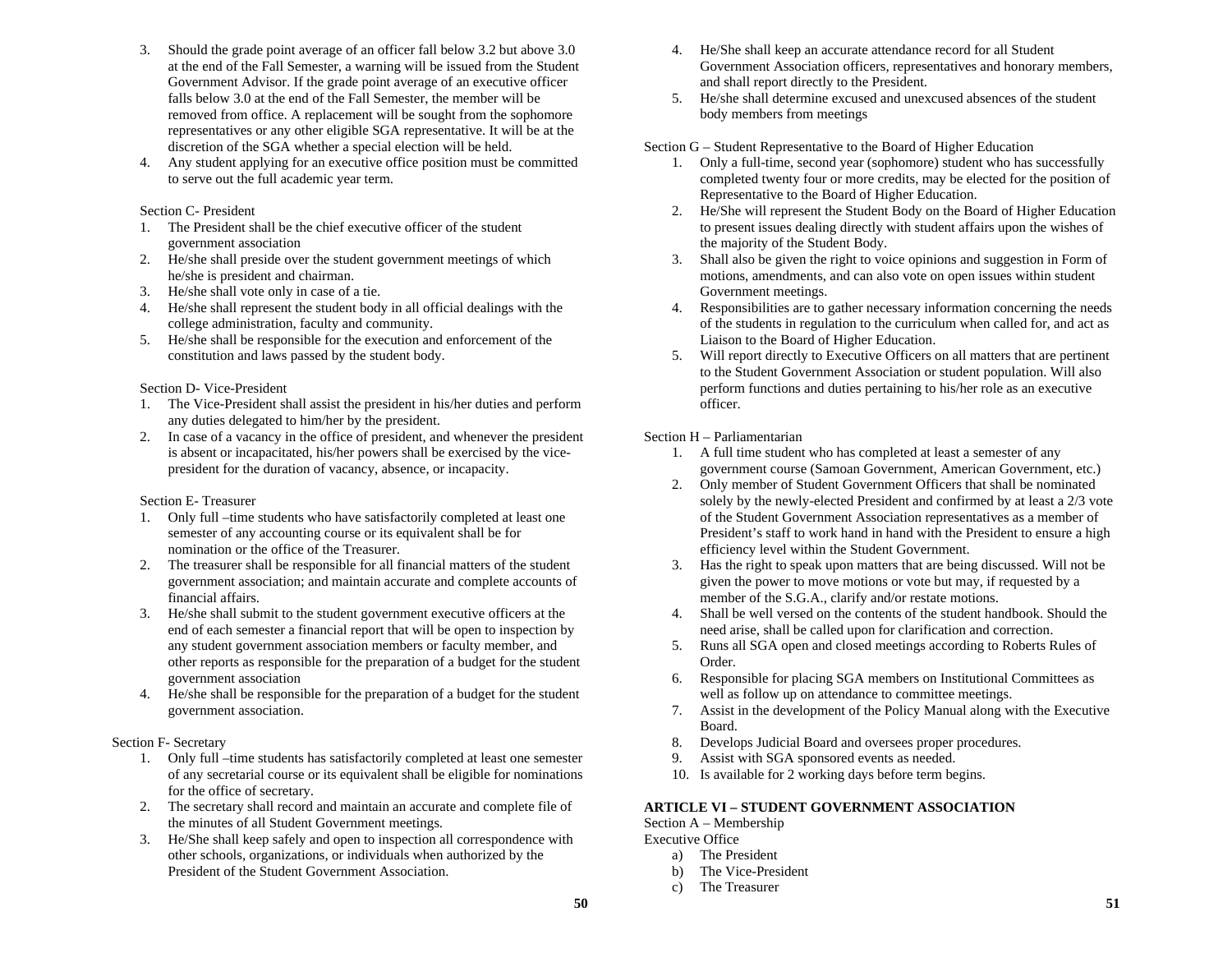3. Should the grade point average of an officer fall below 3.2 but above 3.0 at the end of the Fall Semester, a warning will be issued from the Student Government Advisor. If the grade point average of an executive officer falls below 3.0 at the end of the Fall Semester, the member will be removed from office. A replacement will be sought from the sophomore representatives or any other eligible SGA representative. It will be at the discretion of the SGA whether a special election will be held.
4. Any student applying for an executive office position must be committed to serve out the full academic year term.

Section C- President

1. The President shall be the chief executive officer of the student government association
2. He/she shall preside over the student government meetings of which he/she is president and chairman.
3. He/she shall vote only in case of a tie.
4. He/she shall represent the student body in all official dealings with the college administration, faculty and community.
5. He/she shall be responsible for the execution and enforcement of the constitution and laws passed by the student body.

Section D- Vice-President

1. The Vice-President shall assist the president in his/her duties and perform any duties delegated to him/her by the president.
2. In case of a vacancy in the office of president, and whenever the president is absent or incapacitated, his/her powers shall be exercised by the vice-president for the duration of vacancy, absence, or incapacity.

Section E- Treasurer

1. Only full –time students who have satisfactorily completed at least one semester of any accounting course or its equivalent shall be for nomination or the office of the Treasurer.
2. The treasurer shall be responsible for all financial matters of the student government association; and maintain accurate and complete accounts of financial affairs.
3. He/she shall submit to the student government executive officers at the end of each semester a financial report that will be open to inspection by any student government association members or faculty member, and other reports as responsible for the preparation of a budget for the student government association
4. He/she shall be responsible for the preparation of a budget for the student government association.

Section F- Secretary

1. Only full –time students has satisfactorily completed at least one semester of any secretarial course or its equivalent shall be eligible for nominations for the office of secretary.
2. The secretary shall record and maintain an accurate and complete file of the minutes of all Student Government meetings.
3. He/She shall keep safely and open to inspection all correspondence with other schools, organizations, or individuals when authorized by the President of the Student Government Association.
4. He/She shall keep an accurate attendance record for all Student Government Association officers, representatives and honorary members, and shall report directly to the President.
5. He/she shall determine excused and unexcused absences of the student body members from meetings

Section G – Student Representative to the Board of Higher Education

1. Only a full-time, second year (sophomore) student who has successfully completed twenty four or more credits, may be elected for the position of Representative to the Board of Higher Education.
2. He/She will represent the Student Body on the Board of Higher Education to present issues dealing directly with student affairs upon the wishes of the majority of the Student Body.
3. Shall also be given the right to voice opinions and suggestion in Form of motions, amendments, and can also vote on open issues within student Government meetings.
4. Responsibilities are to gather necessary information concerning the needs of the students in regulation to the curriculum when called for, and act as Liaison to the Board of Higher Education.
5. Will report directly to Executive Officers on all matters that are pertinent to the Student Government Association or student population. Will also perform functions and duties pertaining to his/her role as an executive officer.

Section H – Parliamentarian

1. A full time student who has completed at least a semester of any government course (Samoan Government, American Government, etc.)
2. Only member of Student Government Officers that shall be nominated solely by the newly-elected President and confirmed by at least a 2/3 vote of the Student Government Association representatives as a member of President's staff to work hand in hand with the President to ensure a high efficiency level within the Student Government.
3. Has the right to speak upon matters that are being discussed. Will not be given the power to move motions or vote but may, if requested by a member of the S.G.A., clarify and/or restate motions.
4. Shall be well versed on the contents of the student handbook. Should the need arise, shall be called upon for clarification and correction.
5. Runs all SGA open and closed meetings according to Roberts Rules of Order.
6. Responsible for placing SGA members on Institutional Committees as well as follow up on attendance to committee meetings.
7. Assist in the development of the Policy Manual along with the Executive Board.
8. Develops Judicial Board and oversees proper procedures.
9. Assist with SGA sponsored events as needed.
10. Is available for 2 working days before term begins.

**ARTICLE VI – STUDENT GOVERNMENT ASSOCIATION**

Section A – Membership

Executive Office

a) The President
b) The Vice-President
c) The Treasurer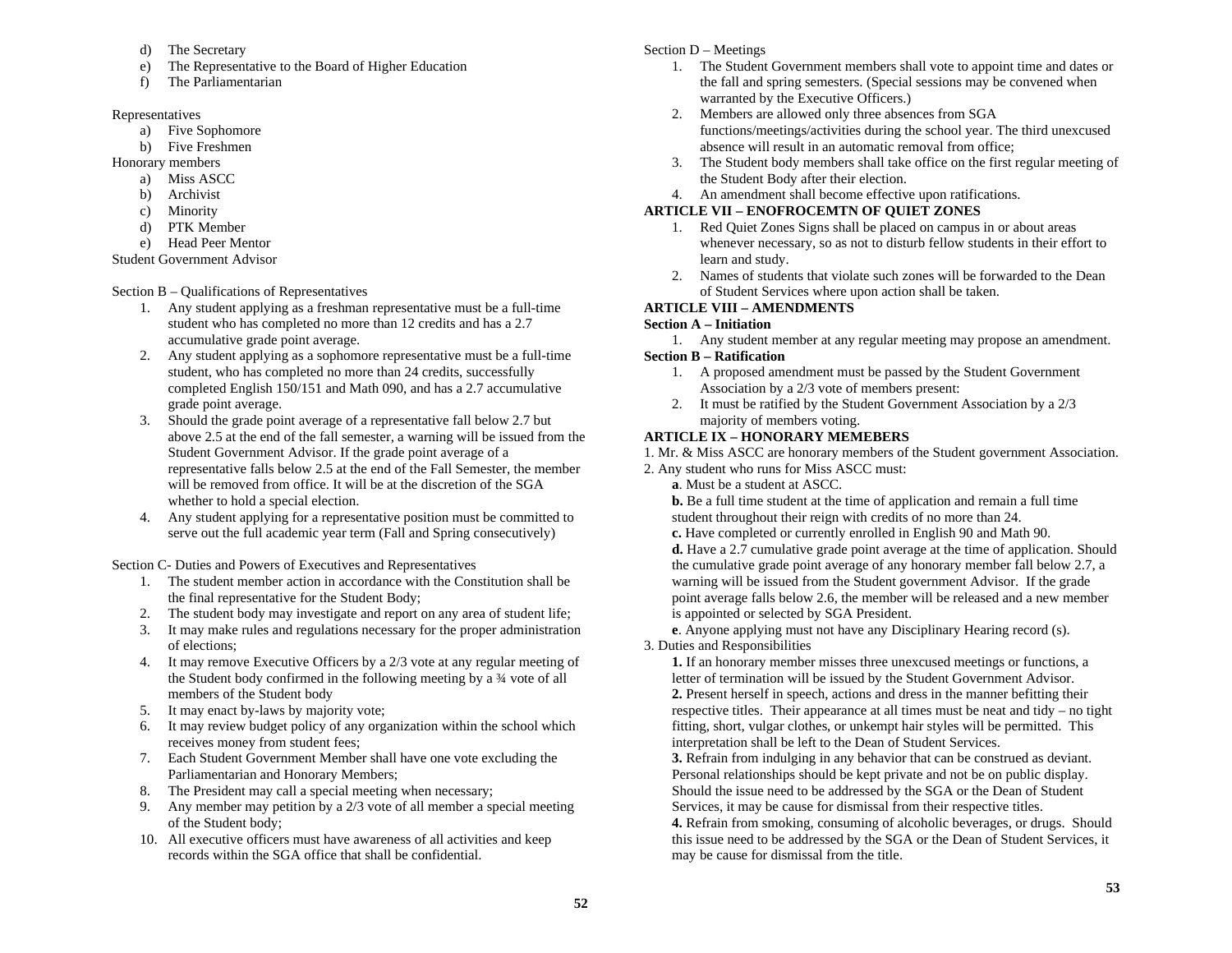d) The Secretary
e) The Representative to the Board of Higher Education
f) The Parliamentarian

Representatives

a) Five Sophomore
b) Five Freshmen

Honorary members

a) Miss ASCC
b) Archivist
c) Minority
d) PTK Member
e) Head Peer Mentor

Student Government Advisor

Section B – Qualifications of Representatives

1. Any student applying as a freshman representative must be a full-time student who has completed no more than 12 credits and has a 2.7 accumulative grade point average.
2. Any student applying as a sophomore representative must be a full-time student, who has completed no more than 24 credits, successfully completed English 150/151 and Math 090, and has a 2.7 accumulative grade point average.
3. Should the grade point average of a representative fall below 2.7 but above 2.5 at the end of the fall semester, a warning will be issued from the Student Government Advisor. If the grade point average of a representative falls below 2.5 at the end of the Fall Semester, the member will be removed from office. It will be at the discretion of the SGA whether to hold a special election.
4. Any student applying for a representative position must be committed to serve out the full academic year term (Fall and Spring consecutively)

Section C- Duties and Powers of Executives and Representatives

1. The student member action in accordance with the Constitution shall be the final representative for the Student Body;
2. The student body may investigate and report on any area of student life;
3. It may make rules and regulations necessary for the proper administration of elections;
4. It may remove Executive Officers by a 2/3 vote at any regular meeting of the Student body confirmed in the following meeting by a ¾ vote of all members of the Student body
5. It may enact by-laws by majority vote;
6. It may review budget policy of any organization within the school which receives money from student fees;
7. Each Student Government Member shall have one vote excluding the Parliamentarian and Honorary Members;
8. The President may call a special meeting when necessary;
9. Any member may petition by a 2/3 vote of all member a special meeting of the Student body;
10. All executive officers must have awareness of all activities and keep records within the SGA office that shall be confidential.

Section D – Meetings

1. The Student Government members shall vote to appoint time and dates or the fall and spring semesters. (Special sessions may be convened when warranted by the Executive Officers.)
2. Members are allowed only three absences from SGA functions/meetings/activities during the school year. The third unexcused absence will result in an automatic removal from office;
3. The Student body members shall take office on the first regular meeting of the Student Body after their election.
4. An amendment shall become effective upon ratifications.

**ARTICLE VII – ENOFROCEMTN OF QUIET ZONES**

1. Red Quiet Zones Signs shall be placed on campus in or about areas whenever necessary, so as not to disturb fellow students in their effort to learn and study.
2. Names of students that violate such zones will be forwarded to the Dean of Student Services where upon action shall be taken.

**ARTICLE VIII – AMENDMENTS**

**Section A – Initiation**

1. Any student member at any regular meeting may propose an amendment.

**Section B – Ratification**

1. A proposed amendment must be passed by the Student Government Association by a 2/3 vote of members present:
2. It must be ratified by the Student Government Association by a 2/3 majority of members voting.

**ARTICLE IX – HONORARY MEMEBERS**

1. Mr. & Miss ASCC are honorary members of the Student government Association.
2. Any student who runs for Miss ASCC must:

**a**. Must be a student at ASCC.

**b.** Be a full time student at the time of application and remain a full time student throughout their reign with credits of no more than 24.

**c.** Have completed or currently enrolled in English 90 and Math 90.

**d.** Have a 2.7 cumulative grade point average at the time of application. Should the cumulative grade point average of any honorary member fall below 2.7, a warning will be issued from the Student government Advisor. If the grade point average falls below 2.6, the member will be released and a new member is appointed or selected by SGA President.

**e**. Anyone applying must not have any Disciplinary Hearing record (s).

3. Duties and Responsibilities

**1.** If an honorary member misses three unexcused meetings or functions, a letter of termination will be issued by the Student Government Advisor.

**2.** Present herself in speech, actions and dress in the manner befitting their respective titles. Their appearance at all times must be neat and tidy – no tight fitting, short, vulgar clothes, or unkempt hair styles will be permitted. This interpretation shall be left to the Dean of Student Services.

**3.** Refrain from indulging in any behavior that can be construed as deviant. Personal relationships should be kept private and not be on public display. Should the issue need to be addressed by the SGA or the Dean of Student Services, it may be cause for dismissal from their respective titles.

**4.** Refrain from smoking, consuming of alcoholic beverages, or drugs. Should this issue need to be addressed by the SGA or the Dean of Student Services, it may be cause for dismissal from the title.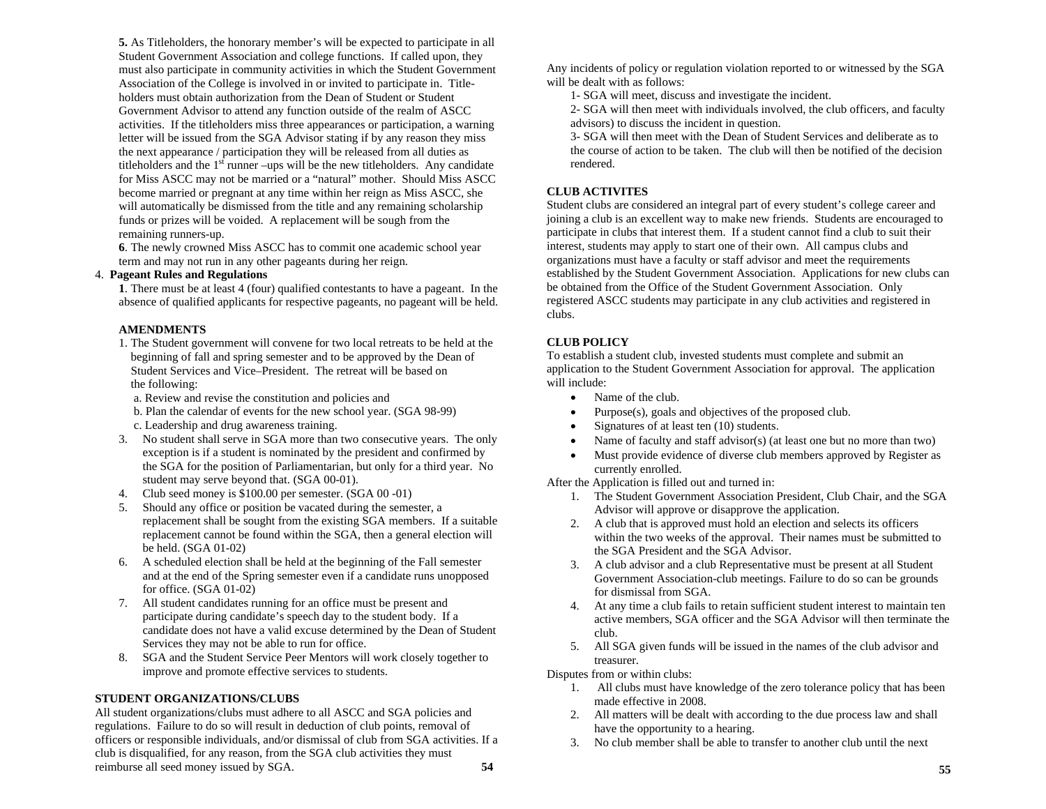**5.** As Titleholders, the honorary member's will be expected to participate in all Student Government Association and college functions. If called upon, they must also participate in community activities in which the Student Government Association of the College is involved in or invited to participate in. Title-holders must obtain authorization from the Dean of Student or Student Government Advisor to attend any function outside of the realm of ASCC activities. If the titleholders miss three appearances or participation, a warning letter will be issued from the SGA Advisor stating if by any reason they miss the next appearance / participation they will be released from all duties as titleholders and the 1st runner –ups will be the new titleholders. Any candidate for Miss ASCC may not be married or a "natural" mother. Should Miss ASCC become married or pregnant at any time within her reign as Miss ASCC, she will automatically be dismissed from the title and any remaining scholarship funds or prizes will be voided. A replacement will be sough from the remaining runners-up.

**6**. The newly crowned Miss ASCC has to commit one academic school year term and may not run in any other pageants during her reign.

4. **Pageant Rules and Regulations**

**1**. There must be at least 4 (four) qualified contestants to have a pageant. In the absence of qualified applicants for respective pageants, no pageant will be held.

**AMENDMENTS**

1. The Student government will convene for two local retreats to be held at the beginning of fall and spring semester and to be approved by the Dean of Student Services and Vice–President. The retreat will be based on the following:
   a. Review and revise the constitution and policies and
   b. Plan the calendar of events for the new school year. (SGA 98-99)
   c. Leadership and drug awareness training.
3. No student shall serve in SGA more than two consecutive years. The only exception is if a student is nominated by the president and confirmed by the SGA for the position of Parliamentarian, but only for a third year. No student may serve beyond that. (SGA 00-01).
4. Club seed money is $100.00 per semester. (SGA 00 -01)
5. Should any office or position be vacated during the semester, a replacement shall be sought from the existing SGA members. If a suitable replacement cannot be found within the SGA, then a general election will be held. (SGA 01-02)
6. A scheduled election shall be held at the beginning of the Fall semester and at the end of the Spring semester even if a candidate runs unopposed for office. (SGA 01-02)
7. All student candidates running for an office must be present and participate during candidate's speech day to the student body. If a candidate does not have a valid excuse determined by the Dean of Student Services they may not be able to run for office.
8. SGA and the Student Service Peer Mentors will work closely together to improve and promote effective services to students.

**STUDENT ORGANIZATIONS/CLUBS**

All student organizations/clubs must adhere to all ASCC and SGA policies and regulations. Failure to do so will result in deduction of club points, removal of officers or responsible individuals, and/or dismissal of club from SGA activities. If a club is disqualified, for any reason, from the SGA club activities they must reimburse all seed money issued by SGA.

Any incidents of policy or regulation violation reported to or witnessed by the SGA will be dealt with as follows:

1- SGA will meet, discuss and investigate the incident.
2- SGA will then meet with individuals involved, the club officers, and faculty advisors) to discuss the incident in question.
3- SGA will then meet with the Dean of Student Services and deliberate as to the course of action to be taken. The club will then be notified of the decision rendered.

**CLUB ACTIVITES**

Student clubs are considered an integral part of every student's college career and joining a club is an excellent way to make new friends. Students are encouraged to participate in clubs that interest them. If a student cannot find a club to suit their interest, students may apply to start one of their own. All campus clubs and organizations must have a faculty or staff advisor and meet the requirements established by the Student Government Association. Applications for new clubs can be obtained from the Office of the Student Government Association. Only registered ASCC students may participate in any club activities and registered in clubs.

**CLUB POLICY**

To establish a student club, invested students must complete and submit an application to the Student Government Association for approval. The application will include:

- Name of the club.
- Purpose(s), goals and objectives of the proposed club.
- Signatures of at least ten (10) students.
- Name of faculty and staff advisor(s) (at least one but no more than two)
- Must provide evidence of diverse club members approved by Register as currently enrolled.

After the Application is filled out and turned in:

1. The Student Government Association President, Club Chair, and the SGA Advisor will approve or disapprove the application.
2. A club that is approved must hold an election and selects its officers within the two weeks of the approval. Their names must be submitted to the SGA President and the SGA Advisor.
3. A club advisor and a club Representative must be present at all Student Government Association-club meetings. Failure to do so can be grounds for dismissal from SGA.
4. At any time a club fails to retain sufficient student interest to maintain ten active members, SGA officer and the SGA Advisor will then terminate the club.
5. All SGA given funds will be issued in the names of the club advisor and treasurer.

Disputes from or within clubs:

1. All clubs must have knowledge of the zero tolerance policy that has been made effective in 2008.
2. All matters will be dealt with according to the due process law and shall have the opportunity to a hearing.
3. No club member shall be able to transfer to another club until the next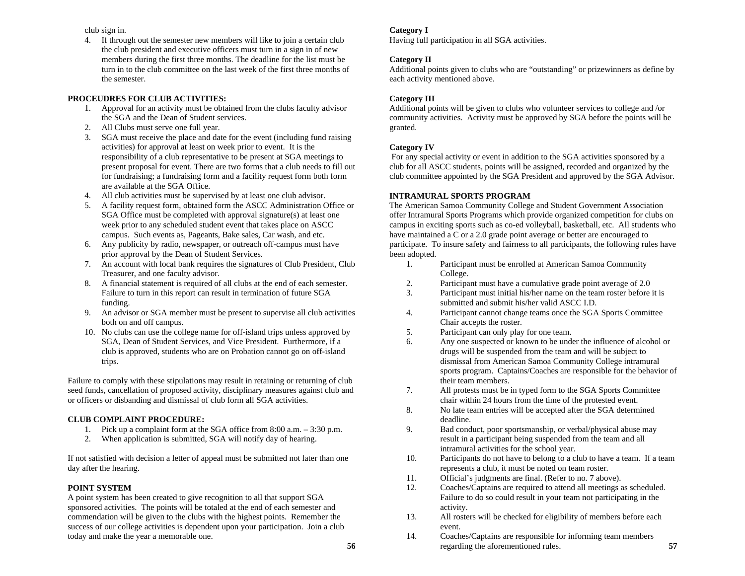club sign in.

4. If through out the semester new members will like to join a certain club the club president and executive officers must turn in a sign in of new members during the first three months. The deadline for the list must be turn in to the club committee on the last week of the first three months of the semester.

**PROCEUDRES FOR CLUB ACTIVITIES:**

1. Approval for an activity must be obtained from the clubs faculty advisor the SGA and the Dean of Student services.
2. All Clubs must serve one full year.
3. SGA must receive the place and date for the event (including fund raising activities) for approval at least on week prior to event. It is the responsibility of a club representative to be present at SGA meetings to present proposal for event. There are two forms that a club needs to fill out for fundraising; a fundraising form and a facility request form both form are available at the SGA Office.
4. All club activities must be supervised by at least one club advisor.
5. A facility request form, obtained form the ASCC Administration Office or SGA Office must be completed with approval signature(s) at least one week prior to any scheduled student event that takes place on ASCC campus. Such events as, Pageants, Bake sales, Car wash, and etc.
6. Any publicity by radio, newspaper, or outreach off-campus must have prior approval by the Dean of Student Services.
7. An account with local bank requires the signatures of Club President, Club Treasurer, and one faculty advisor.
8. A financial statement is required of all clubs at the end of each semester. Failure to turn in this report can result in termination of future SGA funding.
9. An advisor or SGA member must be present to supervise all club activities both on and off campus.
10. No clubs can use the college name for off-island trips unless approved by SGA, Dean of Student Services, and Vice President. Furthermore, if a club is approved, students who are on Probation cannot go on off-island trips.

Failure to comply with these stipulations may result in retaining or returning of club seed funds, cancellation of proposed activity, disciplinary measures against club and or officers or disbanding and dismissal of club form all SGA activities.

**CLUB COMPLAINT PROCEDURE:**

1. Pick up a complaint form at the SGA office from 8:00 a.m. – 3:30 p.m.
2. When application is submitted, SGA will notify day of hearing.

If not satisfied with decision a letter of appeal must be submitted not later than one day after the hearing.

**POINT SYSTEM**

A point system has been created to give recognition to all that support SGA sponsored activities. The points will be totaled at the end of each semester and commendation will be given to the clubs with the highest points. Remember the success of our college activities is dependent upon your participation. Join a club today and make the year a memorable one.

**Category I**

Having full participation in all SGA activities.

**Category II**

Additional points given to clubs who are "outstanding" or prizewinners as define by each activity mentioned above.

**Category III**

Additional points will be given to clubs who volunteer services to college and /or community activities. Activity must be approved by SGA before the points will be granted.

**Category IV**

For any special activity or event in addition to the SGA activities sponsored by a club for all ASCC students, points will be assigned, recorded and organized by the club committee appointed by the SGA President and approved by the SGA Advisor.

**INTRAMURAL SPORTS PROGRAM**

The American Samoa Community College and Student Government Association offer Intramural Sports Programs which provide organized competition for clubs on campus in exciting sports such as co-ed volleyball, basketball, etc. All students who have maintained a C or a 2.0 grade point average or better are encouraged to participate. To insure safety and fairness to all participants, the following rules have been adopted.

1. Participant must be enrolled at American Samoa Community College.
2. Participant must have a cumulative grade point average of 2.0
3. Participant must initial his/her name on the team roster before it is submitted and submit his/her valid ASCC I.D.
4. Participant cannot change teams once the SGA Sports Committee Chair accepts the roster.
5. Participant can only play for one team.
6. Any one suspected or known to be under the influence of alcohol or drugs will be suspended from the team and will be subject to dismissal from American Samoa Community College intramural sports program. Captains/Coaches are responsible for the behavior of their team members.
7. All protests must be in typed form to the SGA Sports Committee chair within 24 hours from the time of the protested event.
8. No late team entries will be accepted after the SGA determined deadline.
9. Bad conduct, poor sportsmanship, or verbal/physical abuse may result in a participant being suspended from the team and all intramural activities for the school year.
10. Participants do not have to belong to a club to have a team. If a team represents a club, it must be noted on team roster.
11. Official's judgments are final. (Refer to no. 7 above).
12. Coaches/Captains are required to attend all meetings as scheduled. Failure to do so could result in your team not participating in the activity.
13. All rosters will be checked for eligibility of members before each event.
14. Coaches/Captains are responsible for informing team members regarding the aforementioned rules.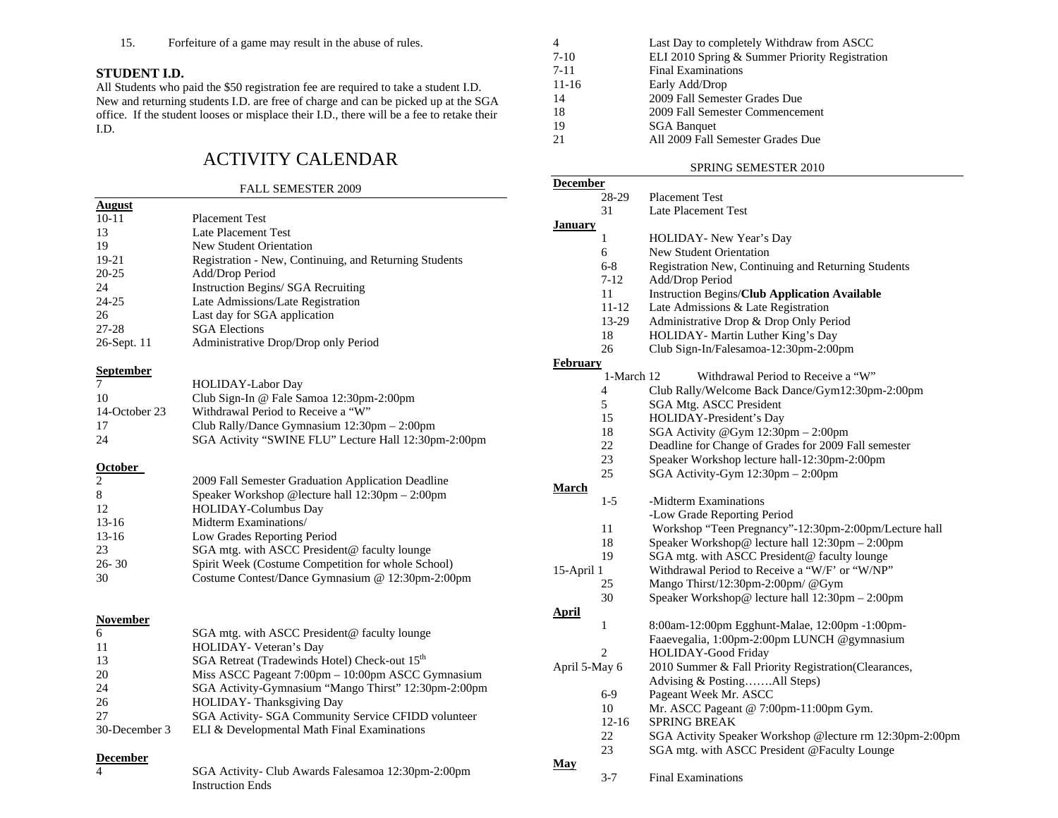15. Forfeiture of a game may result in the abuse of rules.

**STUDENT I.D.**

All Students who paid the $50 registration fee are required to take a student I.D. New and returning students I.D. are free of charge and can be picked up at the SGA office. If the student looses or misplace their I.D., there will be a fee to retake their I.D.

# ACTIVITY CALENDAR

## FALL SEMESTER 2009

**August**

| | |
|---|---|
| 10-11 | Placement Test |
| 13 | Late Placement Test |
| 19 | New Student Orientation |
| 19-21 | Registration - New, Continuing, and Returning Students |
| 20-25 | Add/Drop Period |
| 24 | Instruction Begins/ SGA Recruiting |
| 24-25 | Late Admissions/Late Registration |
| 26 | Last day for SGA application |
| 27-28 | SGA Elections |
| 26-Sept. 11 | Administrative Drop/Drop only Period |

**September**

| | |
|---|---|
| 7 | HOLIDAY-Labor Day |
| 10 | Club Sign-In @ Fale Samoa 12:30pm-2:00pm |
| 14-October 23 | Withdrawal Period to Receive a "W" |
| 17 | Club Rally/Dance Gymnasium 12:30pm – 2:00pm |
| 24 | SGA Activity "SWINE FLU" Lecture Hall 12:30pm-2:00pm |

**October**

| | |
|---|---|
| 2 | 2009 Fall Semester Graduation Application Deadline |
| 8 | Speaker Workshop @lecture hall 12:30pm – 2:00pm |
| 12 | HOLIDAY-Columbus Day |
| 13-16 | Midterm Examinations/ |
| 13-16 | Low Grades Reporting Period |
| 23 | SGA mtg. with ASCC President@ faculty lounge |
| 26- 30 | Spirit Week (Costume Competition for whole School) |
| 30 | Costume Contest/Dance Gymnasium @ 12:30pm-2:00pm |

**November**

| | |
|---|---|
| 6 | SGA mtg. with ASCC President@ faculty lounge |
| 11 | HOLIDAY- Veteran's Day |
| 13 | SGA Retreat (Tradewinds Hotel) Check-out 15th |
| 20 | Miss ASCC Pageant 7:00pm – 10:00pm ASCC Gymnasium |
| 24 | SGA Activity-Gymnasium "Mango Thirst" 12:30pm-2:00pm |
| 26 | HOLIDAY- Thanksgiving Day |
| 27 | SGA Activity- SGA Community Service CFIDD volunteer |
| 30-December 3 | ELI & Developmental Math Final Examinations |

**December**

| | |
|---|---|
| 4 | SGA Activity- Club Awards Falesamoa 12:30pm-2:00pm<br>Instruction Ends |
| 4 | Last Day to completely Withdraw from ASCC |
| 7-10 | ELI 2010 Spring & Summer Priority Registration |
| 7-11 | Final Examinations |
| 11-16 | Early Add/Drop |
| 14 | 2009 Fall Semester Grades Due |
| 18 | 2009 Fall Semester Commencement |
| 19 | SGA Banquet |
| 21 | All 2009 Fall Semester Grades Due |

## SPRING SEMESTER 2010

**December**

| | |
|---|---|
| 28-29 | Placement Test |
| 31 | Late Placement Test |

**January**

| | |
|---|---|
| 1 | HOLIDAY- New Year's Day |
| 6 | New Student Orientation |
| 6-8 | Registration New, Continuing and Returning Students |
| 7-12 | Add/Drop Period |
| 11 | Instruction Begins/**Club Application Available** |
| 11-12 | Late Admissions & Late Registration |
| 13-29 | Administrative Drop & Drop Only Period |
| 18 | HOLIDAY- Martin Luther King's Day |
| 26 | Club Sign-In/Falesamoa-12:30pm-2:00pm |

**February**

| | |
|---|---|
| 1-March 12 | Withdrawal Period to Receive a "W" |
| 4 | Club Rally/Welcome Back Dance/Gym12:30pm-2:00pm |
| 5 | SGA Mtg. ASCC President |
| 15 | HOLIDAY-President's Day |
| 18 | SGA Activity @Gym 12:30pm – 2:00pm |
| 22 | Deadline for Change of Grades for 2009 Fall semester |
| 23 | Speaker Workshop lecture hall-12:30pm-2:00pm |
| 25 | SGA Activity-Gym 12:30pm – 2:00pm |

**March**

| | |
|---|---|
| 1-5 | -Midterm Examinations<br>-Low Grade Reporting Period |
| 11 | Workshop "Teen Pregnancy"-12:30pm-2:00pm/Lecture hall |
| 18 | Speaker Workshop@ lecture hall 12:30pm – 2:00pm |
| 19 | SGA mtg. with ASCC President@ faculty lounge |
| 15-April 1 | Withdrawal Period to Receive a "W/F' or "W/NP" |
| 25 | Mango Thirst/12:30pm-2:00pm/ @Gym |
| 30 | Speaker Workshop@ lecture hall 12:30pm – 2:00pm |

**April**

| | |
|---|---|
| 1 | 8:00am-12:00pm Egghunt-Malae, 12:00pm -1:00pm-Faaevegalia, 1:00pm-2:00pm LUNCH @gymnasium |
| 2 | HOLIDAY-Good Friday |
| April 5-May 6 | 2010 Summer & Fall Priority Registration(Clearances, Advising & Posting…….All Steps) |
| 6-9 | Pageant Week Mr. ASCC |
| 10 | Mr. ASCC Pageant @ 7:00pm-11:00pm Gym. |
| 12-16 | SPRING BREAK |
| 22 | SGA Activity Speaker Workshop @lecture rm 12:30pm-2:00pm |
| 23 | SGA mtg. with ASCC President @Faculty Lounge |

**May**

| | |
|---|---|
| 3-7 | Final Examinations |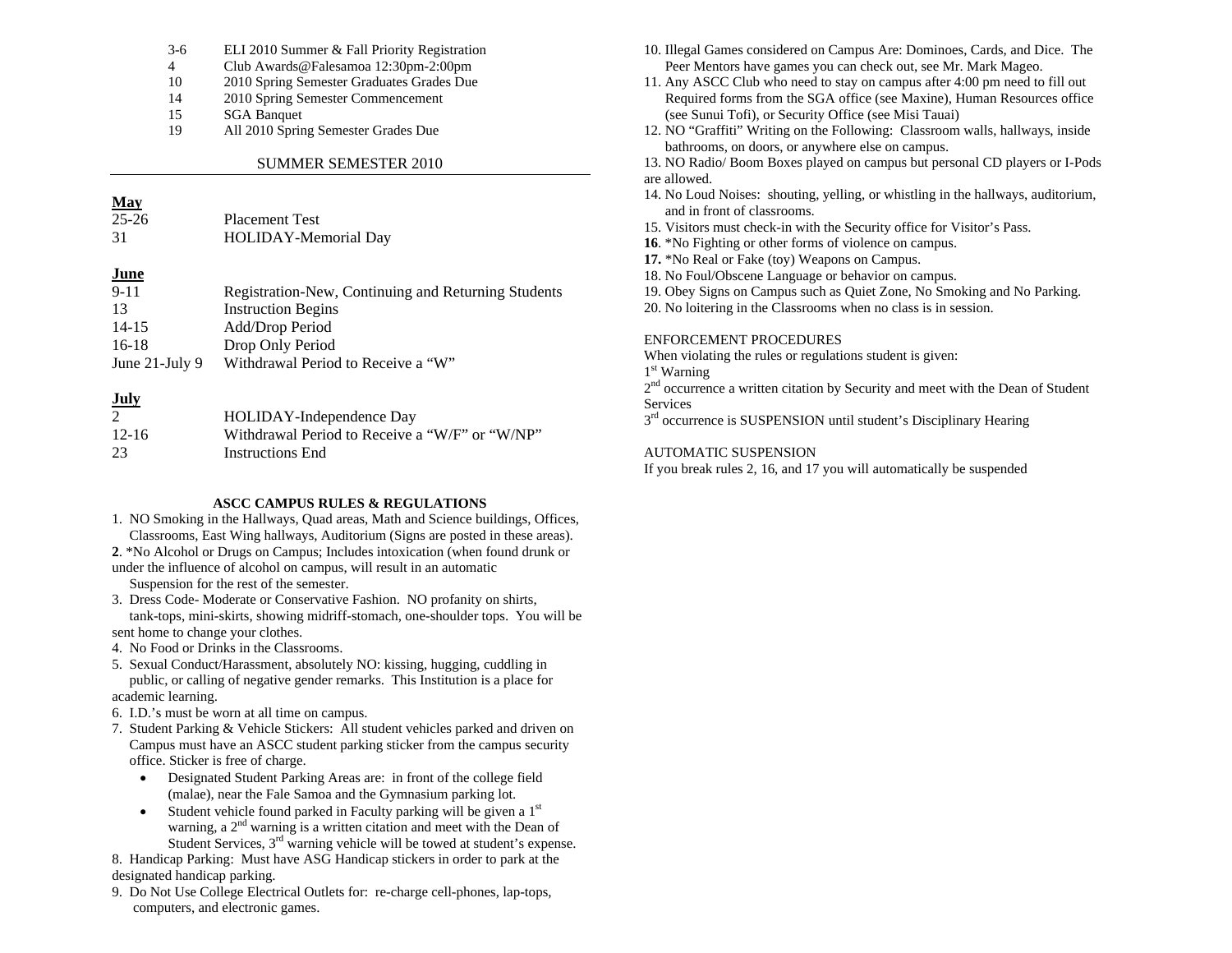| | |
|---|---|
| 3-6 | ELI 2010 Summer & Fall Priority Registration |
| 4 | Club Awards@Falesamoa 12:30pm-2:00pm |
| 10 | 2010 Spring Semester Graduates Grades Due |
| 14 | 2010 Spring Semester Commencement |
| 15 | SGA Banquet |
| 19 | All 2010 Spring Semester Grades Due |

## SUMMER SEMESTER 2010

**May**

| | |
|---|---|
| 25-26 | Placement Test |
| 31 | HOLIDAY-Memorial Day |

**June**

| | |
|---|---|
| 9-11 | Registration-New, Continuing and Returning Students |
| 13 | Instruction Begins |
| 14-15 | Add/Drop Period |
| 16-18 | Drop Only Period |
| June 21-July 9 | Withdrawal Period to Receive a "W" |

**July**

| | |
|---|---|
| 2 | HOLIDAY-Independence Day |
| 12-16 | Withdrawal Period to Receive a "W/F" or "W/NP" |
| 23 | Instructions End |

### ASCC CAMPUS RULES & REGULATIONS

1. NO Smoking in the Hallways, Quad areas, Math and Science buildings, Offices, Classrooms, East Wing hallways, Auditorium (Signs are posted in these areas).
**2**. *No Alcohol or Drugs on Campus; Includes intoxication (when found drunk or under the influence of alcohol on campus, will result in an automatic Suspension for the rest of the semester.
3. Dress Code- Moderate or Conservative Fashion. NO profanity on shirts, tank-tops, mini-skirts, showing midriff-stomach, one-shoulder tops. You will be sent home to change your clothes.
4. No Food or Drinks in the Classrooms.
5. Sexual Conduct/Harassment, absolutely NO: kissing, hugging, cuddling in public, or calling of negative gender remarks. This Institution is a place for academic learning.
6. I.D.'s must be worn at all time on campus.
7. Student Parking & Vehicle Stickers: All student vehicles parked and driven on Campus must have an ASCC student parking sticker from the campus security office. Sticker is free of charge.
   - Designated Student Parking Areas are: in front of the college field (malae), near the Fale Samoa and the Gymnasium parking lot.
   - Student vehicle found parked in Faculty parking will be given a 1st warning, a 2nd warning is a written citation and meet with the Dean of Student Services, 3rd warning vehicle will be towed at student's expense.
8. Handicap Parking: Must have ASG Handicap stickers in order to park at the designated handicap parking.
9. Do Not Use College Electrical Outlets for: re-charge cell-phones, lap-tops, computers, and electronic games.
10. Illegal Games considered on Campus Are: Dominoes, Cards, and Dice. The Peer Mentors have games you can check out, see Mr. Mark Mageo.
11. Any ASCC Club who need to stay on campus after 4:00 pm need to fill out Required forms from the SGA office (see Maxine), Human Resources office (see Sunui Tofi), or Security Office (see Misi Tauai)
12. NO "Graffiti" Writing on the Following: Classroom walls, hallways, inside bathrooms, on doors, or anywhere else on campus.
13. NO Radio/ Boom Boxes played on campus but personal CD players or I-Pods are allowed.
14. No Loud Noises: shouting, yelling, or whistling in the hallways, auditorium, and in front of classrooms.
15. Visitors must check-in with the Security office for Visitor's Pass.
**16**. *No Fighting or other forms of violence on campus.
**17.** *No Real or Fake (toy) Weapons on Campus.
18. No Foul/Obscene Language or behavior on campus.
19. Obey Signs on Campus such as Quiet Zone, No Smoking and No Parking.
20. No loitering in the Classrooms when no class is in session.

ENFORCEMENT PROCEDURES

When violating the rules or regulations student is given:
1st Warning
2nd occurrence a written citation by Security and meet with the Dean of Student Services
3rd occurrence is SUSPENSION until student's Disciplinary Hearing

AUTOMATIC SUSPENSION

If you break rules 2, 16, and 17 you will automatically be suspended